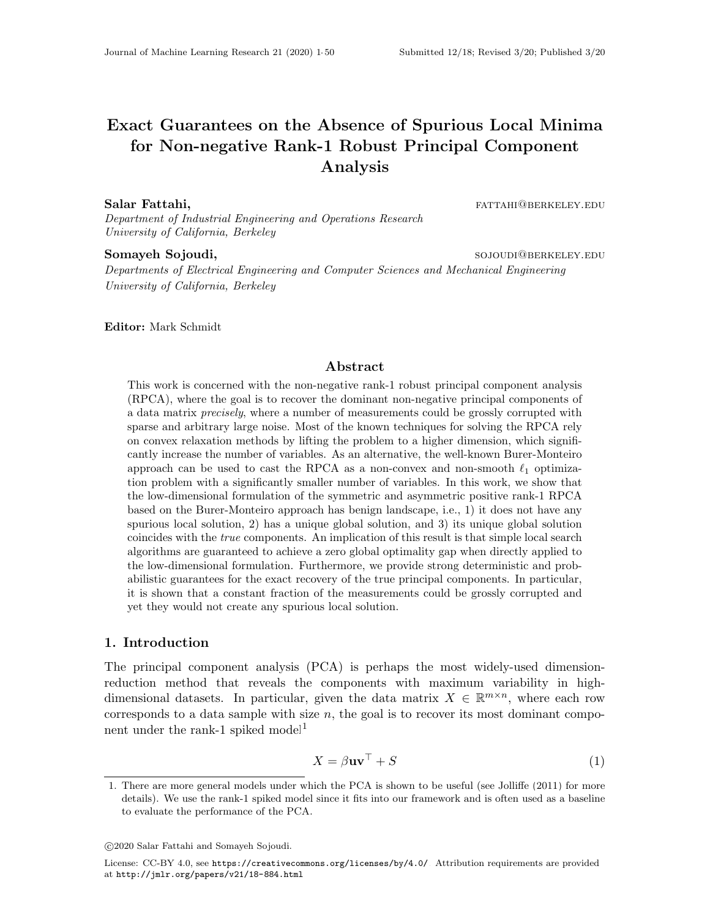# Exact Guarantees on the Absence of Spurious Local Minima for Non-negative Rank-1 Robust Principal Component Analysis

**Salar Fattahi,** FATTAHI@BERKELEY.EDU
*Department of Industrial Engineering and Operations Research*
*University of California, Berkeley*

**Somayeh Sojoudi,** SOJOUDI@BERKELEY.EDU
*Departments of Electrical Engineering and Computer Sciences and Mechanical Engineering*
*University of California, Berkeley*

**Editor:** Mark Schmidt

## Abstract

This work is concerned with the non-negative rank-1 robust principal component analysis (RPCA), where the goal is to recover the dominant non-negative principal components of a data matrix *precisely*, where a number of measurements could be grossly corrupted with sparse and arbitrary large noise. Most of the known techniques for solving the RPCA rely on convex relaxation methods by lifting the problem to a higher dimension, which significantly increase the number of variables. As an alternative, the well-known Burer-Monteiro approach can be used to cast the RPCA as a non-convex and non-smooth $\ell_1$ optimization problem with a significantly smaller number of variables. In this work, we show that the low-dimensional formulation of the symmetric and asymmetric positive rank-1 RPCA based on the Burer-Monteiro approach has benign landscape, i.e., 1) it does not have any spurious local solution, 2) has a unique global solution, and 3) its unique global solution coincides with the *true* components. An implication of this result is that simple local search algorithms are guaranteed to achieve a zero global optimality gap when directly applied to the low-dimensional formulation. Furthermore, we provide strong deterministic and probabilistic guarantees for the exact recovery of the true principal components. In particular, it is shown that a constant fraction of the measurements could be grossly corrupted and yet they would not create any spurious local solution.

## 1. Introduction

The principal component analysis (PCA) is perhaps the most widely-used dimension-reduction method that reveals the components with maximum variability in high-dimensional datasets. In particular, given the data matrix $X \in \mathbb{R}^{m\times n}$, where each row corresponds to a data sample with size $n$, the goal is to recover its most dominant component under the rank-1 spiked model[1]

$$X = \beta \mathbf{u}\mathbf{v}^\top + S \tag{1}$$

1. There are more general models under which the PCA is shown to be useful (see Jolliffe (2011) for more details). We use the rank-1 spiked model since it fits into our framework and is often used as a baseline to evaluate the performance of the PCA.

©2020 Salar Fattahi and Somayeh Sojoudi.

License: CC-BY 4.0, see https://creativecommons.org/licenses/by/4.0/. Attribution requirements are provided at http://jmlr.org/papers/v21/18-884.html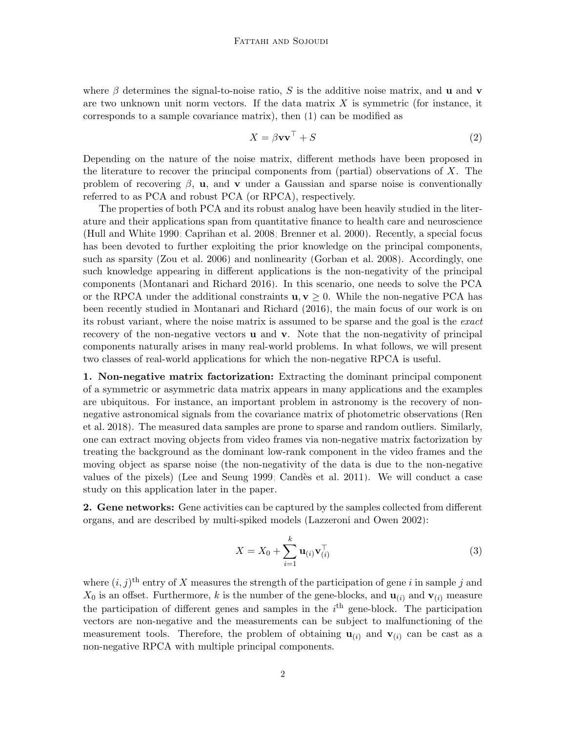where $\beta$ determines the signal-to-noise ratio, $S$ is the additive noise matrix, and $\mathbf{u}$ and $\mathbf{v}$ are two unknown unit norm vectors. If the data matrix $X$ is symmetric (for instance, it corresponds to a sample covariance matrix), then (1) can be modified as

$$X = \beta \mathbf{v}\mathbf{v}^\top + S \tag{2}$$

Depending on the nature of the noise matrix, different methods have been proposed in the literature to recover the principal components from (partial) observations of $X$. The problem of recovering $\beta$, $\mathbf{u}$, and $\mathbf{v}$ under a Gaussian and sparse noise is conventionally referred to as PCA and robust PCA (or RPCA), respectively.

The properties of both PCA and its robust analog have been heavily studied in the literature and their applications span from quantitative finance to health care and neuroscience (Hull and White 1990; Caprihan et al. 2008; Brenner et al. 2000). Recently, a special focus has been devoted to further exploiting the prior knowledge on the principal components, such as sparsity (Zou et al. 2006) and nonlinearity (Gorban et al. 2008). Accordingly, one such knowledge appearing in different applications is the non-negativity of the principal components (Montanari and Richard 2016). In this scenario, one needs to solve the PCA or the RPCA under the additional constraints $\mathbf{u}, \mathbf{v} \geq 0$. While the non-negative PCA has been recently studied in Montanari and Richard (2016), the main focus of our work is on its robust variant, where the noise matrix is assumed to be sparse and the goal is the *exact* recovery of the non-negative vectors $\mathbf{u}$ and $\mathbf{v}$. Note that the non-negativity of principal components naturally arises in many real-world problems. In what follows, we will present two classes of real-world applications for which the non-negative RPCA is useful.

**1. Non-negative matrix factorization:** Extracting the dominant principal component of a symmetric or asymmetric data matrix appears in many applications and the examples are ubiquitous. For instance, an important problem in astronomy is the recovery of non-negative astronomical signals from the covariance matrix of photometric observations (Ren et al. 2018). The measured data samples are prone to sparse and random outliers. Similarly, one can extract moving objects from video frames via non-negative matrix factorization by treating the background as the dominant low-rank component in the video frames and the moving object as sparse noise (the non-negativity of the data is due to the non-negative values of the pixels) (Lee and Seung 1999; Candès et al. 2011). We will conduct a case study on this application later in the paper.

**2. Gene networks:** Gene activities can be captured by the samples collected from different organs, and are described by multi-spiked models (Lazzeroni and Owen 2002):

$$X = X_0 + \sum_{i=1}^{k} \mathbf{u}_{(i)}\mathbf{v}_{(i)}^\top \tag{3}$$

where $(i, j)^{\text{th}}$ entry of $X$ measures the strength of the participation of gene $i$ in sample $j$ and $X_0$ is an offset. Furthermore, $k$ is the number of the gene-blocks, and $\mathbf{u}_{(i)}$ and $\mathbf{v}_{(i)}$ measure the participation of different genes and samples in the $i^{\text{th}}$ gene-block. The participation vectors are non-negative and the measurements can be subject to malfunctioning of the measurement tools. Therefore, the problem of obtaining $\mathbf{u}_{(i)}$ and $\mathbf{v}_{(i)}$ can be cast as a non-negative RPCA with multiple principal components.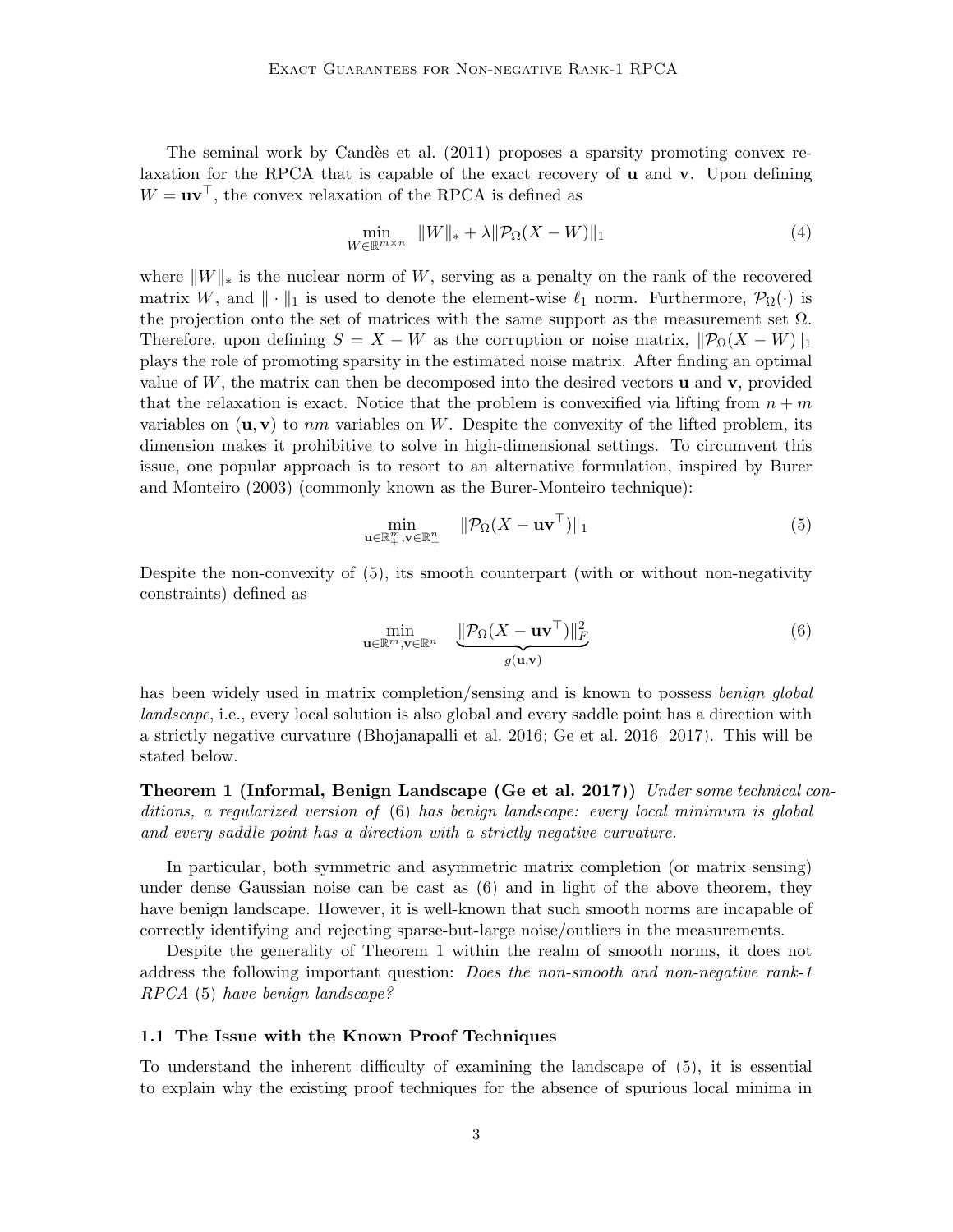The seminal work by Candès et al. (2011) proposes a sparsity promoting convex relaxation for the RPCA that is capable of the exact recovery of $\mathbf{u}$ and $\mathbf{v}$. Upon defining $W = \mathbf{u}\mathbf{v}^\top$, the convex relaxation of the RPCA is defined as

$$\min_{W \in \mathbb{R}^{m \times n}} \quad \|W\|_* + \lambda \|\mathcal{P}_\Omega(X - W)\|_1 \tag{4}$$

where $\|W\|_*$ is the nuclear norm of $W$, serving as a penalty on the rank of the recovered matrix $W$, and $\|\cdot\|_1$ is used to denote the element-wise $\ell_1$ norm. Furthermore, $\mathcal{P}_\Omega(\cdot)$ is the projection onto the set of matrices with the same support as the measurement set $\Omega$. Therefore, upon defining $S = X - W$ as the corruption or noise matrix, $\|\mathcal{P}_\Omega(X - W)\|_1$ plays the role of promoting sparsity in the estimated noise matrix. After finding an optimal value of $W$, the matrix can then be decomposed into the desired vectors $\mathbf{u}$ and $\mathbf{v}$, provided that the relaxation is exact. Notice that the problem is convexified via lifting from $n + m$ variables on $(\mathbf{u}, \mathbf{v})$ to $nm$ variables on $W$. Despite the convexity of the lifted problem, its dimension makes it prohibitive to solve in high-dimensional settings. To circumvent this issue, one popular approach is to resort to an alternative formulation, inspired by Burer and Monteiro (2003) (commonly known as the Burer-Monteiro technique):

$$\min_{\mathbf{u} \in \mathbb{R}^m_+, \mathbf{v} \in \mathbb{R}^n_+} \quad \|\mathcal{P}_\Omega(X - \mathbf{u}\mathbf{v}^\top)\|_1 \tag{5}$$

Despite the non-convexity of (5), its smooth counterpart (with or without non-negativity constraints) defined as

$$\min_{\mathbf{u} \in \mathbb{R}^m, \mathbf{v} \in \mathbb{R}^n} \quad \underbrace{\|\mathcal{P}_\Omega(X - \mathbf{u}\mathbf{v}^\top)\|_F^2}_{g(\mathbf{u}, \mathbf{v})} \tag{6}$$

has been widely used in matrix completion/sensing and is known to possess *benign global landscape*, i.e., every local solution is also global and every saddle point has a direction with a strictly negative curvature (Bhojanapalli et al. 2016; Ge et al. 2016, 2017). This will be stated below.

**Theorem 1 (Informal, Benign Landscape (Ge et al. 2017))** *Under some technical conditions, a regularized version of* (6) *has benign landscape: every local minimum is global and every saddle point has a direction with a strictly negative curvature.*

In particular, both symmetric and asymmetric matrix completion (or matrix sensing) under dense Gaussian noise can be cast as (6) and in light of the above theorem, they have benign landscape. However, it is well-known that such smooth norms are incapable of correctly identifying and rejecting sparse-but-large noise/outliers in the measurements.

Despite the generality of Theorem 1 within the realm of smooth norms, it does not address the following important question: *Does the non-smooth and non-negative rank-1 RPCA* (5) *have benign landscape?*

### 1.1 The Issue with the Known Proof Techniques

To understand the inherent difficulty of examining the landscape of (5), it is essential to explain why the existing proof techniques for the absence of spurious local minima in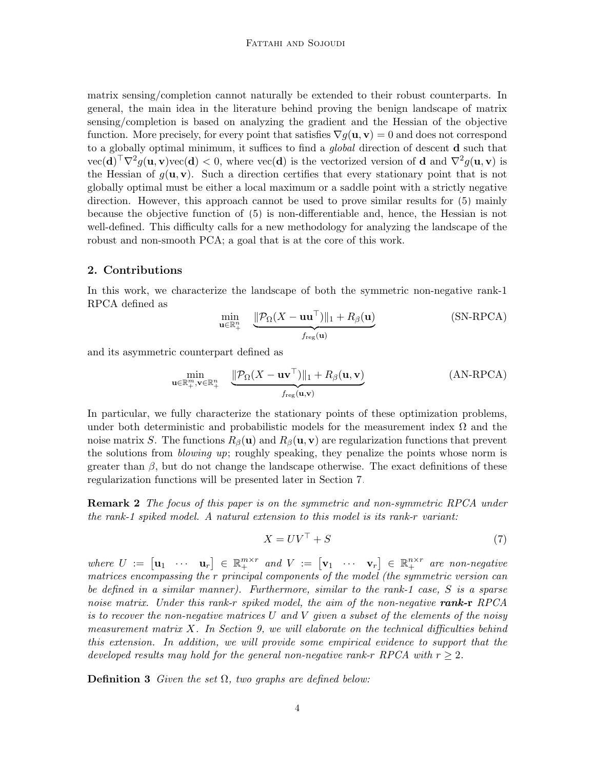matrix sensing/completion cannot naturally be extended to their robust counterparts. In general, the main idea in the literature behind proving the benign landscape of matrix sensing/completion is based on analyzing the gradient and the Hessian of the objective function. More precisely, for every point that satisfies $\nabla g(\mathbf{u}, \mathbf{v}) = 0$ and does not correspond to a globally optimal minimum, it suffices to find a *global* direction of descent $\mathbf{d}$ such that $\text{vec}(\mathbf{d})^\top \nabla^2 g(\mathbf{u}, \mathbf{v}) \text{vec}(\mathbf{d}) < 0$, where $\text{vec}(\mathbf{d})$ is the vectorized version of $\mathbf{d}$ and $\nabla^2 g(\mathbf{u}, \mathbf{v})$ is the Hessian of $g(\mathbf{u}, \mathbf{v})$. Such a direction certifies that every stationary point that is not globally optimal must be either a local maximum or a saddle point with a strictly negative direction. However, this approach cannot be used to prove similar results for (5) mainly because the objective function of (5) is non-differentiable and, hence, the Hessian is not well-defined. This difficulty calls for a new methodology for analyzing the landscape of the robust and non-smooth PCA; a goal that is at the core of this work.

## 2. Contributions

In this work, we characterize the landscape of both the symmetric non-negative rank-1 RPCA defined as

$$\min_{\mathbf{u} \in \mathbb{R}^n_+} \quad \underbrace{\|\mathcal{P}_\Omega(X - \mathbf{u}\mathbf{u}^\top)\|_1 + R_\beta(\mathbf{u})}_{f_{\text{reg}}(\mathbf{u})} \tag{SN-RPCA}$$

and its asymmetric counterpart defined as

$$\min_{\mathbf{u} \in \mathbb{R}^m_+, \mathbf{v} \in \mathbb{R}^n_+} \quad \underbrace{\|\mathcal{P}_\Omega(X - \mathbf{u}\mathbf{v}^\top)\|_1 + R_\beta(\mathbf{u}, \mathbf{v})}_{f_{\text{reg}}(\mathbf{u}, \mathbf{v})} \tag{AN-RPCA}$$

In particular, we fully characterize the stationary points of these optimization problems, under both deterministic and probabilistic models for the measurement index $\Omega$ and the noise matrix $S$. The functions $R_\beta(\mathbf{u})$ and $R_\beta(\mathbf{u}, \mathbf{v})$ are regularization functions that prevent the solutions from *blowing up*; roughly speaking, they penalize the points whose norm is greater than $\beta$, but do not change the landscape otherwise. The exact definitions of these regularization functions will be presented later in Section 7.

**Remark 2** *The focus of this paper is on the symmetric and non-symmetric RPCA under the rank-1 spiked model. A natural extension to this model is its rank-r variant:*

$$X = UV^\top + S \tag{7}$$

*where $U := \begin{bmatrix} \mathbf{u}_1 & \cdots & \mathbf{u}_r \end{bmatrix} \in \mathbb{R}^{m \times r}_+$ and $V := \begin{bmatrix} \mathbf{v}_1 & \cdots & \mathbf{v}_r \end{bmatrix} \in \mathbb{R}^{n \times r}_+$ are non-negative matrices encompassing the r principal components of the model (the symmetric version can be defined in a similar manner). Furthermore, similar to the rank-1 case, S is a sparse noise matrix. Under this rank-r spiked model, the aim of the non-negative* ***rank-r*** *RPCA is to recover the non-negative matrices U and V given a subset of the elements of the noisy measurement matrix X. In Section 9, we will elaborate on the technical difficulties behind this extension. In addition, we will provide some empirical evidence to support that the developed results may hold for the general non-negative rank-r RPCA with $r \geq 2$.*

**Definition 3** *Given the set $\Omega$, two graphs are defined below:*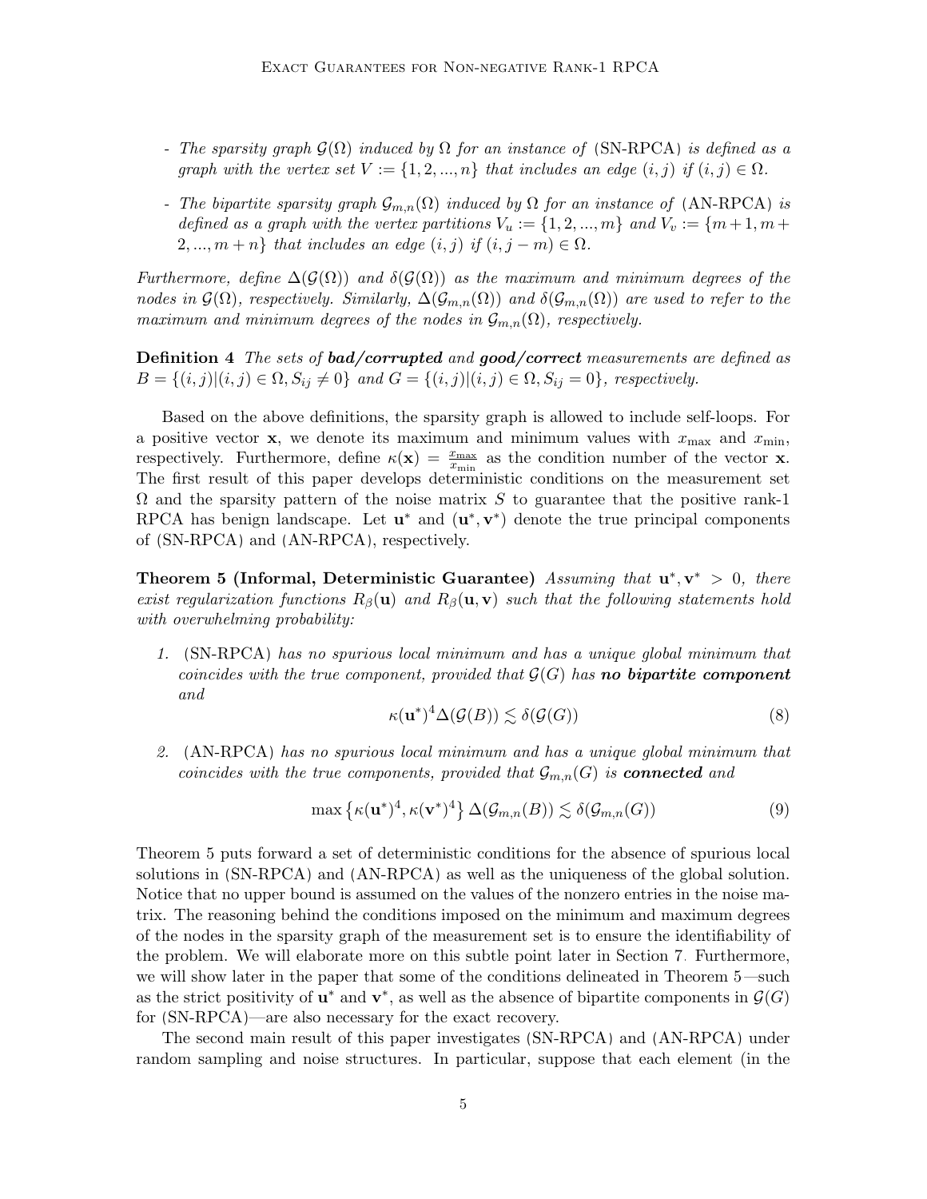- *The sparsity graph $\mathcal{G}(\Omega)$ induced by $\Omega$ for an instance of* (SN-RPCA) *is defined as a graph with the vertex set $V := \{1, 2, ..., n\}$ that includes an edge $(i, j)$ if $(i, j) \in \Omega$.*

- *The bipartite sparsity graph $\mathcal{G}_{m,n}(\Omega)$ induced by $\Omega$ for an instance of* (AN-RPCA) *is defined as a graph with the vertex partitions $V_u := \{1, 2, ..., m\}$ and $V_v := \{m+1, m+2, ..., m+n\}$ that includes an edge $(i, j)$ if $(i, j - m) \in \Omega$.*

*Furthermore, define $\Delta(\mathcal{G}(\Omega))$ and $\delta(\mathcal{G}(\Omega))$ as the maximum and minimum degrees of the nodes in $\mathcal{G}(\Omega)$, respectively. Similarly, $\Delta(\mathcal{G}_{m,n}(\Omega))$ and $\delta(\mathcal{G}_{m,n}(\Omega))$ are used to refer to the maximum and minimum degrees of the nodes in $\mathcal{G}_{m,n}(\Omega)$, respectively.*

**Definition 4** *The sets of **bad/corrupted** and **good/correct** measurements are defined as $B = \{(i, j)|(i, j) \in \Omega, S_{ij} \neq 0\}$ and $G = \{(i, j)|(i, j) \in \Omega, S_{ij} = 0\}$, respectively.*

Based on the above definitions, the sparsity graph is allowed to include self-loops. For a positive vector $\mathbf{x}$, we denote its maximum and minimum values with $x_{\max}$ and $x_{\min}$, respectively. Furthermore, define $\kappa(\mathbf{x}) = \frac{x_{\max}}{x_{\min}}$ as the condition number of the vector $\mathbf{x}$. The first result of this paper develops deterministic conditions on the measurement set $\Omega$ and the sparsity pattern of the noise matrix $S$ to guarantee that the positive rank-1 RPCA has benign landscape. Let $\mathbf{u}^*$ and $(\mathbf{u}^*, \mathbf{v}^*)$ denote the true principal components of (SN-RPCA) and (AN-RPCA), respectively.

**Theorem 5 (Informal, Deterministic Guarantee)** *Assuming that $\mathbf{u}^*, \mathbf{v}^* > 0$, there exist regularization functions $R_\beta(\mathbf{u})$ and $R_\beta(\mathbf{u}, \mathbf{v})$ such that the following statements hold with overwhelming probability:*

1. (SN-RPCA) *has no spurious local minimum and has a unique global minimum that coincides with the true component, provided that $\mathcal{G}(G)$ has **no bipartite component** and*

$$\kappa(\mathbf{u}^*)^4 \Delta(\mathcal{G}(B)) \lesssim \delta(\mathcal{G}(G)) \tag{8}$$

2. (AN-RPCA) *has no spurious local minimum and has a unique global minimum that coincides with the true components, provided that $\mathcal{G}_{m,n}(G)$ is **connected** and*

$$\max\left\{\kappa(\mathbf{u}^*)^4, \kappa(\mathbf{v}^*)^4\right\} \Delta(\mathcal{G}_{m,n}(B)) \lesssim \delta(\mathcal{G}_{m,n}(G)) \tag{9}$$

Theorem 5 puts forward a set of deterministic conditions for the absence of spurious local solutions in (SN-RPCA) and (AN-RPCA) as well as the uniqueness of the global solution. Notice that no upper bound is assumed on the values of the nonzero entries in the noise matrix. The reasoning behind the conditions imposed on the minimum and maximum degrees of the nodes in the sparsity graph of the measurement set is to ensure the identifiability of the problem. We will elaborate more on this subtle point later in Section 7. Furthermore, we will show later in the paper that some of the conditions delineated in Theorem 5—such as the strict positivity of $\mathbf{u}^*$ and $\mathbf{v}^*$, as well as the absence of bipartite components in $\mathcal{G}(G)$ for (SN-RPCA)—are also necessary for the exact recovery.

The second main result of this paper investigates (SN-RPCA) and (AN-RPCA) under random sampling and noise structures. In particular, suppose that each element (in the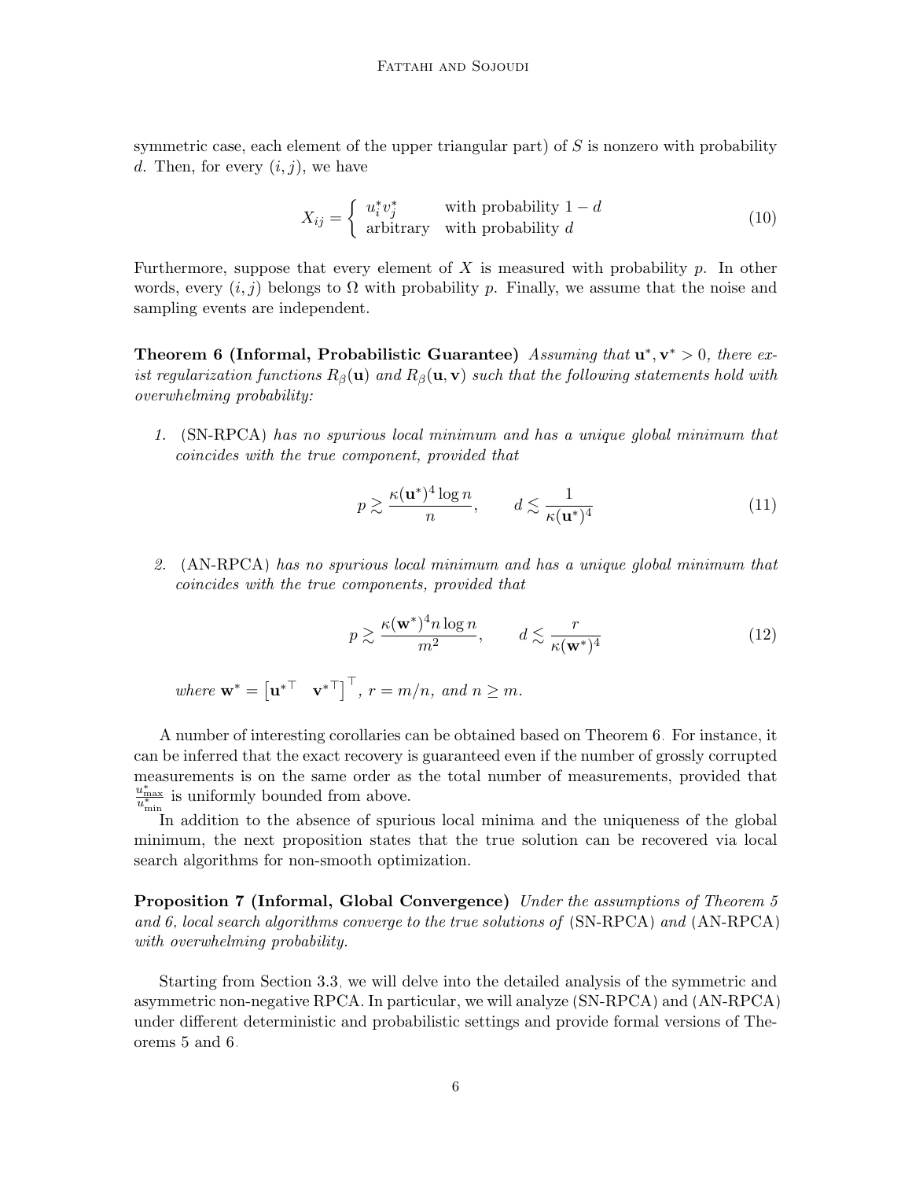symmetric case, each element of the upper triangular part) of $S$ is nonzero with probability $d$. Then, for every $(i,j)$, we have

$$X_{ij} = \begin{cases} u_i^* v_j^* & \text{with probability } 1-d \\ \text{arbitrary} & \text{with probability } d \end{cases} \tag{10}$$

Furthermore, suppose that every element of $X$ is measured with probability $p$. In other words, every $(i,j)$ belongs to $\Omega$ with probability $p$. Finally, we assume that the noise and sampling events are independent.

**Theorem 6 (Informal, Probabilistic Guarantee)** *Assuming that $\mathbf{u}^*, \mathbf{v}^* > 0$, there exist regularization functions $R_\beta(\mathbf{u})$ and $R_\beta(\mathbf{u}, \mathbf{v})$ such that the following statements hold with overwhelming probability:*

1. (SN-RPCA) *has no spurious local minimum and has a unique global minimum that coincides with the true component, provided that*

$$p \gtrsim \frac{\kappa(\mathbf{u}^*)^4 \log n}{n}, \qquad d \lesssim \frac{1}{\kappa(\mathbf{u}^*)^4} \tag{11}$$

2. (AN-RPCA) *has no spurious local minimum and has a unique global minimum that coincides with the true components, provided that*

$$p \gtrsim \frac{\kappa(\mathbf{w}^*)^4 n \log n}{m^2}, \qquad d \lesssim \frac{r}{\kappa(\mathbf{w}^*)^4} \tag{12}$$

*where $\mathbf{w}^* = \begin{bmatrix} \mathbf{u}^{*\top} & \mathbf{v}^{*\top} \end{bmatrix}^\top$, $r = m/n$, and $n \geq m$.*

A number of interesting corollaries can be obtained based on Theorem 6. For instance, it can be inferred that the exact recovery is guaranteed even if the number of grossly corrupted measurements is on the same order as the total number of measurements, provided that $\frac{u^*_{\max}}{u^*_{\min}}$ is uniformly bounded from above.

In addition to the absence of spurious local minima and the uniqueness of the global minimum, the next proposition states that the true solution can be recovered via local search algorithms for non-smooth optimization.

**Proposition 7 (Informal, Global Convergence)** *Under the assumptions of Theorem 5 and 6, local search algorithms converge to the true solutions of* (SN-RPCA) *and* (AN-RPCA) *with overwhelming probability.*

Starting from Section 3.3, we will delve into the detailed analysis of the symmetric and asymmetric non-negative RPCA. In particular, we will analyze (SN-RPCA) and (AN-RPCA) under different deterministic and probabilistic settings and provide formal versions of Theorems 5 and 6.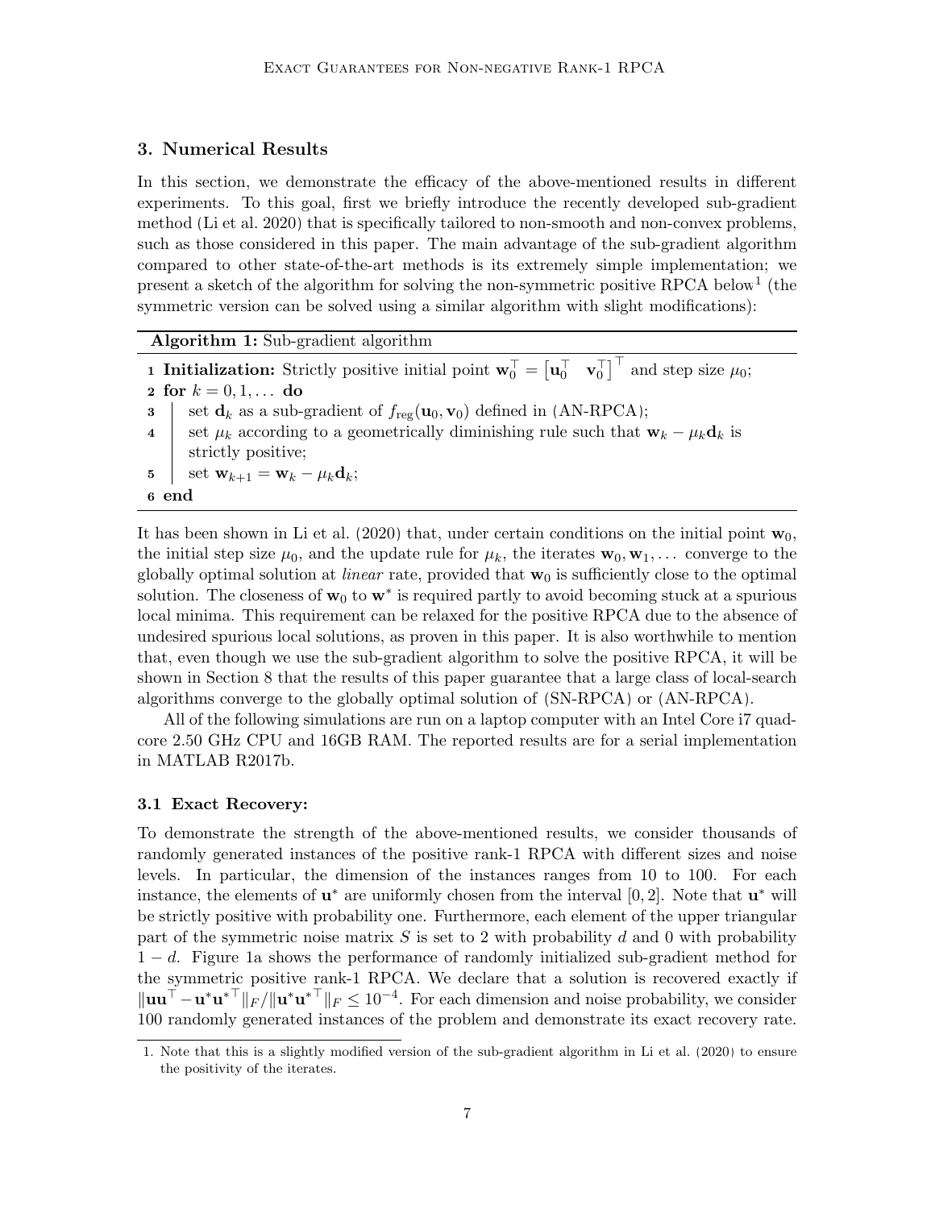## 3. Numerical Results

In this section, we demonstrate the efficacy of the above-mentioned results in different experiments. To this goal, first we briefly introduce the recently developed sub-gradient method (Li et al. 2020) that is specifically tailored to non-smooth and non-convex problems, such as those considered in this paper. The main advantage of the sub-gradient algorithm compared to other state-of-the-art methods is its extremely simple implementation; we present a sketch of the algorithm for solving the non-symmetric positive RPCA below[1] (the symmetric version can be solved using a similar algorithm with slight modifications):

**Algorithm 1:** Sub-gradient algorithm

```
1 Initialization: Strictly positive initial point w_0^T = [u_0^T  v_0^T]^T and step size μ_0;
2 for k = 0, 1, ... do
3     set d_k as a sub-gradient of f_reg(u_0, v_0) defined in (AN-RPCA);
4     set μ_k according to a geometrically diminishing rule such that w_k − μ_k d_k is
      strictly positive;
5     set w_{k+1} = w_k − μ_k d_k;
6 end
```

It has been shown in Li et al. (2020) that, under certain conditions on the initial point $\mathbf{w}_0$, the initial step size $\mu_0$, and the update rule for $\mu_k$, the iterates $\mathbf{w}_0, \mathbf{w}_1, \dots$ converge to the globally optimal solution at *linear* rate, provided that $\mathbf{w}_0$ is sufficiently close to the optimal solution. The closeness of $\mathbf{w}_0$ to $\mathbf{w}^*$ is required partly to avoid becoming stuck at a spurious local minima. This requirement can be relaxed for the positive RPCA due to the absence of undesired spurious local solutions, as proven in this paper. It is also worthwhile to mention that, even though we use the sub-gradient algorithm to solve the positive RPCA, it will be shown in Section 8 that the results of this paper guarantee that a large class of local-search algorithms converge to the globally optimal solution of (SN-RPCA) or (AN-RPCA).

All of the following simulations are run on a laptop computer with an Intel Core i7 quad-core 2.50 GHz CPU and 16GB RAM. The reported results are for a serial implementation in MATLAB R2017b.

### 3.1 Exact Recovery:

To demonstrate the strength of the above-mentioned results, we consider thousands of randomly generated instances of the positive rank-1 RPCA with different sizes and noise levels. In particular, the dimension of the instances ranges from 10 to 100. For each instance, the elements of $\mathbf{u}^*$ are uniformly chosen from the interval $[0, 2]$. Note that $\mathbf{u}^*$ will be strictly positive with probability one. Furthermore, each element of the upper triangular part of the symmetric noise matrix $S$ is set to 2 with probability $d$ and 0 with probability $1 - d$. Figure 1a shows the performance of randomly initialized sub-gradient method for the symmetric positive rank-1 RPCA. We declare that a solution is recovered exactly if $\|\mathbf{u}\mathbf{u}^\top - \mathbf{u}^*\mathbf{u}^{*\top}\|_F / \|\mathbf{u}^*\mathbf{u}^{*\top}\|_F \leq 10^{-4}$. For each dimension and noise probability, we consider 100 randomly generated instances of the problem and demonstrate its exact recovery rate.

1. Note that this is a slightly modified version of the sub-gradient algorithm in Li et al. (2020) to ensure the positivity of the iterates.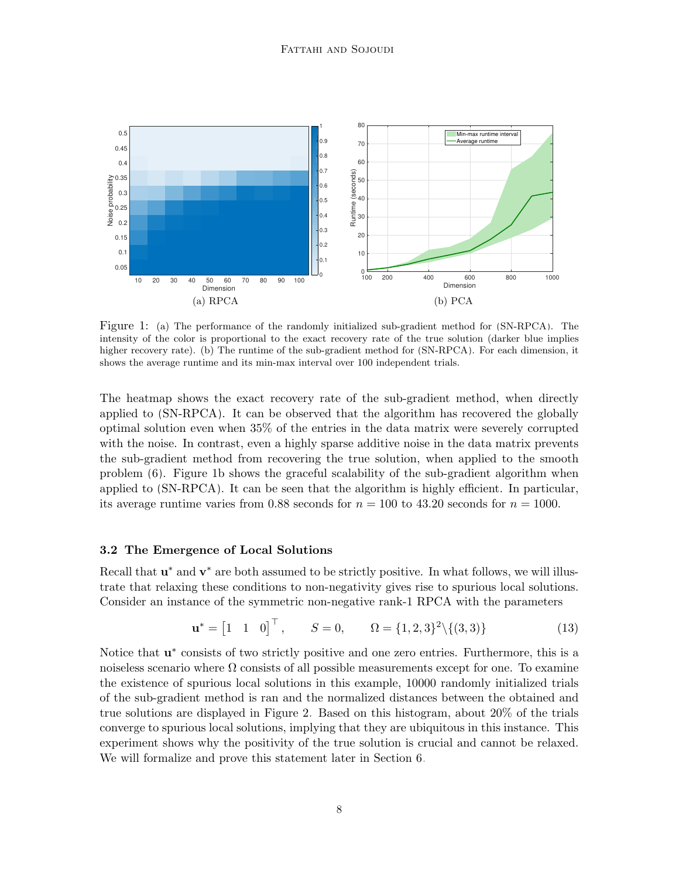(a) RPCA

(b) PCA

Figure 1: (a) The performance of the randomly initialized sub-gradient method for (SN-RPCA). The intensity of the color is proportional to the exact recovery rate of the true solution (darker blue implies higher recovery rate). (b) The runtime of the sub-gradient method for (SN-RPCA). For each dimension, it shows the average runtime and its min-max interval over 100 independent trials.

The heatmap shows the exact recovery rate of the sub-gradient method, when directly applied to (SN-RPCA). It can be observed that the algorithm has recovered the globally optimal solution even when 35% of the entries in the data matrix were severely corrupted with the noise. In contrast, even a highly sparse additive noise in the data matrix prevents the sub-gradient method from recovering the true solution, when applied to the smooth problem (6). Figure 1b shows the graceful scalability of the sub-gradient algorithm when applied to (SN-RPCA). It can be seen that the algorithm is highly efficient. In particular, its average runtime varies from 0.88 seconds for $n = 100$ to 43.20 seconds for $n = 1000$.

### 3.2 The Emergence of Local Solutions

Recall that $\mathbf{u}^*$ and $\mathbf{v}^*$ are both assumed to be strictly positive. In what follows, we will illustrate that relaxing these conditions to non-negativity gives rise to spurious local solutions. Consider an instance of the symmetric non-negative rank-1 RPCA with the parameters

$$\mathbf{u}^* = \begin{bmatrix} 1 & 1 & 0 \end{bmatrix}^\top, \qquad S = 0, \qquad \Omega = \{1, 2, 3\}^2 \backslash \{(3, 3)\} \tag{13}$$

Notice that $\mathbf{u}^*$ consists of two strictly positive and one zero entries. Furthermore, this is a noiseless scenario where $\Omega$ consists of all possible measurements except for one. To examine the existence of spurious local solutions in this example, 10000 randomly initialized trials of the sub-gradient method is ran and the normalized distances between the obtained and true solutions are displayed in Figure 2. Based on this histogram, about 20% of the trials converge to spurious local solutions, implying that they are ubiquitous in this instance. This experiment shows why the positivity of the true solution is crucial and cannot be relaxed. We will formalize and prove this statement later in Section 6.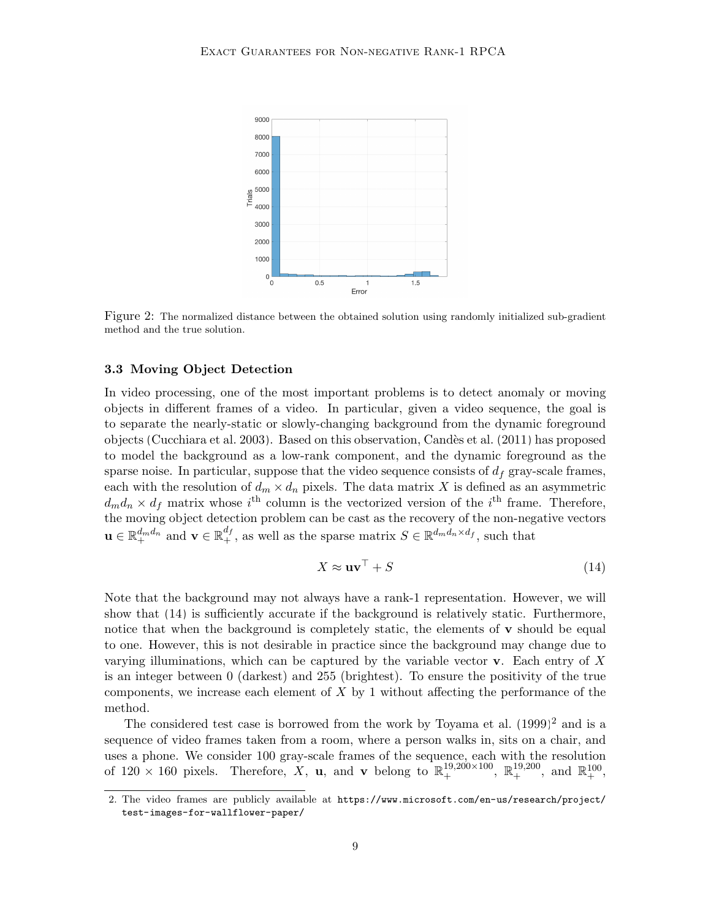Figure 2: The normalized distance between the obtained solution using randomly initialized sub-gradient method and the true solution.

### 3.3 Moving Object Detection

In video processing, one of the most important problems is to detect anomaly or moving objects in different frames of a video. In particular, given a video sequence, the goal is to separate the nearly-static or slowly-changing background from the dynamic foreground objects (Cucchiara et al. 2003). Based on this observation, Candès et al. (2011) has proposed to model the background as a low-rank component, and the dynamic foreground as the sparse noise. In particular, suppose that the video sequence consists of $d_f$ gray-scale frames, each with the resolution of $d_m \times d_n$ pixels. The data matrix $X$ is defined as an asymmetric $d_m d_n \times d_f$ matrix whose $i^{\text{th}}$ column is the vectorized version of the $i^{\text{th}}$ frame. Therefore, the moving object detection problem can be cast as the recovery of the non-negative vectors $\mathbf{u} \in \mathbb{R}_+^{d_m d_n}$ and $\mathbf{v} \in \mathbb{R}_+^{d_f}$, as well as the sparse matrix $S \in \mathbb{R}^{d_m d_n \times d_f}$, such that

$$X \approx \mathbf{u}\mathbf{v}^\top + S \tag{14}$$

Note that the background may not always have a rank-1 representation. However, we will show that (14) is sufficiently accurate if the background is relatively static. Furthermore, notice that when the background is completely static, the elements of $\mathbf{v}$ should be equal to one. However, this is not desirable in practice since the background may change due to varying illuminations, which can be captured by the variable vector $\mathbf{v}$. Each entry of $X$ is an integer between 0 (darkest) and 255 (brightest). To ensure the positivity of the true components, we increase each element of $X$ by 1 without affecting the performance of the method.

The considered test case is borrowed from the work by Toyama et al. (1999)[2] and is a sequence of video frames taken from a room, where a person walks in, sits on a chair, and uses a phone. We consider 100 gray-scale frames of the sequence, each with the resolution of $120 \times 160$ pixels. Therefore, $X$, $\mathbf{u}$, and $\mathbf{v}$ belong to $\mathbb{R}_+^{19{,}200\times 100}$, $\mathbb{R}_+^{19{,}200}$, and $\mathbb{R}_+^{100}$,

2. The video frames are publicly available at https://www.microsoft.com/en-us/research/project/test-images-for-wallflower-paper/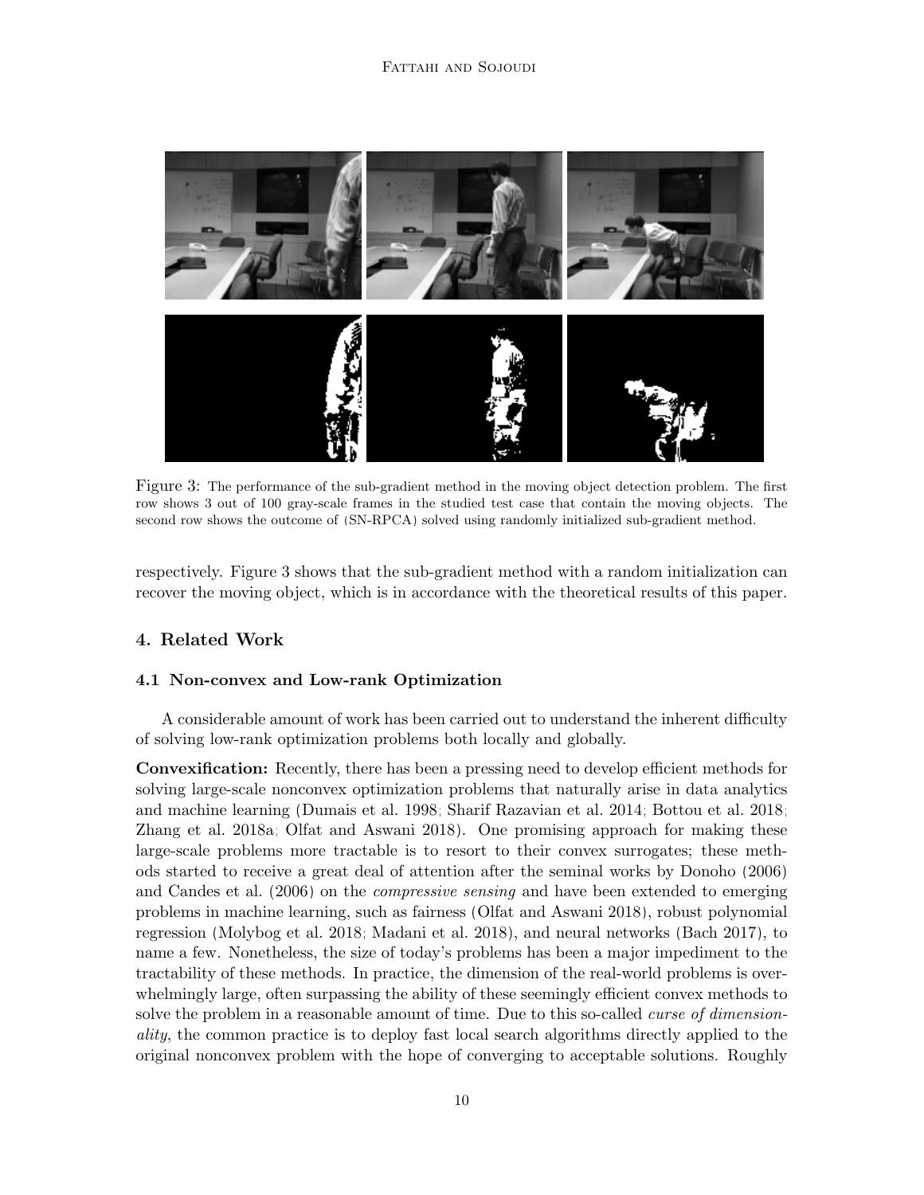Figure 3: The performance of the sub-gradient method in the moving object detection problem. The first row shows 3 out of 100 gray-scale frames in the studied test case that contain the moving objects. The second row shows the outcome of (SN-RPCA) solved using randomly initialized sub-gradient method.

respectively. Figure 3 shows that the sub-gradient method with a random initialization can recover the moving object, which is in accordance with the theoretical results of this paper.

## 4. Related Work

### 4.1 Non-convex and Low-rank Optimization

A considerable amount of work has been carried out to understand the inherent difficulty of solving low-rank optimization problems both locally and globally.

**Convexification:** Recently, there has been a pressing need to develop efficient methods for solving large-scale nonconvex optimization problems that naturally arise in data analytics and machine learning (Dumais et al. 1998; Sharif Razavian et al. 2014; Bottou et al. 2018; Zhang et al. 2018a; Olfat and Aswani 2018). One promising approach for making these large-scale problems more tractable is to resort to their convex surrogates; these methods started to receive a great deal of attention after the seminal works by Donoho (2006) and Candes et al. (2006) on the *compressive sensing* and have been extended to emerging problems in machine learning, such as fairness (Olfat and Aswani 2018), robust polynomial regression (Molybog et al. 2018; Madani et al. 2018), and neural networks (Bach 2017), to name a few. Nonetheless, the size of today's problems has been a major impediment to the tractability of these methods. In practice, the dimension of the real-world problems is overwhelmingly large, often surpassing the ability of these seemingly efficient convex methods to solve the problem in a reasonable amount of time. Due to this so-called *curse of dimensionality*, the common practice is to deploy fast local search algorithms directly applied to the original nonconvex problem with the hope of converging to acceptable solutions. Roughly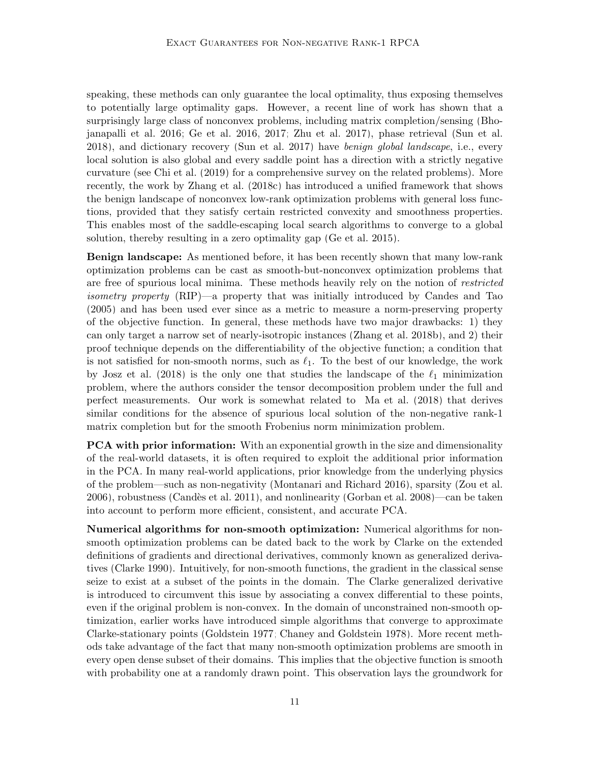speaking, these methods can only guarantee the local optimality, thus exposing themselves to potentially large optimality gaps. However, a recent line of work has shown that a surprisingly large class of nonconvex problems, including matrix completion/sensing (Bhojanapalli et al. 2016; Ge et al. 2016, 2017; Zhu et al. 2017), phase retrieval (Sun et al. 2018), and dictionary recovery (Sun et al. 2017) have *benign global landscape*, i.e., every local solution is also global and every saddle point has a direction with a strictly negative curvature (see Chi et al. (2019) for a comprehensive survey on the related problems). More recently, the work by Zhang et al. (2018c) has introduced a unified framework that shows the benign landscape of nonconvex low-rank optimization problems with general loss functions, provided that they satisfy certain restricted convexity and smoothness properties. This enables most of the saddle-escaping local search algorithms to converge to a global solution, thereby resulting in a zero optimality gap (Ge et al. 2015).

**Benign landscape:** As mentioned before, it has been recently shown that many low-rank optimization problems can be cast as smooth-but-nonconvex optimization problems that are free of spurious local minima. These methods heavily rely on the notion of *restricted isometry property* (RIP)—a property that was initially introduced by Candes and Tao (2005) and has been used ever since as a metric to measure a norm-preserving property of the objective function. In general, these methods have two major drawbacks: 1) they can only target a narrow set of nearly-isotropic instances (Zhang et al. 2018b), and 2) their proof technique depends on the differentiability of the objective function; a condition that is not satisfied for non-smooth norms, such as $\ell_1$. To the best of our knowledge, the work by Josz et al. (2018) is the only one that studies the landscape of the $\ell_1$ minimization problem, where the authors consider the tensor decomposition problem under the full and perfect measurements. Our work is somewhat related to Ma et al. (2018) that derives similar conditions for the absence of spurious local solution of the non-negative rank-1 matrix completion but for the smooth Frobenius norm minimization problem.

**PCA with prior information:** With an exponential growth in the size and dimensionality of the real-world datasets, it is often required to exploit the additional prior information in the PCA. In many real-world applications, prior knowledge from the underlying physics of the problem—such as non-negativity (Montanari and Richard 2016), sparsity (Zou et al. 2006), robustness (Candès et al. 2011), and nonlinearity (Gorban et al. 2008)—can be taken into account to perform more efficient, consistent, and accurate PCA.

**Numerical algorithms for non-smooth optimization:** Numerical algorithms for non-smooth optimization problems can be dated back to the work by Clarke on the extended definitions of gradients and directional derivatives, commonly known as generalized derivatives (Clarke 1990). Intuitively, for non-smooth functions, the gradient in the classical sense seize to exist at a subset of the points in the domain. The Clarke generalized derivative is introduced to circumvent this issue by associating a convex differential to these points, even if the original problem is non-convex. In the domain of unconstrained non-smooth optimization, earlier works have introduced simple algorithms that converge to approximate Clarke-stationary points (Goldstein 1977; Chaney and Goldstein 1978). More recent methods take advantage of the fact that many non-smooth optimization problems are smooth in every open dense subset of their domains. This implies that the objective function is smooth with probability one at a randomly drawn point. This observation lays the groundwork for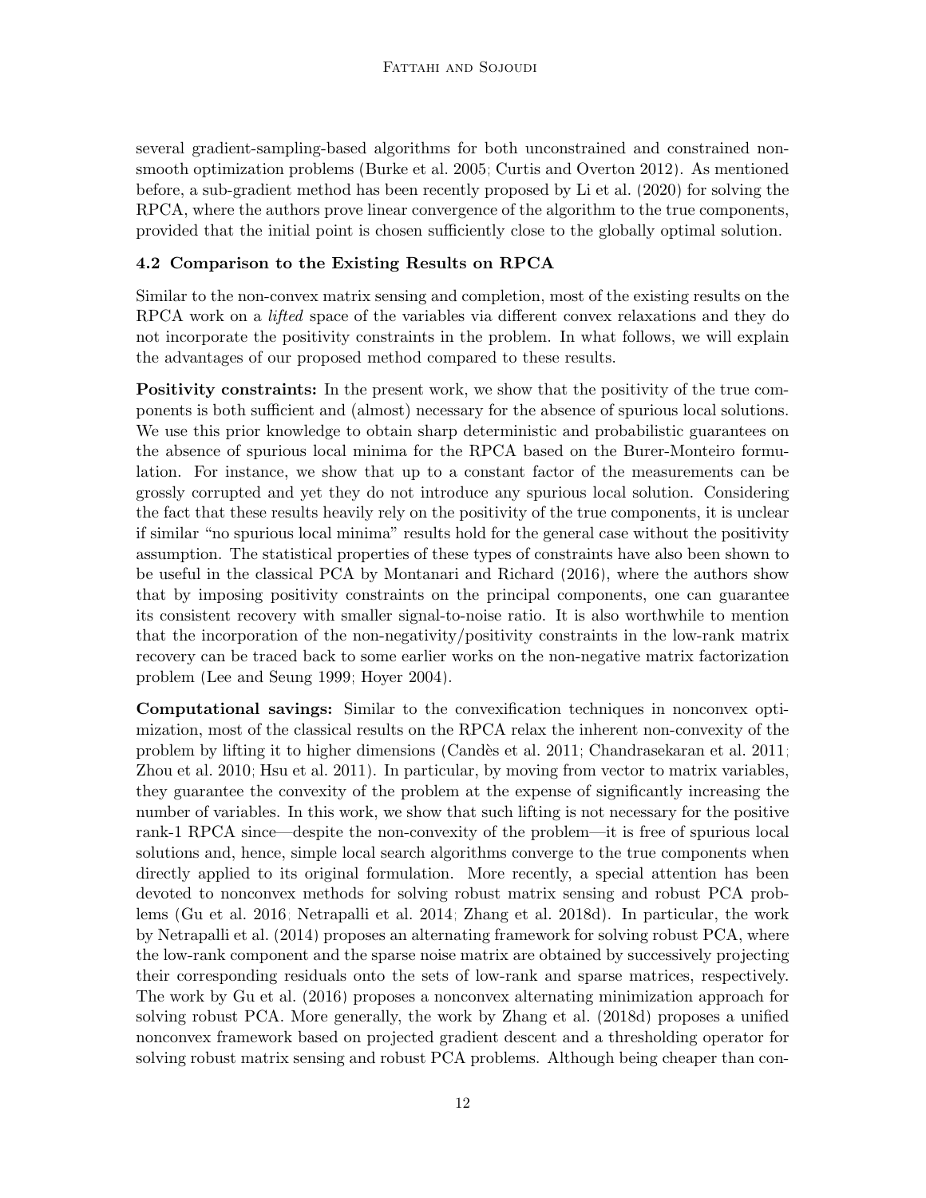several gradient-sampling-based algorithms for both unconstrained and constrained nonsmooth optimization problems (Burke et al. 2005; Curtis and Overton 2012). As mentioned before, a sub-gradient method has been recently proposed by Li et al. (2020) for solving the RPCA, where the authors prove linear convergence of the algorithm to the true components, provided that the initial point is chosen sufficiently close to the globally optimal solution.

### 4.2 Comparison to the Existing Results on RPCA

Similar to the non-convex matrix sensing and completion, most of the existing results on the RPCA work on a *lifted* space of the variables via different convex relaxations and they do not incorporate the positivity constraints in the problem. In what follows, we will explain the advantages of our proposed method compared to these results.

**Positivity constraints:** In the present work, we show that the positivity of the true components is both sufficient and (almost) necessary for the absence of spurious local solutions. We use this prior knowledge to obtain sharp deterministic and probabilistic guarantees on the absence of spurious local minima for the RPCA based on the Burer-Monteiro formulation. For instance, we show that up to a constant factor of the measurements can be grossly corrupted and yet they do not introduce any spurious local solution. Considering the fact that these results heavily rely on the positivity of the true components, it is unclear if similar "no spurious local minima" results hold for the general case without the positivity assumption. The statistical properties of these types of constraints have also been shown to be useful in the classical PCA by Montanari and Richard (2016), where the authors show that by imposing positivity constraints on the principal components, one can guarantee its consistent recovery with smaller signal-to-noise ratio. It is also worthwhile to mention that the incorporation of the non-negativity/positivity constraints in the low-rank matrix recovery can be traced back to some earlier works on the non-negative matrix factorization problem (Lee and Seung 1999; Hoyer 2004).

**Computational savings:** Similar to the convexification techniques in nonconvex optimization, most of the classical results on the RPCA relax the inherent non-convexity of the problem by lifting it to higher dimensions (Candès et al. 2011; Chandrasekaran et al. 2011; Zhou et al. 2010; Hsu et al. 2011). In particular, by moving from vector to matrix variables, they guarantee the convexity of the problem at the expense of significantly increasing the number of variables. In this work, we show that such lifting is not necessary for the positive rank-1 RPCA since—despite the non-convexity of the problem—it is free of spurious local solutions and, hence, simple local search algorithms converge to the true components when directly applied to its original formulation. More recently, a special attention has been devoted to nonconvex methods for solving robust matrix sensing and robust PCA problems (Gu et al. 2016; Netrapalli et al. 2014; Zhang et al. 2018d). In particular, the work by Netrapalli et al. (2014) proposes an alternating framework for solving robust PCA, where the low-rank component and the sparse noise matrix are obtained by successively projecting their corresponding residuals onto the sets of low-rank and sparse matrices, respectively. The work by Gu et al. (2016) proposes a nonconvex alternating minimization approach for solving robust PCA. More generally, the work by Zhang et al. (2018d) proposes a unified nonconvex framework based on projected gradient descent and a thresholding operator for solving robust matrix sensing and robust PCA problems. Although being cheaper than con-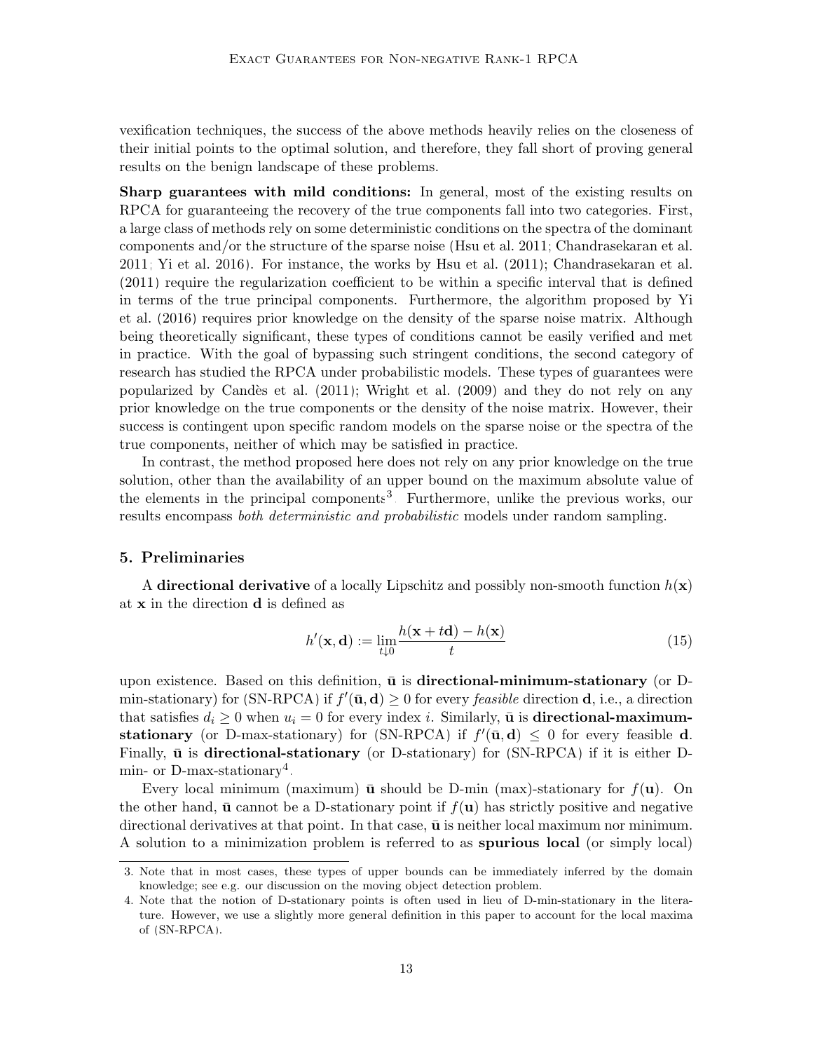vexification techniques, the success of the above methods heavily relies on the closeness of their initial points to the optimal solution, and therefore, they fall short of proving general results on the benign landscape of these problems.

**Sharp guarantees with mild conditions:** In general, most of the existing results on RPCA for guaranteeing the recovery of the true components fall into two categories. First, a large class of methods rely on some deterministic conditions on the spectra of the dominant components and/or the structure of the sparse noise (Hsu et al. 2011; Chandrasekaran et al. 2011; Yi et al. 2016). For instance, the works by Hsu et al. (2011); Chandrasekaran et al. (2011) require the regularization coefficient to be within a specific interval that is defined in terms of the true principal components. Furthermore, the algorithm proposed by Yi et al. (2016) requires prior knowledge on the density of the sparse noise matrix. Although being theoretically significant, these types of conditions cannot be easily verified and met in practice. With the goal of bypassing such stringent conditions, the second category of research has studied the RPCA under probabilistic models. These types of guarantees were popularized by Candès et al. (2011); Wright et al. (2009) and they do not rely on any prior knowledge on the true components or the density of the noise matrix. However, their success is contingent upon specific random models on the sparse noise or the spectra of the true components, neither of which may be satisfied in practice.

In contrast, the method proposed here does not rely on any prior knowledge on the true solution, other than the availability of an upper bound on the maximum absolute value of the elements in the principal components[3]. Furthermore, unlike the previous works, our results encompass *both deterministic and probabilistic* models under random sampling.

## 5. Preliminaries

A **directional derivative** of a locally Lipschitz and possibly non-smooth function $h(\mathbf{x})$ at $\mathbf{x}$ in the direction $\mathbf{d}$ is defined as

$$h'(\mathbf{x}, \mathbf{d}) := \lim_{t \downarrow 0} \frac{h(\mathbf{x} + t\mathbf{d}) - h(\mathbf{x})}{t} \tag{15}$$

upon existence. Based on this definition, $\bar{\mathbf{u}}$ is **directional-minimum-stationary** (or D-min-stationary) for (SN-RPCA) if $f'(\bar{\mathbf{u}}, \mathbf{d}) \geq 0$ for every *feasible* direction $\mathbf{d}$, i.e., a direction that satisfies $d_i \geq 0$ when $u_i = 0$ for every index $i$. Similarly, $\bar{\mathbf{u}}$ is **directional-maximum-stationary** (or D-max-stationary) for (SN-RPCA) if $f'(\bar{\mathbf{u}}, \mathbf{d}) \leq 0$ for every feasible $\mathbf{d}$. Finally, $\bar{\mathbf{u}}$ is **directional-stationary** (or D-stationary) for (SN-RPCA) if it is either D-min- or D-max-stationary[4].

Every local minimum (maximum) $\bar{\mathbf{u}}$ should be D-min (max)-stationary for $f(\mathbf{u})$. On the other hand, $\bar{\mathbf{u}}$ cannot be a D-stationary point if $f(\mathbf{u})$ has strictly positive and negative directional derivatives at that point. In that case, $\bar{\mathbf{u}}$ is neither local maximum nor minimum. A solution to a minimization problem is referred to as **spurious local** (or simply local)

---

3. Note that in most cases, these types of upper bounds can be immediately inferred by the domain knowledge; see e.g. our discussion on the moving object detection problem.

4. Note that the notion of D-stationary points is often used in lieu of D-min-stationary in the literature. However, we use a slightly more general definition in this paper to account for the local maxima of (SN-RPCA).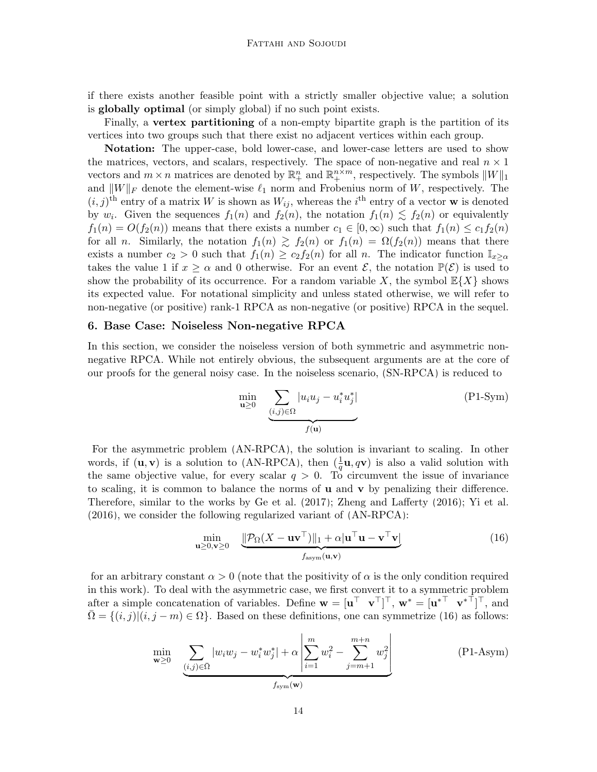if there exists another feasible point with a strictly smaller objective value; a solution is **globally optimal** (or simply global) if no such point exists.

Finally, a **vertex partitioning** of a non-empty bipartite graph is the partition of its vertices into two groups such that there exist no adjacent vertices within each group.

**Notation:** The upper-case, bold lower-case, and lower-case letters are used to show the matrices, vectors, and scalars, respectively. The space of non-negative and real $n \times 1$ vectors and $m \times n$ matrices are denoted by $\mathbb{R}^n_+$ and $\mathbb{R}^{n\times m}_+$, respectively. The symbols $\|W\|_1$ and $\|W\|_F$ denote the element-wise $\ell_1$ norm and Frobenius norm of $W$, respectively. The $(i, j)^{\text{th}}$ entry of a matrix $W$ is shown as $W_{ij}$, whereas the $i^{\text{th}}$ entry of a vector $\mathbf{w}$ is denoted by $w_i$. Given the sequences $f_1(n)$ and $f_2(n)$, the notation $f_1(n) \lesssim f_2(n)$ or equivalently $f_1(n) = O(f_2(n))$ means that there exists a number $c_1 \in [0, \infty)$ such that $f_1(n) \leq c_1 f_2(n)$ for all $n$. Similarly, the notation $f_1(n) \gtrsim f_2(n)$ or $f_1(n) = \Omega(f_2(n))$ means that there exists a number $c_2 > 0$ such that $f_1(n) \geq c_2 f_2(n)$ for all $n$. The indicator function $\mathbb{I}_{x\geq\alpha}$ takes the value 1 if $x \geq \alpha$ and 0 otherwise. For an event $\mathcal{E}$, the notation $\mathbb{P}(\mathcal{E})$ is used to show the probability of its occurrence. For a random variable $X$, the symbol $\mathbb{E}\{X\}$ shows its expected value. For notational simplicity and unless stated otherwise, we will refer to non-negative (or positive) rank-1 RPCA as non-negative (or positive) RPCA in the sequel.

## 6. Base Case: Noiseless Non-negative RPCA

In this section, we consider the noiseless version of both symmetric and asymmetric non-negative RPCA. While not entirely obvious, the subsequent arguments are at the core of our proofs for the general noisy case. In the noiseless scenario, (SN-RPCA) is reduced to

$$\min_{\mathbf{u}\geq 0} \quad \underbrace{\sum_{(i,j)\in\Omega} |u_i u_j - u_i^* u_j^*|}_{f(\mathbf{u})} \tag{P1-Sym}$$

For the asymmetric problem (AN-RPCA), the solution is invariant to scaling. In other words, if $(\mathbf{u}, \mathbf{v})$ is a solution to (AN-RPCA), then $(\frac{1}{q}\mathbf{u}, q\mathbf{v})$ is also a valid solution with the same objective value, for every scalar $q > 0$. To circumvent the issue of invariance to scaling, it is common to balance the norms of $\mathbf{u}$ and $\mathbf{v}$ by penalizing their difference. Therefore, similar to the works by Ge et al. (2017); Zheng and Lafferty (2016); Yi et al. (2016), we consider the following regularized variant of (AN-RPCA):

$$\min_{\mathbf{u}\geq 0, \mathbf{v}\geq 0} \quad \underbrace{\|\mathcal{P}_\Omega(X - \mathbf{u}\mathbf{v}^\top)\|_1 + \alpha|\mathbf{u}^\top\mathbf{u} - \mathbf{v}^\top\mathbf{v}|}_{f_{\text{asym}}(\mathbf{u},\mathbf{v})} \tag{16}$$

for an arbitrary constant $\alpha > 0$ (note that the positivity of $\alpha$ is the only condition required in this work). To deal with the asymmetric case, we first convert it to a symmetric problem after a simple concatenation of variables. Define $\mathbf{w} = [\mathbf{u}^\top \ \ \mathbf{v}^\top]^\top$, $\mathbf{w}^* = [\mathbf{u}^{*\top} \ \ \mathbf{v}^{*\top}]^\top$, and $\bar{\Omega} = \{(i,j) | (i, j - m) \in \Omega\}$. Based on these definitions, one can symmetrize (16) as follows:

$$\min_{\mathbf{w}\geq 0} \quad \underbrace{\sum_{(i,j)\in\bar{\Omega}} |w_i w_j - w_i^* w_j^*| + \alpha \left|\sum_{i=1}^{m} w_i^2 - \sum_{j=m+1}^{m+n} w_j^2\right|}_{f_{\text{sym}}(\mathbf{w})} \tag{P1-Asym}$$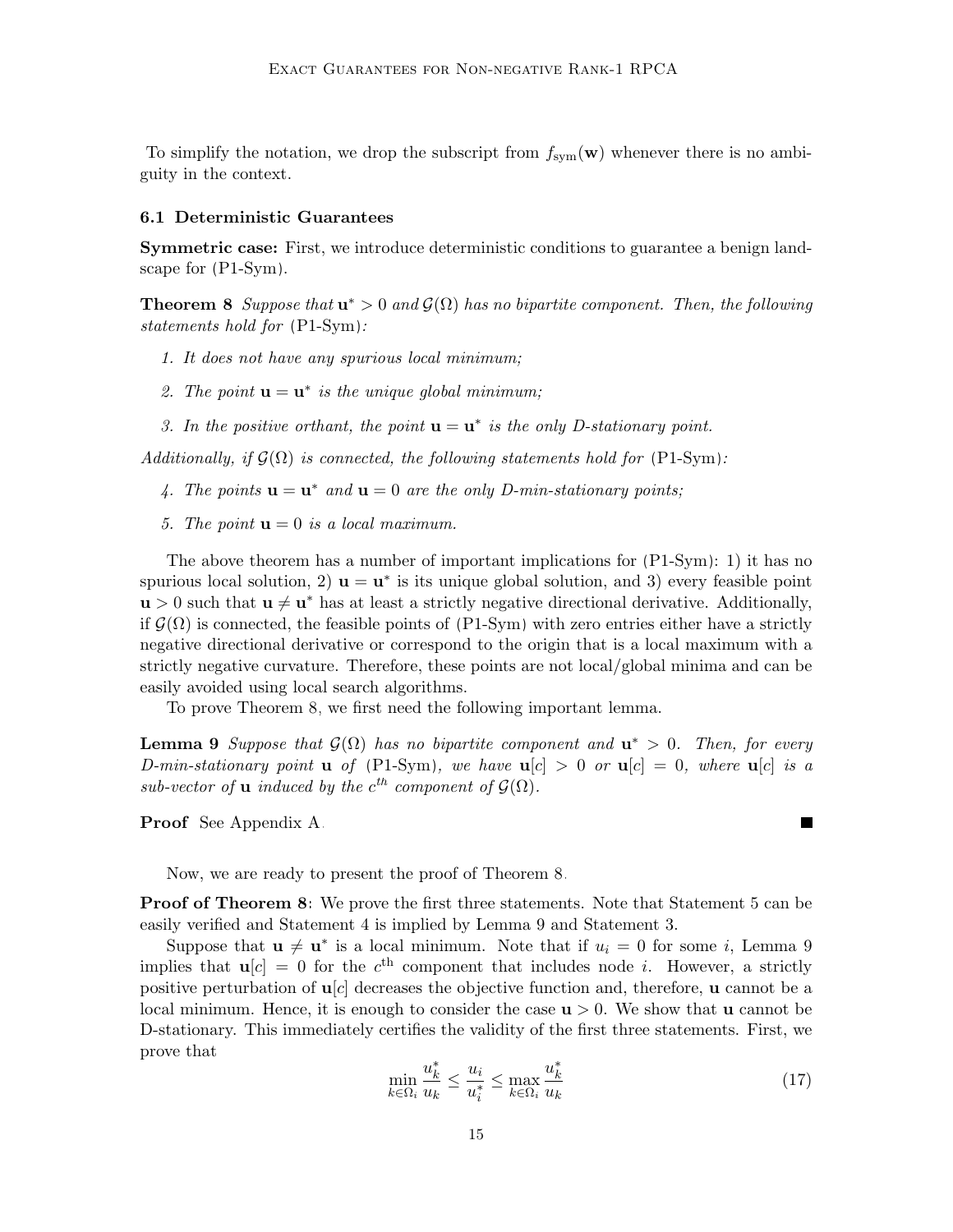To simplify the notation, we drop the subscript from $f_{\text{sym}}(\mathbf{w})$ whenever there is no ambiguity in the context.

### 6.1 Deterministic Guarantees

**Symmetric case:** First, we introduce deterministic conditions to guarantee a benign landscape for (P1-Sym).

**Theorem 8** *Suppose that $\mathbf{u}^* > 0$ and $\mathcal{G}(\Omega)$ has no bipartite component. Then, the following statements hold for* (P1-Sym)*:*

1. *It does not have any spurious local minimum;*
2. *The point $\mathbf{u} = \mathbf{u}^*$ is the unique global minimum;*
3. *In the positive orthant, the point $\mathbf{u} = \mathbf{u}^*$ is the only D-stationary point.*

*Additionally, if $\mathcal{G}(\Omega)$ is connected, the following statements hold for* (P1-Sym)*:*

4. *The points $\mathbf{u} = \mathbf{u}^*$ and $\mathbf{u} = 0$ are the only D-min-stationary points;*
5. *The point $\mathbf{u} = 0$ is a local maximum.*

The above theorem has a number of important implications for (P1-Sym): 1) it has no spurious local solution, 2) $\mathbf{u} = \mathbf{u}^*$ is its unique global solution, and 3) every feasible point $\mathbf{u} > 0$ such that $\mathbf{u} \neq \mathbf{u}^*$ has at least a strictly negative directional derivative. Additionally, if $\mathcal{G}(\Omega)$ is connected, the feasible points of (P1-Sym) with zero entries either have a strictly negative directional derivative or correspond to the origin that is a local maximum with a strictly negative curvature. Therefore, these points are not local/global minima and can be easily avoided using local search algorithms.

To prove Theorem 8, we first need the following important lemma.

**Lemma 9** *Suppose that $\mathcal{G}(\Omega)$ has no bipartite component and $\mathbf{u}^* > 0$. Then, for every D-min-stationary point $\mathbf{u}$ of* (P1-Sym)*, we have $\mathbf{u}[c] > 0$ or $\mathbf{u}[c] = 0$, where $\mathbf{u}[c]$ is a sub-vector of $\mathbf{u}$ induced by the $c^{th}$ component of $\mathcal{G}(\Omega)$.*

**Proof** See Appendix A. ∎

Now, we are ready to present the proof of Theorem 8.

**Proof of Theorem 8:** We prove the first three statements. Note that Statement 5 can be easily verified and Statement 4 is implied by Lemma 9 and Statement 3.

Suppose that $\mathbf{u} \neq \mathbf{u}^*$ is a local minimum. Note that if $u_i = 0$ for some $i$, Lemma 9 implies that $\mathbf{u}[c] = 0$ for the $c^{\text{th}}$ component that includes node $i$. However, a strictly positive perturbation of $\mathbf{u}[c]$ decreases the objective function and, therefore, $\mathbf{u}$ cannot be a local minimum. Hence, it is enough to consider the case $\mathbf{u} > 0$. We show that $\mathbf{u}$ cannot be D-stationary. This immediately certifies the validity of the first three statements. First, we prove that

$$\min_{k \in \Omega_i} \frac{u_k^*}{u_k} \leq \frac{u_i}{u_i^*} \leq \max_{k \in \Omega_i} \frac{u_k^*}{u_k} \tag{17}$$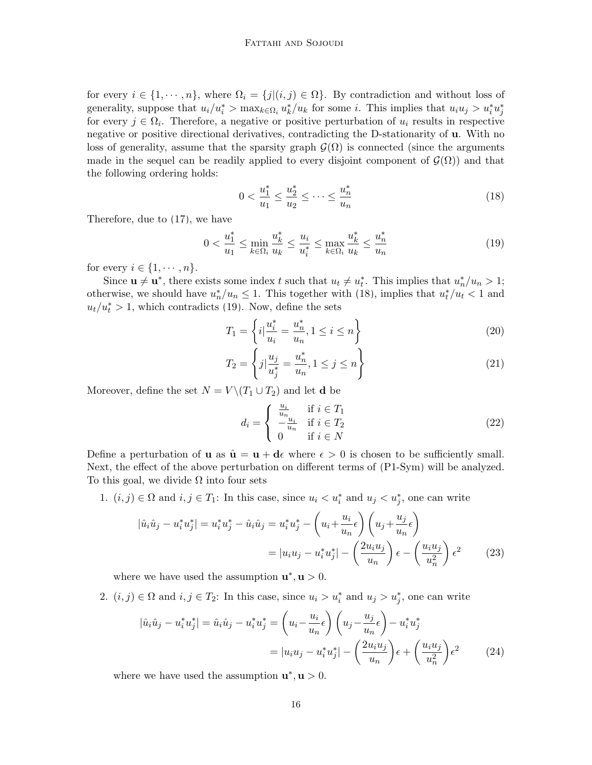for every $i \in \{1, \cdots, n\}$, where $\Omega_i = \{j | (i,j) \in \Omega\}$. By contradiction and without loss of generality, suppose that $u_i/u_i^* > \max_{k\in\Omega_i} u_k^*/u_k$ for some $i$. This implies that $u_i u_j > u_i^* u_j^*$ for every $j \in \Omega_i$. Therefore, a negative or positive perturbation of $u_i$ results in respective negative or positive directional derivatives, contradicting the D-stationarity of $\mathbf{u}$. With no loss of generality, assume that the sparsity graph $\mathcal{G}(\Omega)$ is connected (since the arguments made in the sequel can be readily applied to every disjoint component of $\mathcal{G}(\Omega)$) and that the following ordering holds:

$$0 < \frac{u_1^*}{u_1} \leq \frac{u_2^*}{u_2} \leq \cdots \leq \frac{u_n^*}{u_n} \tag{18}$$

Therefore, due to (17), we have

$$0 < \frac{u_1^*}{u_1} \leq \min_{k\in\Omega_i} \frac{u_k^*}{u_k} \leq \frac{u_i}{u_i^*} \leq \max_{k\in\Omega_i} \frac{u_k^*}{u_k} \leq \frac{u_n^*}{u_n} \tag{19}$$

for every $i \in \{1, \cdots, n\}$.

Since $\mathbf{u} \neq \mathbf{u}^*$, there exists some index $t$ such that $u_t \neq u_t^*$. This implies that $u_n^*/u_n > 1$; otherwise, we should have $u_n^*/u_n \leq 1$. This together with (18), implies that $u_t^*/u_t < 1$ and $u_t/u_t^* > 1$, which contradicts (19). Now, define the sets

$$T_1 = \left\{ i | \frac{u_i^*}{u_i} = \frac{u_n^*}{u_n}, 1 \leq i \leq n \right\} \tag{20}$$

$$T_2 = \left\{ j | \frac{u_j}{u_j^*} = \frac{u_n^*}{u_n}, 1 \leq j \leq n \right\} \tag{21}$$

Moreover, define the set $N = V \backslash (T_1 \cup T_2)$ and let $\mathbf{d}$ be

$$d_i = \begin{cases} \frac{u_i}{u_n} & \text{if } i \in T_1 \\ -\frac{u_i}{u_n} & \text{if } i \in T_2 \\ 0 & \text{if } i \in N \end{cases} \tag{22}$$

Define a perturbation of $\mathbf{u}$ as $\hat{\mathbf{u}} = \mathbf{u} + \mathbf{d}\epsilon$ where $\epsilon > 0$ is chosen to be sufficiently small. Next, the effect of the above perturbation on different terms of (P1-Sym) will be analyzed. To this goal, we divide $\Omega$ into four sets

1. $(i,j) \in \Omega$ and $i, j \in T_1$: In this case, since $u_i < u_i^*$ and $u_j < u_j^*$, one can write

$$\begin{aligned}|\hat{u}_i \hat{u}_j - u_i^* u_j^*| = u_i^* u_j^* - \hat{u}_i \hat{u}_j &= u_i^* u_j^* - \left(u_i + \frac{u_i}{u_n}\epsilon\right)\left(u_j + \frac{u_j}{u_n}\epsilon\right) \\ &= |u_i u_j - u_i^* u_j^*| - \left(\frac{2u_i u_j}{u_n}\right)\epsilon - \left(\frac{u_i u_j}{u_n^2}\right)\epsilon^2 \end{aligned} \tag{23}$$

   where we have used the assumption $\mathbf{u}^*, \mathbf{u} > 0$.

2. $(i,j) \in \Omega$ and $i, j \in T_2$: In this case, since $u_i > u_i^*$ and $u_j > u_j^*$, one can write

$$\begin{aligned}|\hat{u}_i \hat{u}_j - u_i^* u_j^*| = \hat{u}_i \hat{u}_j - u_i^* u_j^* &= \left(u_i - \frac{u_i}{u_n}\epsilon\right)\left(u_j - \frac{u_j}{u_n}\epsilon\right) - u_i^* u_j^* \\ &= |u_i u_j - u_i^* u_j^*| - \left(\frac{2u_i u_j}{u_n}\right)\epsilon + \left(\frac{u_i u_j}{u_n^2}\right)\epsilon^2 \end{aligned} \tag{24}$$

   where we have used the assumption $\mathbf{u}^*, \mathbf{u} > 0$.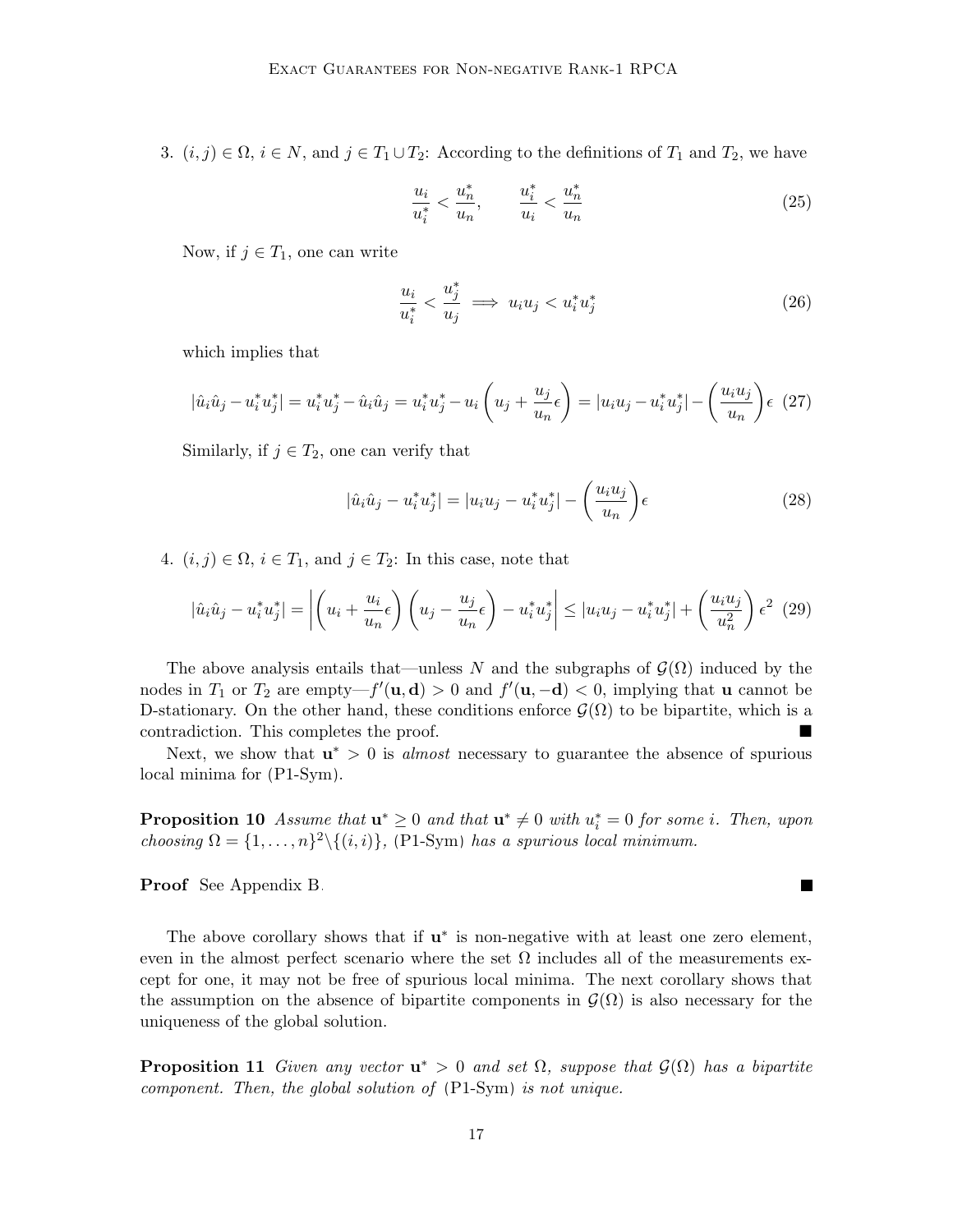3. $(i,j) \in \Omega$, $i \in N$, and $j \in T_1 \cup T_2$: According to the definitions of $T_1$ and $T_2$, we have

$$\frac{u_i}{u_i^*} < \frac{u_n^*}{u_n}, \qquad \frac{u_i^*}{u_i} < \frac{u_n^*}{u_n} \tag{25}$$

Now, if $j \in T_1$, one can write

$$\frac{u_i}{u_i^*} < \frac{u_j^*}{u_j} \implies u_i u_j < u_i^* u_j^* \tag{26}$$

which implies that

$$|\hat{u}_i \hat{u}_j - u_i^* u_j^*| = u_i^* u_j^* - \hat{u}_i \hat{u}_j = u_i^* u_j^* - u_i \left(u_j + \frac{u_j}{u_n}\epsilon\right) = |u_i u_j - u_i^* u_j^*| - \left(\frac{u_i u_j}{u_n}\right)\epsilon \tag{27}$$

Similarly, if $j \in T_2$, one can verify that

$$|\hat{u}_i \hat{u}_j - u_i^* u_j^*| = |u_i u_j - u_i^* u_j^*| - \left(\frac{u_i u_j}{u_n}\right)\epsilon \tag{28}$$

4. $(i,j) \in \Omega$, $i \in T_1$, and $j \in T_2$: In this case, note that

$$|\hat{u}_i \hat{u}_j - u_i^* u_j^*| = \left|\left(u_i + \frac{u_i}{u_n}\epsilon\right)\left(u_j - \frac{u_j}{u_n}\epsilon\right) - u_i^* u_j^*\right| \leq |u_i u_j - u_i^* u_j^*| + \left(\frac{u_i u_j}{u_n^2}\right)\epsilon^2 \tag{29}$$

The above analysis entails that—unless $N$ and the subgraphs of $\mathcal{G}(\Omega)$ induced by the nodes in $T_1$ or $T_2$ are empty—$f'(\mathbf{u}, \mathbf{d}) > 0$ and $f'(\mathbf{u}, -\mathbf{d}) < 0$, implying that $\mathbf{u}$ cannot be D-stationary. On the other hand, these conditions enforce $\mathcal{G}(\Omega)$ to be bipartite, which is a contradiction. This completes the proof. ∎

Next, we show that $\mathbf{u}^* > 0$ is *almost* necessary to guarantee the absence of spurious local minima for (P1-Sym).

**Proposition 10** *Assume that $\mathbf{u}^* \geq 0$ and that $\mathbf{u}^* \neq 0$ with $u_i^* = 0$ for some $i$. Then, upon choosing $\Omega = \{1, \dots, n\}^2 \backslash \{(i,i)\}$,* (P1-Sym) *has a spurious local minimum.*

**Proof** See Appendix B. ∎

The above corollary shows that if $\mathbf{u}^*$ is non-negative with at least one zero element, even in the almost perfect scenario where the set $\Omega$ includes all of the measurements except for one, it may not be free of spurious local minima. The next corollary shows that the assumption on the absence of bipartite components in $\mathcal{G}(\Omega)$ is also necessary for the uniqueness of the global solution.

**Proposition 11** *Given any vector $\mathbf{u}^* > 0$ and set $\Omega$, suppose that $\mathcal{G}(\Omega)$ has a bipartite component. Then, the global solution of* (P1-Sym) *is not unique.*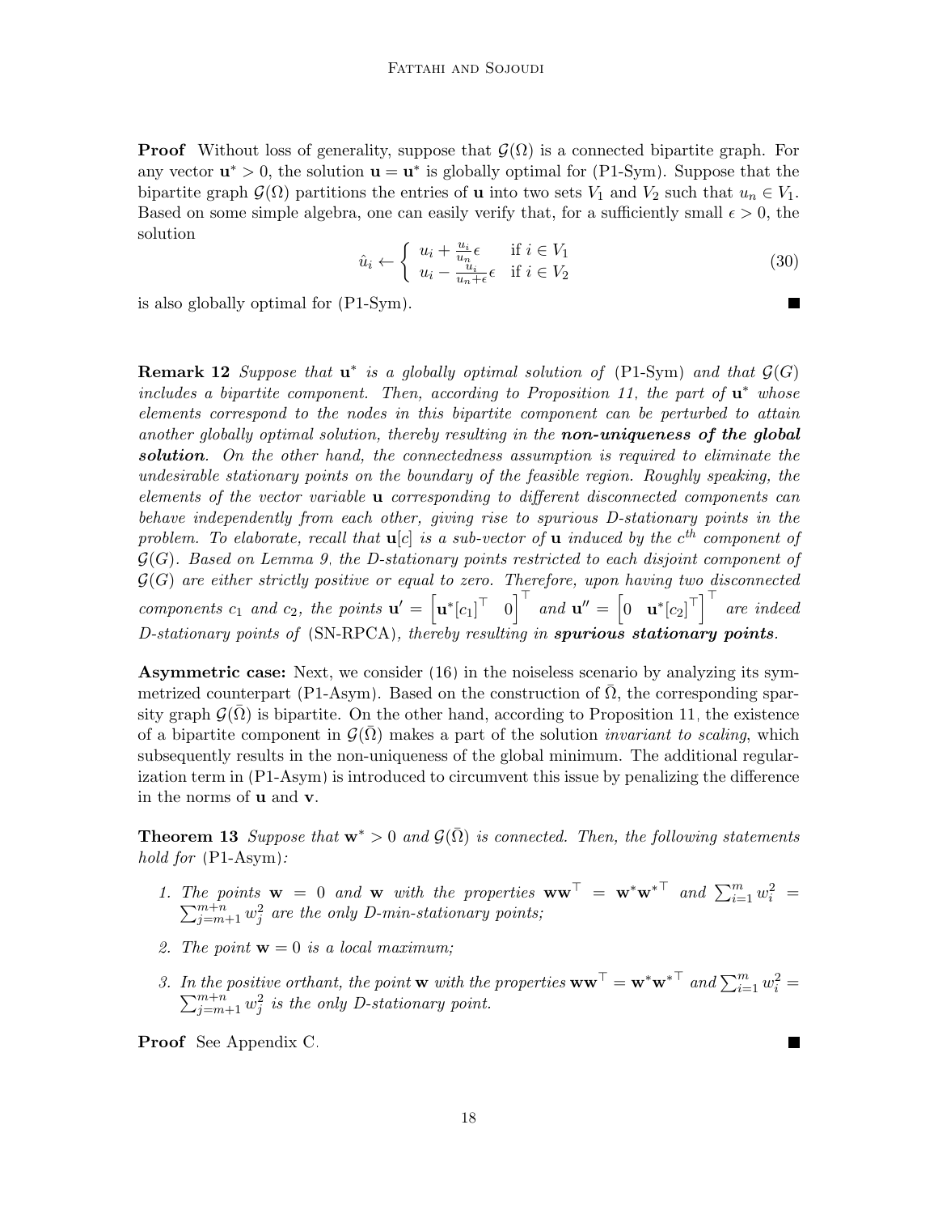**Proof** Without loss of generality, suppose that $\mathcal{G}(\Omega)$ is a connected bipartite graph. For any vector $\mathbf{u}^* > 0$, the solution $\mathbf{u} = \mathbf{u}^*$ is globally optimal for (P1-Sym). Suppose that the bipartite graph $\mathcal{G}(\Omega)$ partitions the entries of $\mathbf{u}$ into two sets $V_1$ and $V_2$ such that $u_n \in V_1$. Based on some simple algebra, one can easily verify that, for a sufficiently small $\epsilon > 0$, the solution

$$\hat{u}_i \leftarrow \begin{cases} u_i + \frac{u_i}{u_n}\epsilon & \text{if } i \in V_1 \\ u_i - \frac{u_i}{u_n+\epsilon}\epsilon & \text{if } i \in V_2 \end{cases} \tag{30}$$

is also globally optimal for (P1-Sym). ■

**Remark 12** *Suppose that $\mathbf{u}^*$ is a globally optimal solution of* (P1-Sym) *and that $\mathcal{G}(G)$ includes a bipartite component. Then, according to Proposition 11, the part of $\mathbf{u}^*$ whose elements correspond to the nodes in this bipartite component can be perturbed to attain another globally optimal solution, thereby resulting in the* ***non-uniqueness of the global solution****. On the other hand, the connectedness assumption is required to eliminate the undesirable stationary points on the boundary of the feasible region. Roughly speaking, the elements of the vector variable $\mathbf{u}$ corresponding to different disconnected components can behave independently from each other, giving rise to spurious D-stationary points in the problem. To elaborate, recall that $\mathbf{u}[c]$ is a sub-vector of $\mathbf{u}$ induced by the $c^{th}$ component of $\mathcal{G}(G)$. Based on Lemma 9, the D-stationary points restricted to each disjoint component of $\mathcal{G}(G)$ are either strictly positive or equal to zero. Therefore, upon having two disconnected components $c_1$ and $c_2$, the points $\mathbf{u}' = \begin{bmatrix}\mathbf{u}^*[c_1]^\top & 0\end{bmatrix}^\top$ and $\mathbf{u}'' = \begin{bmatrix}0 & \mathbf{u}^*[c_2]^\top\end{bmatrix}^\top$ are indeed D-stationary points of* (SN-RPCA)*, thereby resulting in* ***spurious stationary points****.*

**Asymmetric case:** Next, we consider (16) in the noiseless scenario by analyzing its symmetrized counterpart (P1-Asym). Based on the construction of $\bar{\Omega}$, the corresponding sparsity graph $\mathcal{G}(\bar{\Omega})$ is bipartite. On the other hand, according to Proposition 11, the existence of a bipartite component in $\mathcal{G}(\bar{\Omega})$ makes a part of the solution *invariant to scaling*, which subsequently results in the non-uniqueness of the global minimum. The additional regularization term in (P1-Asym) is introduced to circumvent this issue by penalizing the difference in the norms of $\mathbf{u}$ and $\mathbf{v}$.

**Theorem 13** *Suppose that $\mathbf{w}^* > 0$ and $\mathcal{G}(\bar{\Omega})$ is connected. Then, the following statements hold for* (P1-Asym)*:*

1. *The points $\mathbf{w} = 0$ and $\mathbf{w}$ with the properties $\mathbf{w}\mathbf{w}^\top = \mathbf{w}^*\mathbf{w}^{*\top}$ and $\sum_{i=1}^m w_i^2 = \sum_{j=m+1}^{m+n} w_j^2$ are the only D-min-stationary points;*
2. *The point $\mathbf{w} = 0$ is a local maximum;*
3. *In the positive orthant, the point $\mathbf{w}$ with the properties $\mathbf{w}\mathbf{w}^\top = \mathbf{w}^*\mathbf{w}^{*\top}$ and $\sum_{i=1}^m w_i^2 = \sum_{j=m+1}^{m+n} w_j^2$ is the only D-stationary point.*

**Proof** See Appendix C. ■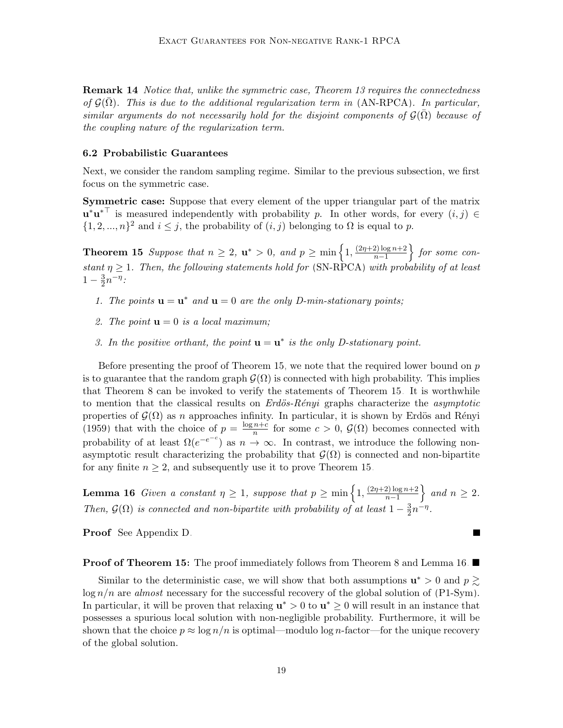**Remark 14** *Notice that, unlike the symmetric case, Theorem 13 requires the connectedness of $\mathcal{G}(\bar{\Omega})$. This is due to the additional regularization term in* (AN-RPCA)*. In particular, similar arguments do not necessarily hold for the disjoint components of $\mathcal{G}(\bar{\Omega})$ because of the coupling nature of the regularization term.*

### 6.2 Probabilistic Guarantees

Next, we consider the random sampling regime. Similar to the previous subsection, we first focus on the symmetric case.

**Symmetric case:** Suppose that every element of the upper triangular part of the matrix $\mathbf{u}^*\mathbf{u}^{*\top}$ is measured independently with probability $p$. In other words, for every $(i,j) \in \{1,2,...,n\}^2$ and $i \leq j$, the probability of $(i,j)$ belonging to $\Omega$ is equal to $p$.

**Theorem 15** *Suppose that $n \geq 2$, $\mathbf{u}^* > 0$, and $p \geq \min\left\{1, \frac{(2\eta+2)\log n + 2}{n-1}\right\}$ for some constant $\eta \geq 1$. Then, the following statements hold for* (SN-RPCA) *with probability of at least $1 - \frac{3}{2}n^{-\eta}$:*

1. *The points $\mathbf{u} = \mathbf{u}^*$ and $\mathbf{u} = 0$ are the only D-min-stationary points;*
2. *The point $\mathbf{u} = 0$ is a local maximum;*
3. *In the positive orthant, the point $\mathbf{u} = \mathbf{u}^*$ is the only D-stationary point.*

Before presenting the proof of Theorem 15, we note that the required lower bound on $p$ is to guarantee that the random graph $\mathcal{G}(\Omega)$ is connected with high probability. This implies that Theorem 8 can be invoked to verify the statements of Theorem 15. It is worthwhile to mention that the classical results on *Erdös-Rényi* graphs characterize the *asymptotic* properties of $\mathcal{G}(\Omega)$ as $n$ approaches infinity. In particular, it is shown by Erdös and Rényi (1959) that with the choice of $p = \frac{\log n + c}{n}$ for some $c > 0$, $\mathcal{G}(\Omega)$ becomes connected with probability of at least $\Omega(e^{-e^{-c}})$ as $n \to \infty$. In contrast, we introduce the following non-asymptotic result characterizing the probability that $\mathcal{G}(\Omega)$ is connected and non-bipartite for any finite $n \geq 2$, and subsequently use it to prove Theorem 15.

**Lemma 16** *Given a constant $\eta \geq 1$, suppose that $p \geq \min\left\{1, \frac{(2\eta+2)\log n + 2}{n-1}\right\}$ and $n \geq 2$. Then, $\mathcal{G}(\Omega)$ is connected and non-bipartite with probability of at least $1 - \frac{3}{2}n^{-\eta}$.*

**Proof** See Appendix D. ∎

**Proof of Theorem 15:** The proof immediately follows from Theorem 8 and Lemma 16. ∎

Similar to the deterministic case, we will show that both assumptions $\mathbf{u}^* > 0$ and $p \gtrsim \log n/n$ are *almost* necessary for the successful recovery of the global solution of (P1-Sym). In particular, it will be proven that relaxing $\mathbf{u}^* > 0$ to $\mathbf{u}^* \geq 0$ will result in an instance that possesses a spurious local solution with non-negligible probability. Furthermore, it will be shown that the choice $p \approx \log n/n$ is optimal—modulo $\log n$-factor—for the unique recovery of the global solution.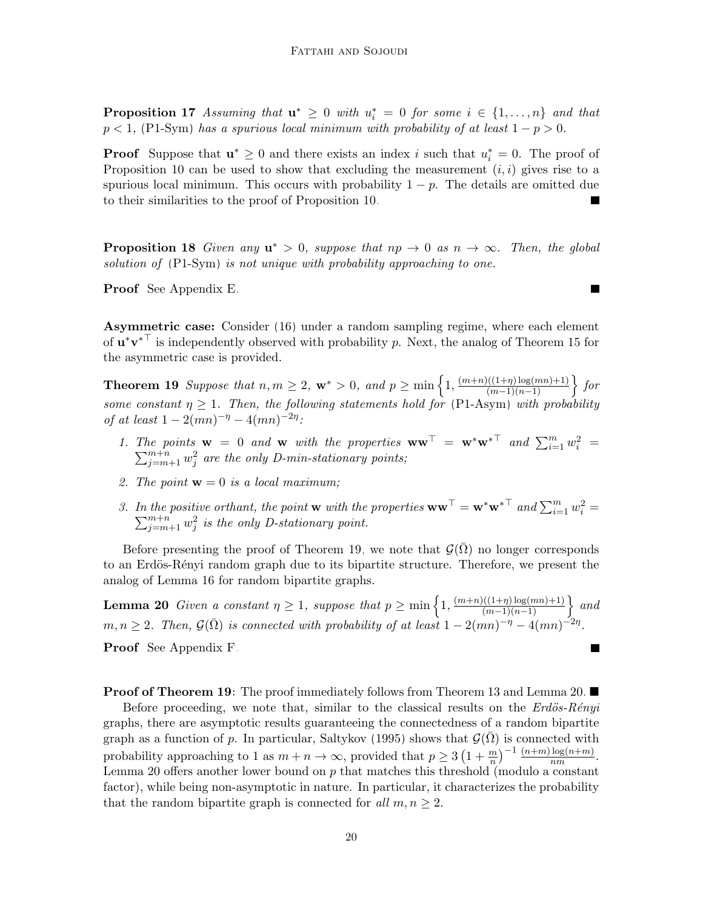**Proposition 17** *Assuming that* $\mathbf{u}^* \geq 0$ *with* $u_i^* = 0$ *for some* $i \in \{1, \dots, n\}$ *and that* $p < 1$, (P1-Sym) *has a spurious local minimum with probability of at least* $1 - p > 0$.

**Proof** Suppose that $\mathbf{u}^* \geq 0$ and there exists an index $i$ such that $u_i^* = 0$. The proof of Proposition 10 can be used to show that excluding the measurement $(i, i)$ gives rise to a spurious local minimum. This occurs with probability $1 - p$. The details are omitted due to their similarities to the proof of Proposition 10. ■

**Proposition 18** *Given any* $\mathbf{u}^* > 0$, *suppose that* $np \to 0$ *as* $n \to \infty$. *Then, the global solution of* (P1-Sym) *is not unique with probability approaching to one.*

**Proof** See Appendix E. ■

**Asymmetric case:** Consider (16) under a random sampling regime, where each element of $\mathbf{u}^*\mathbf{v}^{*\top}$ is independently observed with probability $p$. Next, the analog of Theorem 15 for the asymmetric case is provided.

**Theorem 19** *Suppose that* $n, m \geq 2$, $\mathbf{w}^* > 0$, *and* $p \geq \min\left\{1, \frac{(m+n)((1+\eta)\log(mn)+1)}{(m-1)(n-1)}\right\}$ *for some constant* $\eta \geq 1$. *Then, the following statements hold for* (P1-Asym) *with probability of at least* $1 - 2(mn)^{-\eta} - 4(mn)^{-2\eta}$:

1. *The points* $\mathbf{w} = 0$ *and* $\mathbf{w}$ *with the properties* $\mathbf{w}\mathbf{w}^\top = \mathbf{w}^*\mathbf{w}^{*\top}$ *and* $\sum_{i=1}^m w_i^2 = \sum_{j=m+1}^{m+n} w_j^2$ *are the only D-min-stationary points;*
2. *The point* $\mathbf{w} = 0$ *is a local maximum;*
3. *In the positive orthant, the point* $\mathbf{w}$ *with the properties* $\mathbf{w}\mathbf{w}^\top = \mathbf{w}^*\mathbf{w}^{*\top}$ *and* $\sum_{i=1}^m w_i^2 = \sum_{j=m+1}^{m+n} w_j^2$ *is the only D-stationary point.*

Before presenting the proof of Theorem 19, we note that $\mathcal{G}(\bar{\Omega})$ no longer corresponds to an Erdös-Rényi random graph due to its bipartite structure. Therefore, we present the analog of Lemma 16 for random bipartite graphs.

**Lemma 20** *Given a constant* $\eta \geq 1$, *suppose that* $p \geq \min\left\{1, \frac{(m+n)((1+\eta)\log(mn)+1)}{(m-1)(n-1)}\right\}$ *and* $m, n \geq 2$. *Then,* $\mathcal{G}(\bar{\Omega})$ *is connected with probability of at least* $1 - 2(mn)^{-\eta} - 4(mn)^{-2\eta}$.

**Proof** See Appendix F. ■

**Proof of Theorem 19**: The proof immediately follows from Theorem 13 and Lemma 20. ■

Before proceeding, we note that, similar to the classical results on the *Erdös-Rényi* graphs, there are asymptotic results guaranteeing the connectedness of a random bipartite graph as a function of $p$. In particular, Saltykov (1995) shows that $\mathcal{G}(\bar{\Omega})$ is connected with probability approaching to 1 as $m + n \to \infty$, provided that $p \geq 3\left(1 + \frac{m}{n}\right)^{-1} \frac{(n+m)\log(n+m)}{nm}$. Lemma 20 offers another lower bound on $p$ that matches this threshold (modulo a constant factor), while being non-asymptotic in nature. In particular, it characterizes the probability that the random bipartite graph is connected for *all* $m, n \geq 2$.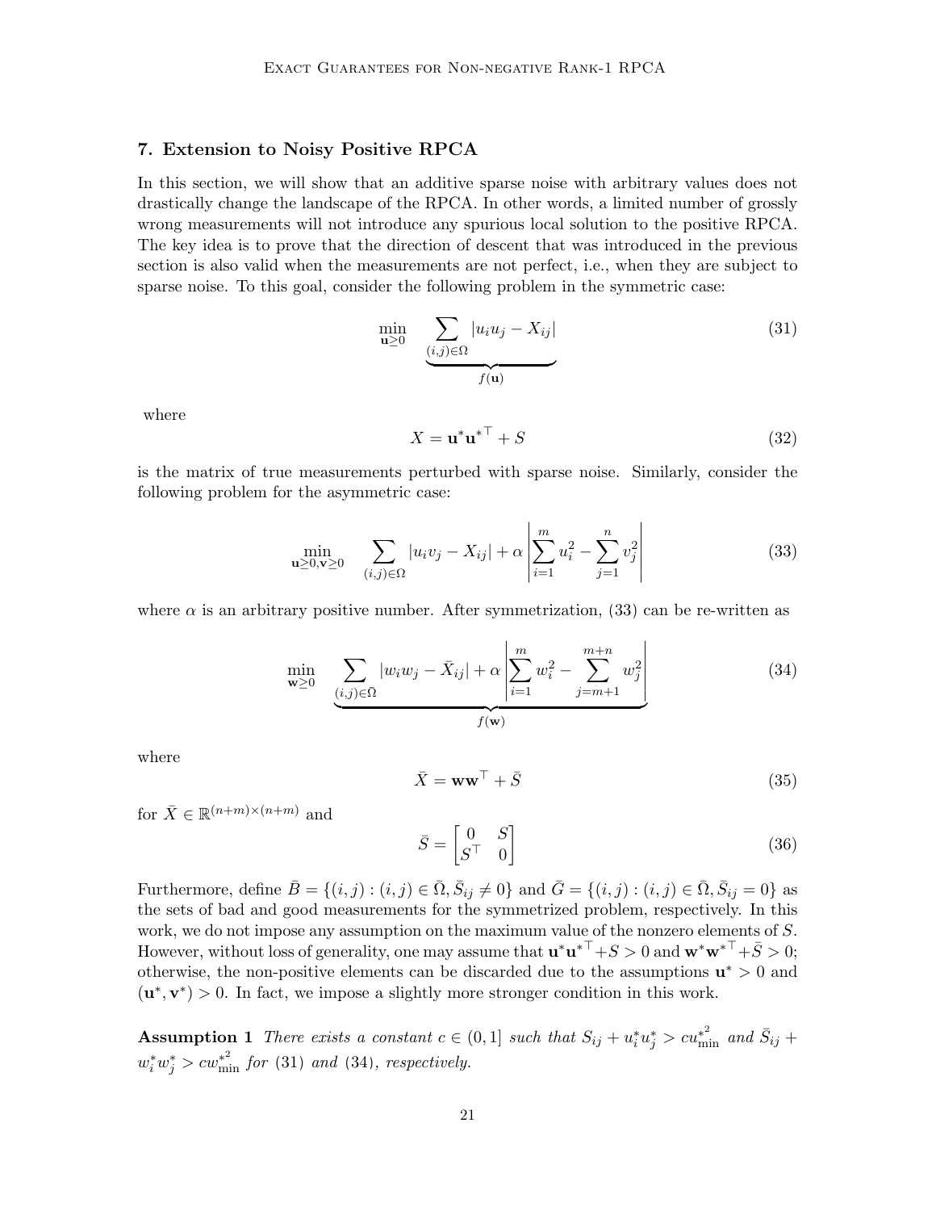## 7. Extension to Noisy Positive RPCA

In this section, we will show that an additive sparse noise with arbitrary values does not drastically change the landscape of the RPCA. In other words, a limited number of grossly wrong measurements will not introduce any spurious local solution to the positive RPCA. The key idea is to prove that the direction of descent that was introduced in the previous section is also valid when the measurements are not perfect, i.e., when they are subject to sparse noise. To this goal, consider the following problem in the symmetric case:

$$\min_{\mathbf{u}\geq 0} \quad \underbrace{\sum_{(i,j)\in\Omega} |u_i u_j - X_{ij}|}_{f(\mathbf{u})} \tag{31}$$

where

$$X = \mathbf{u}^* {\mathbf{u}^*}^\top + S \tag{32}$$

is the matrix of true measurements perturbed with sparse noise. Similarly, consider the following problem for the asymmetric case:

$$\min_{\mathbf{u}\geq 0, \mathbf{v}\geq 0} \quad \sum_{(i,j)\in\Omega} |u_i v_j - X_{ij}| + \alpha \left| \sum_{i=1}^{m} u_i^2 - \sum_{j=1}^{n} v_j^2 \right| \tag{33}$$

where $\alpha$ is an arbitrary positive number. After symmetrization, (33) can be re-written as

$$\min_{\mathbf{w}\geq 0} \quad \underbrace{\sum_{(i,j)\in\bar{\Omega}} |w_i w_j - \bar{X}_{ij}| + \alpha \left| \sum_{i=1}^{m} w_i^2 - \sum_{j=m+1}^{m+n} w_j^2 \right|}_{f(\mathbf{w})} \tag{34}$$

where

$$\bar{X} = \mathbf{w}\mathbf{w}^\top + \bar{S} \tag{35}$$

for $\bar{X} \in \mathbb{R}^{(n+m)\times(n+m)}$ and

$$\bar{S} = \begin{bmatrix} 0 & S \\ S^\top & 0 \end{bmatrix} \tag{36}$$

Furthermore, define $\bar{B} = \{(i,j) : (i,j) \in \bar{\Omega}, \bar{S}_{ij} \neq 0\}$ and $\bar{G} = \{(i,j) : (i,j) \in \bar{\Omega}, \bar{S}_{ij} = 0\}$ as the sets of bad and good measurements for the symmetrized problem, respectively. In this work, we do not impose any assumption on the maximum value of the nonzero elements of $S$. However, without loss of generality, one may assume that $\mathbf{u}^*{\mathbf{u}^*}^\top + S > 0$ and $\mathbf{w}^*{\mathbf{w}^*}^\top + \bar{S} > 0$; otherwise, the non-positive elements can be discarded due to the assumptions $\mathbf{u}^* > 0$ and $(\mathbf{u}^*, \mathbf{v}^*) > 0$. In fact, we impose a slightly more stronger condition in this work.

**Assumption 1** *There exists a constant $c \in (0, 1]$ such that $S_{ij} + u_i^* u_j^* > c{u^*_{\min}}^2$ and $\bar{S}_{ij} + w_i^* w_j^* > c{w^*_{\min}}^2$ for (31) and (34), respectively.*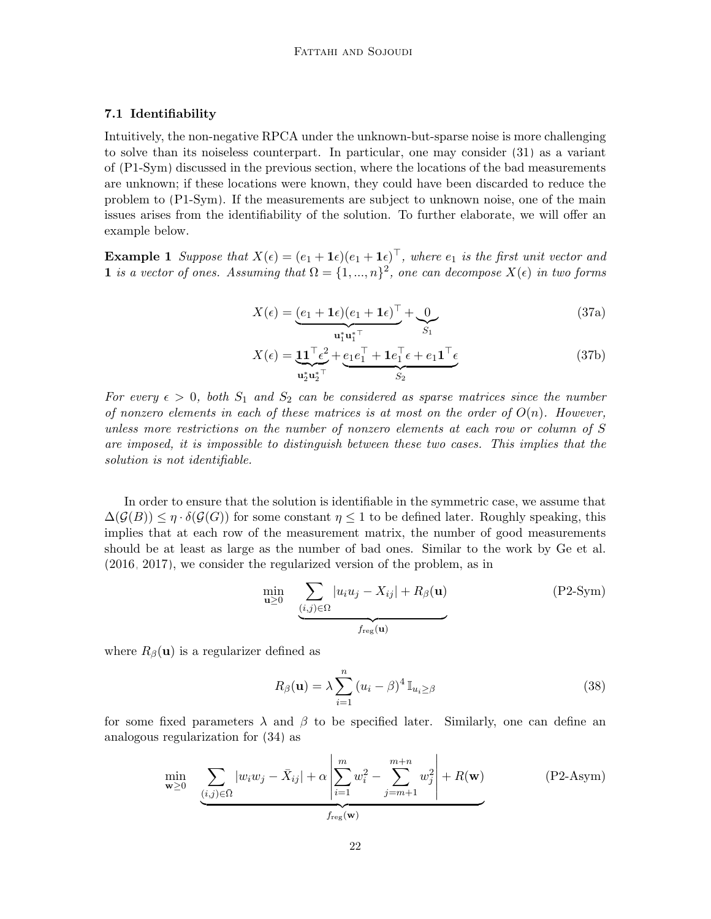### 7.1 Identifiability

Intuitively, the non-negative RPCA under the unknown-but-sparse noise is more challenging to solve than its noiseless counterpart. In particular, one may consider (31) as a variant of (P1-Sym) discussed in the previous section, where the locations of the bad measurements are unknown; if these locations were known, they could have been discarded to reduce the problem to (P1-Sym). If the measurements are subject to unknown noise, one of the main issues arises from the identifiability of the solution. To further elaborate, we will offer an example below.

**Example 1** *Suppose that $X(\epsilon) = (e_1 + \mathbf{1}\epsilon)(e_1 + \mathbf{1}\epsilon)^\top$, where $e_1$ is the first unit vector and $\mathbf{1}$ is a vector of ones. Assuming that $\Omega = \{1, ..., n\}^2$, one can decompose $X(\epsilon)$ in two forms*

$$X(\epsilon) = \underbrace{(e_1 + \mathbf{1}\epsilon)(e_1 + \mathbf{1}\epsilon)^\top}_{\mathbf{u}_1^*\mathbf{u}_1^{*\top}} + \underbrace{0}_{S_1} \tag{37a}$$

$$X(\epsilon) = \underbrace{\mathbf{1}\mathbf{1}^\top\epsilon^2}_{\mathbf{u}_2^*\mathbf{u}_2^{*\top}} + \underbrace{e_1 e_1^\top + \mathbf{1}e_1^\top\epsilon + e_1\mathbf{1}^\top\epsilon}_{S_2} \tag{37b}$$

*For every $\epsilon > 0$, both $S_1$ and $S_2$ can be considered as sparse matrices since the number of nonzero elements in each of these matrices is at most on the order of $O(n)$. However, unless more restrictions on the number of nonzero elements at each row or column of $S$ are imposed, it is impossible to distinguish between these two cases. This implies that the solution is not identifiable.*

In order to ensure that the solution is identifiable in the symmetric case, we assume that $\Delta(\mathcal{G}(B)) \leq \eta \cdot \delta(\mathcal{G}(G))$ for some constant $\eta \leq 1$ to be defined later. Roughly speaking, this implies that at each row of the measurement matrix, the number of good measurements should be at least as large as the number of bad ones. Similar to the work by Ge et al. (2016, 2017), we consider the regularized version of the problem, as in

$$\min_{\mathbf{u} \geq 0} \quad \underbrace{\sum_{(i,j)\in\Omega} |u_i u_j - X_{ij}| + R_\beta(\mathbf{u})}_{f_{\text{reg}}(\mathbf{u})} \tag{P2-Sym}$$

where $R_\beta(\mathbf{u})$ is a regularizer defined as

$$R_\beta(\mathbf{u}) = \lambda \sum_{i=1}^{n} (u_i - \beta)^4 \mathbb{I}_{u_i \geq \beta} \tag{38}$$

for some fixed parameters $\lambda$ and $\beta$ to be specified later. Similarly, one can define an analogous regularization for (34) as

$$\min_{\mathbf{w} \geq 0} \quad \underbrace{\sum_{(i,j)\in\Omega} |w_i w_j - \bar{X}_{ij}| + \alpha \left| \sum_{i=1}^{m} w_i^2 - \sum_{j=m+1}^{m+n} w_j^2 \right| + R(\mathbf{w})}_{f_{\text{reg}}(\mathbf{w})} \tag{P2-Asym}$$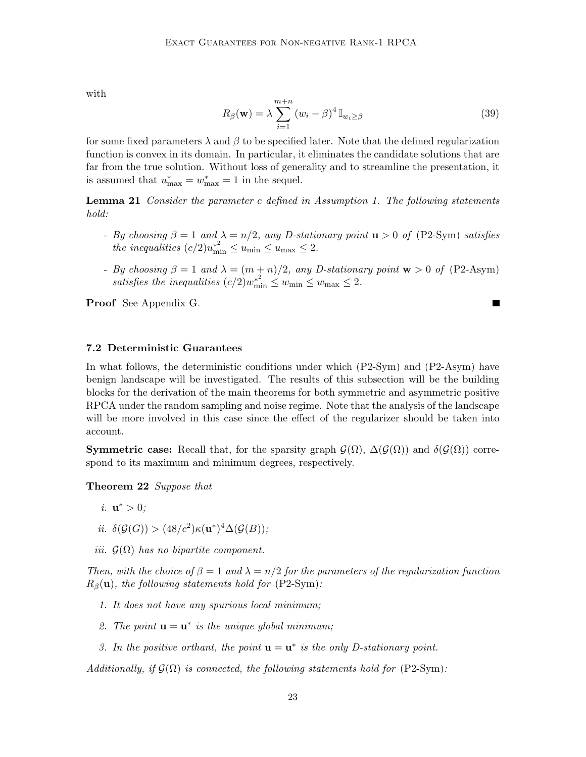with

$$R_\beta(\mathbf{w}) = \lambda \sum_{i=1}^{m+n} (w_i - \beta)^4 \, \mathbb{I}_{w_i \geq \beta} \tag{39}$$

for some fixed parameters $\lambda$ and $\beta$ to be specified later. Note that the defined regularization function is convex in its domain. In particular, it eliminates the candidate solutions that are far from the true solution. Without loss of generality and to streamline the presentation, it is assumed that $u^*_{\max} = w^*_{\max} = 1$ in the sequel.

**Lemma 21** *Consider the parameter $c$ defined in Assumption 1. The following statements hold:*

- *By choosing $\beta = 1$ and $\lambda = n/2$, any D-stationary point $\mathbf{u} > 0$ of (P2-Sym) satisfies the inequalities $(c/2)u^{*^2}_{\min} \leq u_{\min} \leq u_{\max} \leq 2$.*
- *By choosing $\beta = 1$ and $\lambda = (m+n)/2$, any D-stationary point $\mathbf{w} > 0$ of (P2-Asym) satisfies the inequalities $(c/2)w^{*^2}_{\min} \leq w_{\min} \leq w_{\max} \leq 2$.*

**Proof** See Appendix G. ■

### 7.2 Deterministic Guarantees

In what follows, the deterministic conditions under which (P2-Sym) and (P2-Asym) have benign landscape will be investigated. The results of this subsection will be the building blocks for the derivation of the main theorems for both symmetric and asymmetric positive RPCA under the random sampling and noise regime. Note that the analysis of the landscape will be more involved in this case since the effect of the regularizer should be taken into account.

**Symmetric case:** Recall that, for the sparsity graph $\mathcal{G}(\Omega)$, $\Delta(\mathcal{G}(\Omega))$ and $\delta(\mathcal{G}(\Omega))$ correspond to its maximum and minimum degrees, respectively.

**Theorem 22** *Suppose that*

*i.* $\mathbf{u}^* > 0$;

*ii.* $\delta(\mathcal{G}(G)) > (48/c^2)\kappa(\mathbf{u}^*)^4 \Delta(\mathcal{G}(B))$;

*iii.* $\mathcal{G}(\Omega)$ *has no bipartite component.*

*Then, with the choice of $\beta = 1$ and $\lambda = n/2$ for the parameters of the regularization function $R_\beta(\mathbf{u})$, the following statements hold for (P2-Sym):*

1. *It does not have any spurious local minimum;*
2. *The point $\mathbf{u} = \mathbf{u}^*$ is the unique global minimum;*
3. *In the positive orthant, the point $\mathbf{u} = \mathbf{u}^*$ is the only D-stationary point.*

*Additionally, if $\mathcal{G}(\Omega)$ is connected, the following statements hold for (P2-Sym):*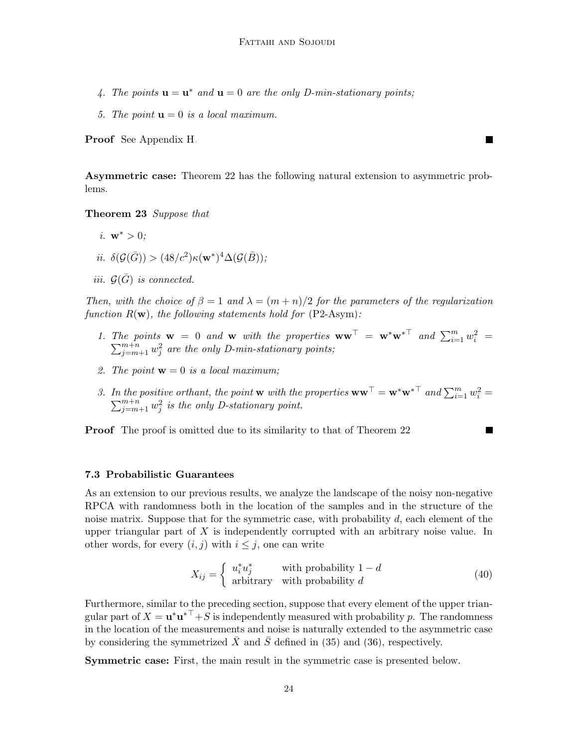4. *The points* $\mathbf{u} = \mathbf{u}^*$ *and* $\mathbf{u} = 0$ *are the only D-min-stationary points;*

5. *The point* $\mathbf{u} = 0$ *is a local maximum.*

**Proof** See Appendix H. ■

**Asymmetric case:** Theorem 22 has the following natural extension to asymmetric problems.

**Theorem 23** *Suppose that*

*i.* $\mathbf{w}^* > 0$*;*

*ii.* $\delta(\mathcal{G}(\bar{G})) > (48/c^2)\kappa(\mathbf{w}^*)^4\Delta(\mathcal{G}(\bar{B}))$*;*

*iii.* $\mathcal{G}(\bar{G})$ *is connected.*

*Then, with the choice of* $\beta = 1$ *and* $\lambda = (m+n)/2$ *for the parameters of the regularization function* $R(\mathbf{w})$*, the following statements hold for* (P2-Asym)*:*

1. *The points* $\mathbf{w} = 0$ *and* $\mathbf{w}$ *with the properties* $\mathbf{w}\mathbf{w}^\top = \mathbf{w}^*\mathbf{w}^{*\top}$ *and* $\sum_{i=1}^{m} w_i^2 = \sum_{j=m+1}^{m+n} w_j^2$ *are the only D-min-stationary points;*

2. *The point* $\mathbf{w} = 0$ *is a local maximum;*

3. *In the positive orthant, the point* $\mathbf{w}$ *with the properties* $\mathbf{w}\mathbf{w}^\top = \mathbf{w}^*\mathbf{w}^{*\top}$ *and* $\sum_{i=1}^{m} w_i^2 = \sum_{j=m+1}^{m+n} w_j^2$ *is the only D-stationary point.*

**Proof** The proof is omitted due to its similarity to that of Theorem 22. ■

### 7.3 Probabilistic Guarantees

As an extension to our previous results, we analyze the landscape of the noisy non-negative RPCA with randomness both in the location of the samples and in the structure of the noise matrix. Suppose that for the symmetric case, with probability $d$, each element of the upper triangular part of $X$ is independently corrupted with an arbitrary noise value. In other words, for every $(i, j)$ with $i \leq j$, one can write

$$X_{ij} = \begin{cases} u_i^* u_j^* & \text{with probability } 1-d \\ \text{arbitrary} & \text{with probability } d \end{cases} \tag{40}$$

Furthermore, similar to the preceding section, suppose that every element of the upper triangular part of $X = \mathbf{u}^*\mathbf{u}^{*\top} + S$ is independently measured with probability $p$. The randomness in the location of the measurements and noise is naturally extended to the asymmetric case by considering the symmetrized $\bar{X}$ and $\bar{S}$ defined in (35) and (36), respectively.

**Symmetric case:** First, the main result in the symmetric case is presented below.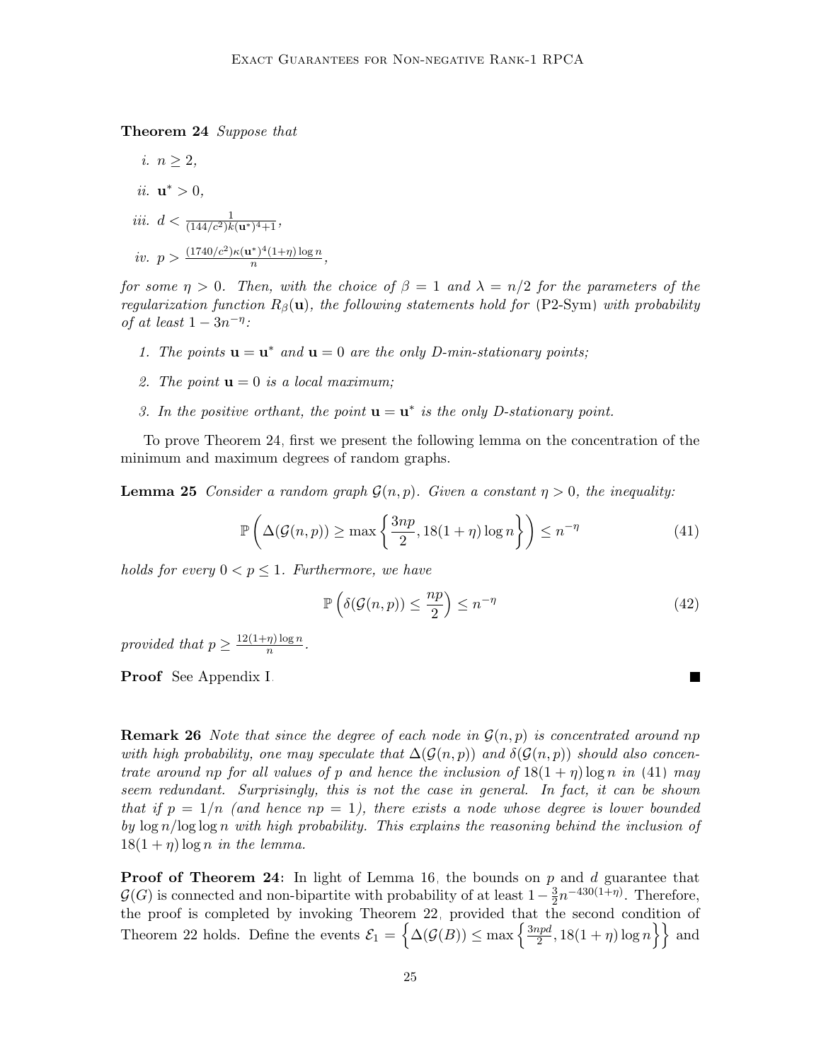**Theorem 24** *Suppose that*

*i.* $n \geq 2$,

*ii.* $\mathbf{u}^* > 0$,

*iii.* $d < \frac{1}{(144/c^2)k(\mathbf{u}^*)^4+1}$,

*iv.* $p > \frac{(1740/c^2)\kappa(\mathbf{u}^*)^4(1+\eta)\log n}{n}$,

*for some $\eta > 0$. Then, with the choice of $\beta = 1$ and $\lambda = n/2$ for the parameters of the regularization function $R_\beta(\mathbf{u})$, the following statements hold for* (P2-Sym) *with probability of at least $1 - 3n^{-\eta}$:*

1. *The points $\mathbf{u} = \mathbf{u}^*$ and $\mathbf{u} = 0$ are the only D-min-stationary points;*
2. *The point $\mathbf{u} = 0$ is a local maximum;*
3. *In the positive orthant, the point $\mathbf{u} = \mathbf{u}^*$ is the only D-stationary point.*

To prove Theorem 24, first we present the following lemma on the concentration of the minimum and maximum degrees of random graphs.

**Lemma 25** *Consider a random graph $\mathcal{G}(n,p)$. Given a constant $\eta > 0$, the inequality:*

$$\mathbb{P}\left(\Delta(\mathcal{G}(n,p)) \geq \max\left\{\frac{3np}{2}, 18(1+\eta)\log n\right\}\right) \leq n^{-\eta} \tag{41}$$

*holds for every $0 < p \leq 1$. Furthermore, we have*

$$\mathbb{P}\left(\delta(\mathcal{G}(n,p)) \leq \frac{np}{2}\right) \leq n^{-\eta} \tag{42}$$

*provided that $p \geq \frac{12(1+\eta)\log n}{n}$.*

**Proof** See Appendix I. ■

**Remark 26** *Note that since the degree of each node in $\mathcal{G}(n,p)$ is concentrated around $np$ with high probability, one may speculate that $\Delta(\mathcal{G}(n,p))$ and $\delta(\mathcal{G}(n,p))$ should also concentrate around $np$ for all values of $p$ and hence the inclusion of $18(1+\eta)\log n$ in* (41) *may seem redundant. Surprisingly, this is not the case in general. In fact, it can be shown that if $p = 1/n$ (and hence $np = 1$), there exists a node whose degree is lower bounded by $\log n/\log\log n$ with high probability. This explains the reasoning behind the inclusion of $18(1+\eta)\log n$ in the lemma.*

**Proof of Theorem 24:** In light of Lemma 16, the bounds on $p$ and $d$ guarantee that $\mathcal{G}(G)$ is connected and non-bipartite with probability of at least $1 - \frac{3}{2}n^{-430(1+\eta)}$. Therefore, the proof is completed by invoking Theorem 22, provided that the second condition of Theorem 22 holds. Define the events $\mathcal{E}_1 = \left\{\Delta(\mathcal{G}(B)) \leq \max\left\{\frac{3npd}{2}, 18(1+\eta)\log n\right\}\right\}$ and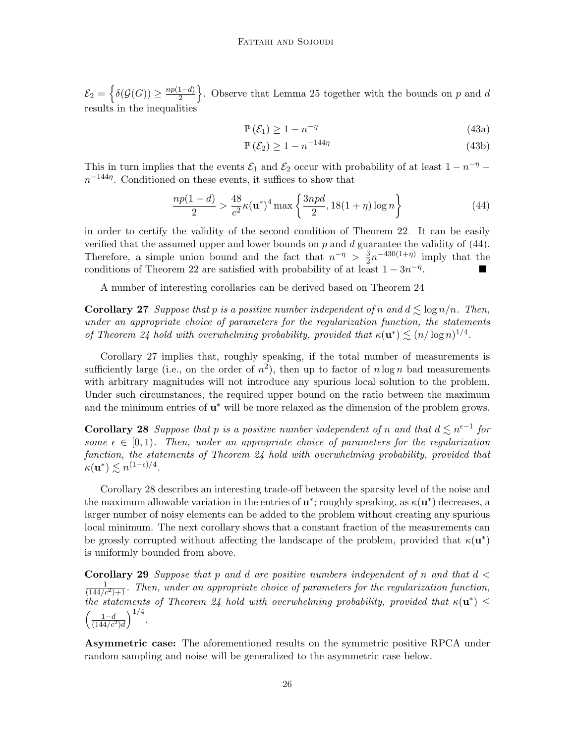$\mathcal{E}_2 = \left\{\delta(\mathcal{G}(G)) \geq \frac{np(1-d)}{2}\right\}$. Observe that Lemma 25 together with the bounds on $p$ and $d$ results in the inequalities

$$\mathbb{P}\left(\mathcal{E}_1\right) \geq 1 - n^{-\eta} \tag{43a}$$

$$\mathbb{P}\left(\mathcal{E}_2\right) \geq 1 - n^{-144\eta} \tag{43b}$$

This in turn implies that the events $\mathcal{E}_1$ and $\mathcal{E}_2$ occur with probability of at least $1 - n^{-\eta} - n^{-144\eta}$. Conditioned on these events, it suffices to show that

$$\frac{np(1-d)}{2} > \frac{48}{c^2}\kappa(\mathbf{u}^*)^4 \max\left\{\frac{3npd}{2}, 18(1+\eta)\log n\right\} \tag{44}$$

in order to certify the validity of the second condition of Theorem 22. It can be easily verified that the assumed upper and lower bounds on $p$ and $d$ guarantee the validity of (44). Therefore, a simple union bound and the fact that $n^{-\eta} > \frac{3}{2}n^{-430(1+\eta)}$ imply that the conditions of Theorem 22 are satisfied with probability of at least $1 - 3n^{-\eta}$. ■

A number of interesting corollaries can be derived based on Theorem 24.

**Corollary 27** *Suppose that $p$ is a positive number independent of $n$ and $d \lesssim \log n/n$. Then, under an appropriate choice of parameters for the regularization function, the statements of Theorem 24 hold with overwhelming probability, provided that $\kappa(\mathbf{u}^*) \lesssim (n/\log n)^{1/4}$.*

Corollary 27 implies that, roughly speaking, if the total number of measurements is sufficiently large (i.e., on the order of $n^2$), then up to factor of $n \log n$ bad measurements with arbitrary magnitudes will not introduce any spurious local solution to the problem. Under such circumstances, the required upper bound on the ratio between the maximum and the minimum entries of $\mathbf{u}^*$ will be more relaxed as the dimension of the problem grows.

**Corollary 28** *Suppose that $p$ is a positive number independent of $n$ and that $d \lesssim n^{\epsilon-1}$ for some $\epsilon \in [0, 1)$. Then, under an appropriate choice of parameters for the regularization function, the statements of Theorem 24 hold with overwhelming probability, provided that $\kappa(\mathbf{u}^*) \lesssim n^{(1-\epsilon)/4}$.*

Corollary 28 describes an interesting trade-off between the sparsity level of the noise and the maximum allowable variation in the entries of $\mathbf{u}^*$; roughly speaking, as $\kappa(\mathbf{u}^*)$ decreases, a larger number of noisy elements can be added to the problem without creating any spurious local minimum. The next corollary shows that a constant fraction of the measurements can be grossly corrupted without affecting the landscape of the problem, provided that $\kappa(\mathbf{u}^*)$ is uniformly bounded from above.

**Corollary 29** *Suppose that $p$ and $d$ are positive numbers independent of $n$ and that $d < \frac{1}{(144/c^2)+1}$. Then, under an appropriate choice of parameters for the regularization function, the statements of Theorem 24 hold with overwhelming probability, provided that $\kappa(\mathbf{u}^*) \leq \left(\frac{1-d}{(144/c^2)d}\right)^{1/4}$.*

**Asymmetric case:** The aforementioned results on the symmetric positive RPCA under random sampling and noise will be generalized to the asymmetric case below.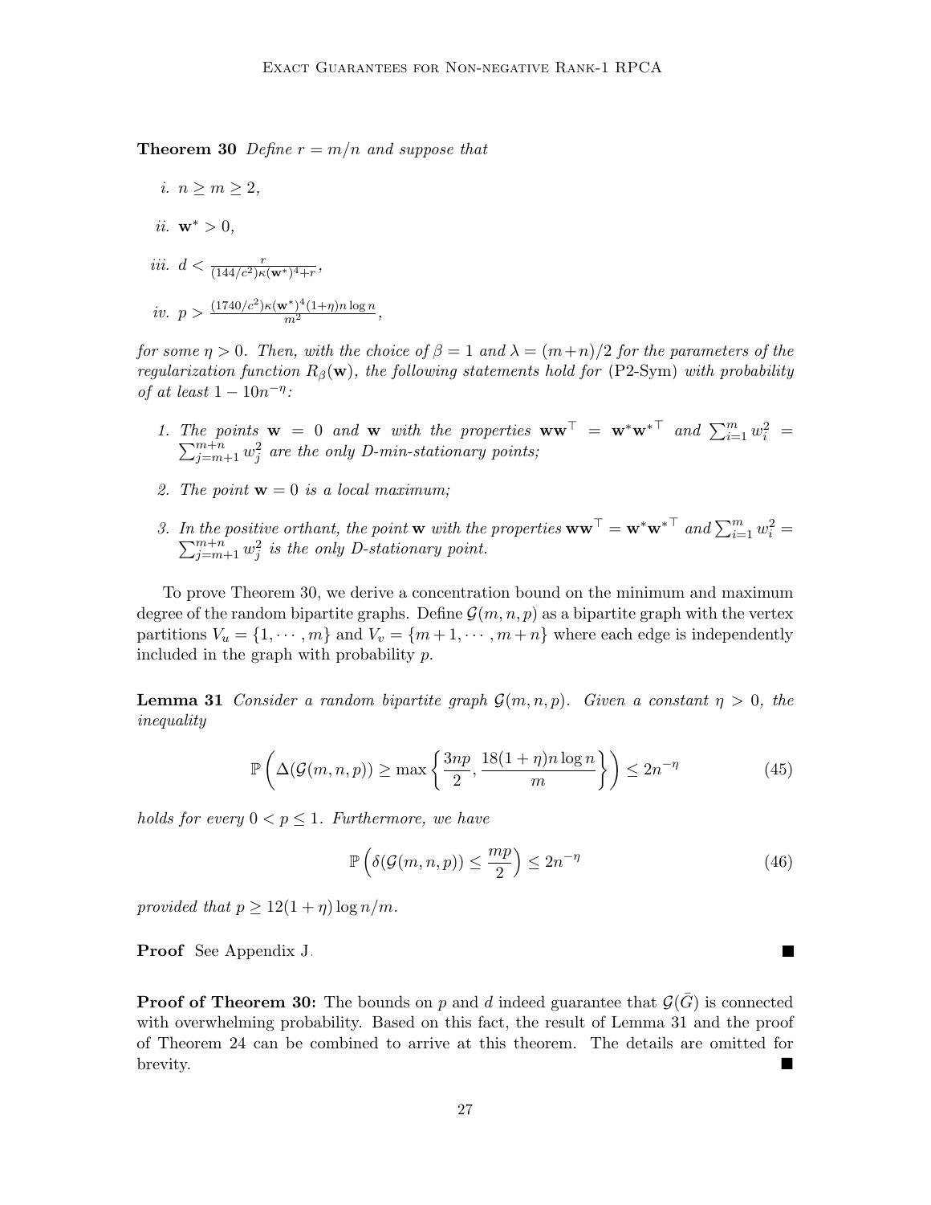**Theorem 30** *Define $r = m/n$ and suppose that*

*i.* $n \geq m \geq 2$,

*ii.* $\mathbf{w}^* > 0$,

*iii.* $d < \frac{r}{(144/c^2)\kappa(\mathbf{w}^*)^4 + r}$,

*iv.* $p > \frac{(1740/c^2)\kappa(\mathbf{w}^*)^4(1+\eta)n\log n}{m^2}$,

*for some $\eta > 0$. Then, with the choice of $\beta = 1$ and $\lambda = (m+n)/2$ for the parameters of the regularization function $R_\beta(\mathbf{w})$, the following statements hold for* (P2-Sym) *with probability of at least $1 - 10n^{-\eta}$:*

1. *The points $\mathbf{w} = 0$ and $\mathbf{w}$ with the properties $\mathbf{w}\mathbf{w}^\top = \mathbf{w}^*\mathbf{w}^{*\top}$ and $\sum_{i=1}^m w_i^2 = \sum_{j=m+1}^{m+n} w_j^2$ are the only D-min-stationary points;*
2. *The point $\mathbf{w} = 0$ is a local maximum;*
3. *In the positive orthant, the point $\mathbf{w}$ with the properties $\mathbf{w}\mathbf{w}^\top = \mathbf{w}^*\mathbf{w}^{*\top}$ and $\sum_{i=1}^m w_i^2 = \sum_{j=m+1}^{m+n} w_j^2$ is the only D-stationary point.*

To prove Theorem 30, we derive a concentration bound on the minimum and maximum degree of the random bipartite graphs. Define $\mathcal{G}(m,n,p)$ as a bipartite graph with the vertex partitions $V_u = \{1, \cdots, m\}$ and $V_v = \{m+1, \cdots, m+n\}$ where each edge is independently included in the graph with probability $p$.

**Lemma 31** *Consider a random bipartite graph $\mathcal{G}(m,n,p)$. Given a constant $\eta > 0$, the inequality*

$$\mathbb{P}\left(\Delta(\mathcal{G}(m,n,p)) \geq \max\left\{\frac{3np}{2}, \frac{18(1+\eta)n\log n}{m}\right\}\right) \leq 2n^{-\eta} \tag{45}$$

*holds for every $0 < p \leq 1$. Furthermore, we have*

$$\mathbb{P}\left(\delta(\mathcal{G}(m,n,p)) \leq \frac{mp}{2}\right) \leq 2n^{-\eta} \tag{46}$$

*provided that $p \geq 12(1+\eta)\log n/m$.*

**Proof** See Appendix J. ∎

**Proof of Theorem 30:** The bounds on $p$ and $d$ indeed guarantee that $\mathcal{G}(\bar{G})$ is connected with overwhelming probability. Based on this fact, the result of Lemma 31 and the proof of Theorem 24 can be combined to arrive at this theorem. The details are omitted for brevity. ∎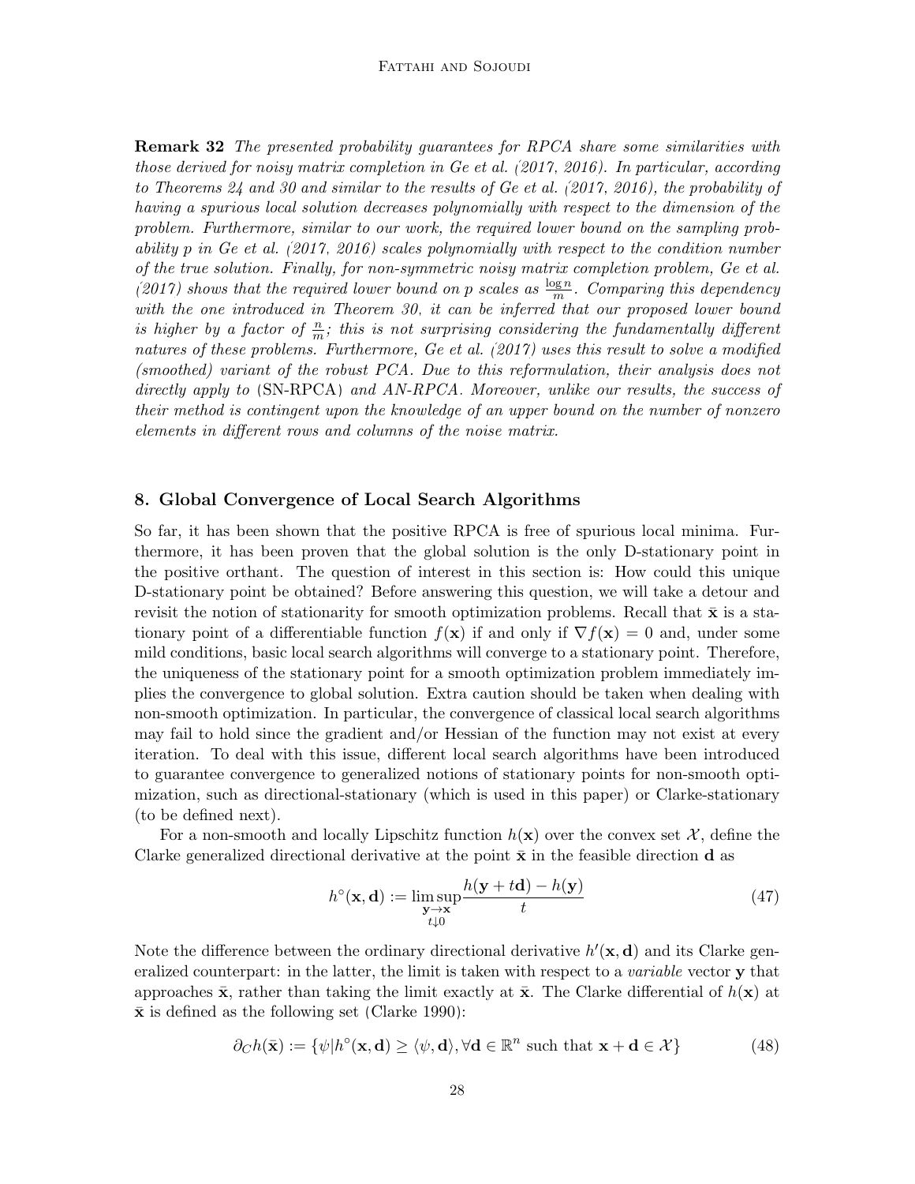**Remark 32** *The presented probability guarantees for RPCA share some similarities with those derived for noisy matrix completion in Ge et al. (2017, 2016). In particular, according to Theorems 24 and 30 and similar to the results of Ge et al. (2017, 2016), the probability of having a spurious local solution decreases polynomially with respect to the dimension of the problem. Furthermore, similar to our work, the required lower bound on the sampling probability $p$ in Ge et al. (2017, 2016) scales polynomially with respect to the condition number of the true solution. Finally, for non-symmetric noisy matrix completion problem, Ge et al. (2017) shows that the required lower bound on $p$ scales as $\frac{\log n}{m}$. Comparing this dependency with the one introduced in Theorem 30, it can be inferred that our proposed lower bound is higher by a factor of $\frac{n}{m}$; this is not surprising considering the fundamentally different natures of these problems. Furthermore, Ge et al. (2017) uses this result to solve a modified (smoothed) variant of the robust PCA. Due to this reformulation, their analysis does not directly apply to* (SN-RPCA) *and AN-RPCA. Moreover, unlike our results, the success of their method is contingent upon the knowledge of an upper bound on the number of nonzero elements in different rows and columns of the noise matrix.*

## 8. Global Convergence of Local Search Algorithms

So far, it has been shown that the positive RPCA is free of spurious local minima. Furthermore, it has been proven that the global solution is the only D-stationary point in the positive orthant. The question of interest in this section is: How could this unique D-stationary point be obtained? Before answering this question, we will take a detour and revisit the notion of stationarity for smooth optimization problems. Recall that $\bar{\mathbf{x}}$ is a stationary point of a differentiable function $f(\mathbf{x})$ if and only if $\nabla f(\mathbf{x}) = 0$ and, under some mild conditions, basic local search algorithms will converge to a stationary point. Therefore, the uniqueness of the stationary point for a smooth optimization problem immediately implies the convergence to global solution. Extra caution should be taken when dealing with non-smooth optimization. In particular, the convergence of classical local search algorithms may fail to hold since the gradient and/or Hessian of the function may not exist at every iteration. To deal with this issue, different local search algorithms have been introduced to guarantee convergence to generalized notions of stationary points for non-smooth optimization, such as directional-stationary (which is used in this paper) or Clarke-stationary (to be defined next).

For a non-smooth and locally Lipschitz function $h(\mathbf{x})$ over the convex set $\mathcal{X}$, define the Clarke generalized directional derivative at the point $\bar{\mathbf{x}}$ in the feasible direction $\mathbf{d}$ as

$$h^\circ(\mathbf{x}, \mathbf{d}) := \limsup_{\substack{\mathbf{y} \to \mathbf{x} \\ t \downarrow 0}} \frac{h(\mathbf{y} + t\mathbf{d}) - h(\mathbf{y})}{t} \tag{47}$$

Note the difference between the ordinary directional derivative $h'(\mathbf{x}, \mathbf{d})$ and its Clarke generalized counterpart: in the latter, the limit is taken with respect to a *variable* vector $\mathbf{y}$ that approaches $\bar{\mathbf{x}}$, rather than taking the limit exactly at $\bar{\mathbf{x}}$. The Clarke differential of $h(\mathbf{x})$ at $\bar{\mathbf{x}}$ is defined as the following set (Clarke 1990):

$$\partial_C h(\bar{\mathbf{x}}) := \{\psi | h^\circ(\mathbf{x}, \mathbf{d}) \geq \langle \psi, \mathbf{d} \rangle, \forall \mathbf{d} \in \mathbb{R}^n \text{ such that } \mathbf{x} + \mathbf{d} \in \mathcal{X}\} \tag{48}$$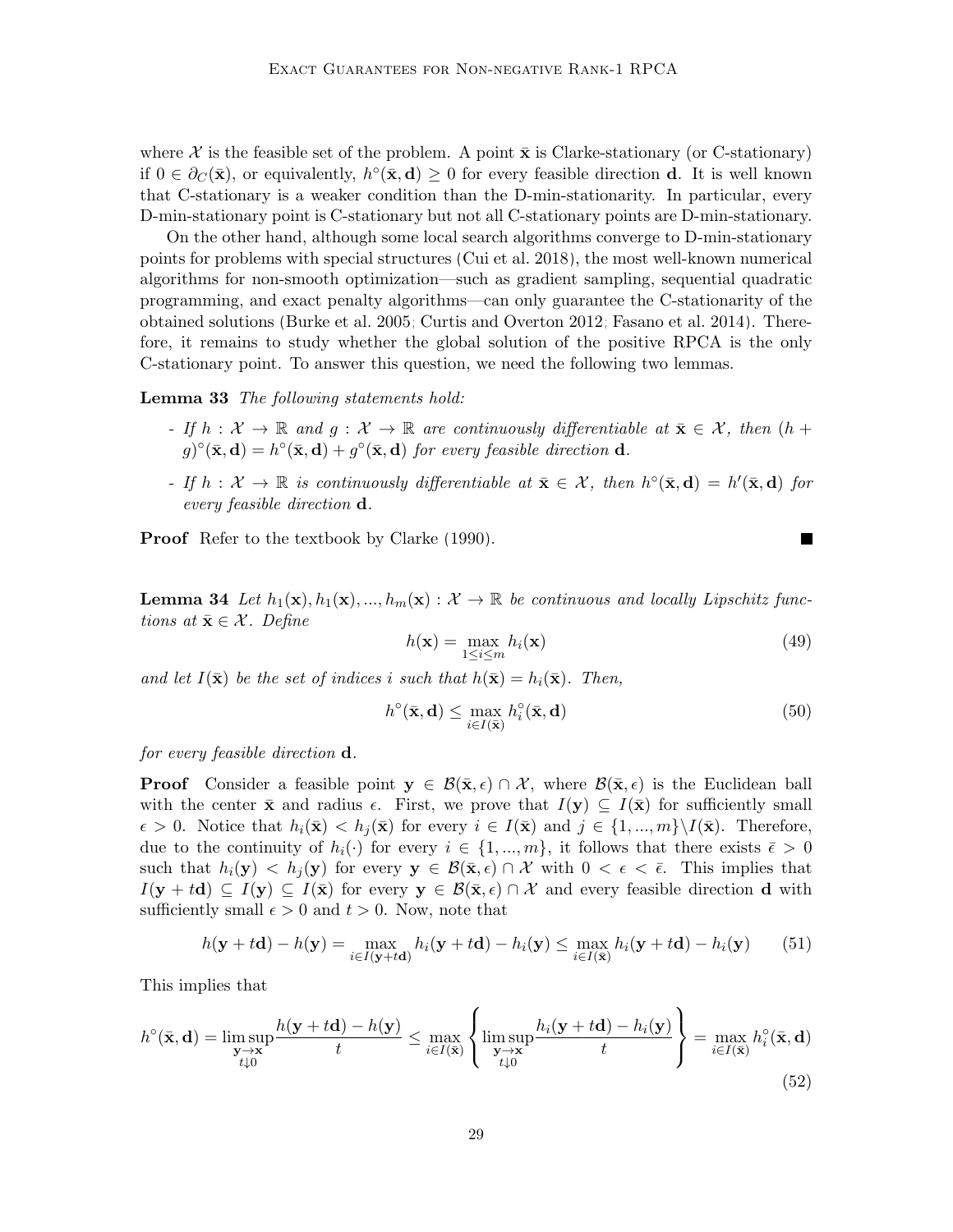where $\mathcal{X}$ is the feasible set of the problem. A point $\bar{\mathbf{x}}$ is Clarke-stationary (or C-stationary) if $0 \in \partial_C(\bar{\mathbf{x}})$, or equivalently, $h^\circ(\bar{\mathbf{x}}, \mathbf{d}) \geq 0$ for every feasible direction $\mathbf{d}$. It is well known that C-stationary is a weaker condition than the D-min-stationarity. In particular, every D-min-stationary point is C-stationary but not all C-stationary points are D-min-stationary.

On the other hand, although some local search algorithms converge to D-min-stationary points for problems with special structures (Cui et al. 2018), the most well-known numerical algorithms for non-smooth optimization—such as gradient sampling, sequential quadratic programming, and exact penalty algorithms—can only guarantee the C-stationarity of the obtained solutions (Burke et al. 2005; Curtis and Overton 2012; Fasano et al. 2014). Therefore, it remains to study whether the global solution of the positive RPCA is the only C-stationary point. To answer this question, we need the following two lemmas.

**Lemma 33** *The following statements hold:*

- *If $h : \mathcal{X} \to \mathbb{R}$ and $g : \mathcal{X} \to \mathbb{R}$ are continuously differentiable at $\bar{\mathbf{x}} \in \mathcal{X}$, then $(h+g)^\circ(\bar{\mathbf{x}}, \mathbf{d}) = h^\circ(\bar{\mathbf{x}}, \mathbf{d}) + g^\circ(\bar{\mathbf{x}}, \mathbf{d})$ for every feasible direction $\mathbf{d}$.*
- *If $h : \mathcal{X} \to \mathbb{R}$ is continuously differentiable at $\bar{\mathbf{x}} \in \mathcal{X}$, then $h^\circ(\bar{\mathbf{x}}, \mathbf{d}) = h'(\bar{\mathbf{x}}, \mathbf{d})$ for every feasible direction $\mathbf{d}$.*

**Proof** Refer to the textbook by Clarke (1990). ■

**Lemma 34** *Let $h_1(\mathbf{x}), h_1(\mathbf{x}), ..., h_m(\mathbf{x}) : \mathcal{X} \to \mathbb{R}$ be continuous and locally Lipschitz functions at $\bar{\mathbf{x}} \in \mathcal{X}$. Define*

$$h(\mathbf{x}) = \max_{1 \leq i \leq m} h_i(\mathbf{x}) \tag{49}$$

*and let $I(\bar{\mathbf{x}})$ be the set of indices $i$ such that $h(\bar{\mathbf{x}}) = h_i(\bar{\mathbf{x}})$. Then,*

$$h^\circ(\bar{\mathbf{x}}, \mathbf{d}) \leq \max_{i \in I(\bar{\mathbf{x}})} h_i^\circ(\bar{\mathbf{x}}, \mathbf{d}) \tag{50}$$

*for every feasible direction $\mathbf{d}$.*

**Proof** Consider a feasible point $\mathbf{y} \in \mathcal{B}(\bar{\mathbf{x}}, \epsilon) \cap \mathcal{X}$, where $\mathcal{B}(\bar{\mathbf{x}}, \epsilon)$ is the Euclidean ball with the center $\bar{\mathbf{x}}$ and radius $\epsilon$. First, we prove that $I(\mathbf{y}) \subseteq I(\bar{\mathbf{x}})$ for sufficiently small $\epsilon > 0$. Notice that $h_i(\bar{\mathbf{x}}) < h_j(\bar{\mathbf{x}})$ for every $i \in I(\bar{\mathbf{x}})$ and $j \in \{1, ..., m\} \backslash I(\bar{\mathbf{x}})$. Therefore, due to the continuity of $h_i(\cdot)$ for every $i \in \{1, ..., m\}$, it follows that there exists $\bar{\epsilon} > 0$ such that $h_i(\mathbf{y}) < h_j(\mathbf{y})$ for every $\mathbf{y} \in \mathcal{B}(\bar{\mathbf{x}}, \epsilon) \cap \mathcal{X}$ with $0 < \epsilon < \bar{\epsilon}$. This implies that $I(\mathbf{y} + t\mathbf{d}) \subseteq I(\mathbf{y}) \subseteq I(\bar{\mathbf{x}})$ for every $\mathbf{y} \in \mathcal{B}(\bar{\mathbf{x}}, \epsilon) \cap \mathcal{X}$ and every feasible direction $\mathbf{d}$ with sufficiently small $\epsilon > 0$ and $t > 0$. Now, note that

$$h(\mathbf{y} + t\mathbf{d}) - h(\mathbf{y}) = \max_{i \in I(\mathbf{y} + t\mathbf{d})} h_i(\mathbf{y} + t\mathbf{d}) - h_i(\mathbf{y}) \leq \max_{i \in I(\bar{\mathbf{x}})} h_i(\mathbf{y} + t\mathbf{d}) - h_i(\mathbf{y}) \tag{51}$$

This implies that

$$h^\circ(\bar{\mathbf{x}}, \mathbf{d}) = \limsup_{\substack{\mathbf{y} \to \mathbf{x} \\ t \downarrow 0}} \frac{h(\mathbf{y} + t\mathbf{d}) - h(\mathbf{y})}{t} \leq \max_{i \in I(\bar{\mathbf{x}})} \left\{ \limsup_{\substack{\mathbf{y} \to \mathbf{x} \\ t \downarrow 0}} \frac{h_i(\mathbf{y} + t\mathbf{d}) - h_i(\mathbf{y})}{t} \right\} = \max_{i \in I(\bar{\mathbf{x}})} h_i^\circ(\bar{\mathbf{x}}, \mathbf{d}) \tag{52}$$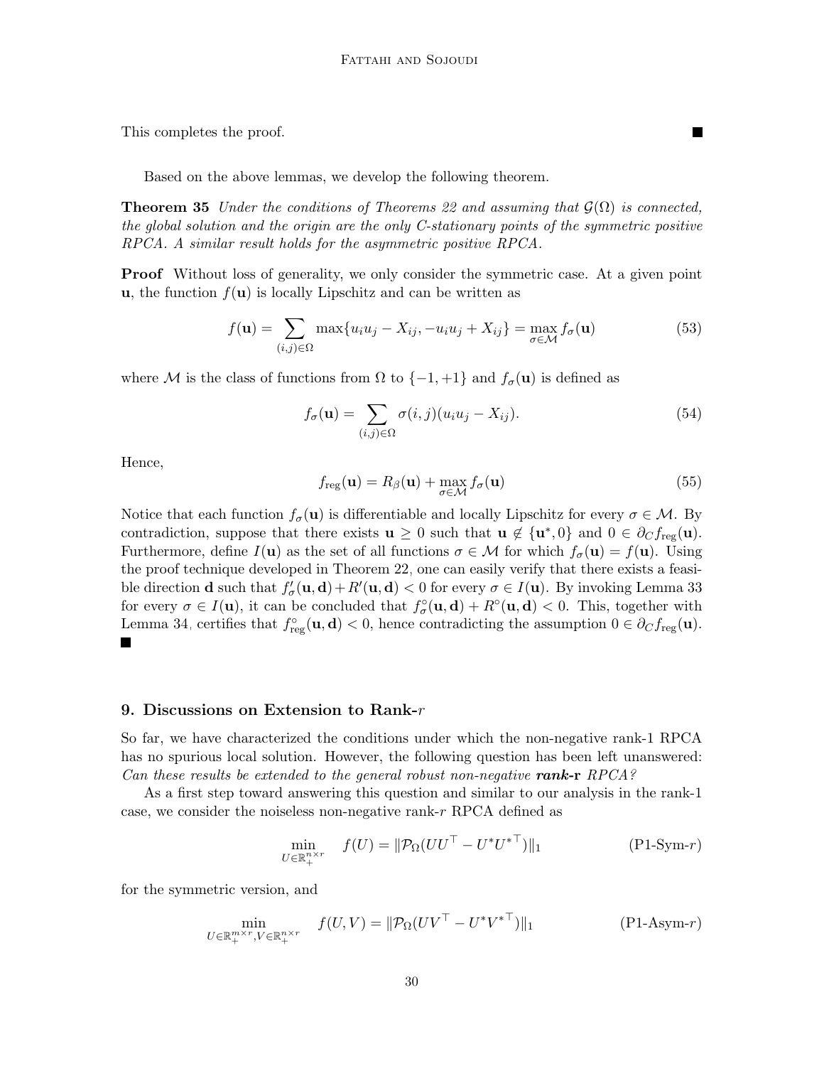This completes the proof. ■

Based on the above lemmas, we develop the following theorem.

**Theorem 35** *Under the conditions of Theorems 22 and assuming that $\mathcal{G}(\Omega)$ is connected, the global solution and the origin are the only C-stationary points of the symmetric positive RPCA. A similar result holds for the asymmetric positive RPCA.*

**Proof** Without loss of generality, we only consider the symmetric case. At a given point $\mathbf{u}$, the function $f(\mathbf{u})$ is locally Lipschitz and can be written as

$$f(\mathbf{u}) = \sum_{(i,j)\in\Omega} \max\{u_i u_j - X_{ij}, -u_i u_j + X_{ij}\} = \max_{\sigma\in\mathcal{M}} f_\sigma(\mathbf{u}) \tag{53}$$

where $\mathcal{M}$ is the class of functions from $\Omega$ to $\{-1,+1\}$ and $f_\sigma(\mathbf{u})$ is defined as

$$f_\sigma(\mathbf{u}) = \sum_{(i,j)\in\Omega} \sigma(i,j)(u_i u_j - X_{ij}). \tag{54}$$

Hence,

$$f_{\text{reg}}(\mathbf{u}) = R_\beta(\mathbf{u}) + \max_{\sigma\in\mathcal{M}} f_\sigma(\mathbf{u}) \tag{55}$$

Notice that each function $f_\sigma(\mathbf{u})$ is differentiable and locally Lipschitz for every $\sigma\in\mathcal{M}$. By contradiction, suppose that there exists $\mathbf{u}\geq 0$ such that $\mathbf{u}\notin\{\mathbf{u}^*, 0\}$ and $0\in\partial_C f_{\text{reg}}(\mathbf{u})$. Furthermore, define $I(\mathbf{u})$ as the set of all functions $\sigma\in\mathcal{M}$ for which $f_\sigma(\mathbf{u}) = f(\mathbf{u})$. Using the proof technique developed in Theorem 22, one can easily verify that there exists a feasible direction $\mathbf{d}$ such that $f'_\sigma(\mathbf{u},\mathbf{d}) + R'(\mathbf{u},\mathbf{d}) < 0$ for every $\sigma\in I(\mathbf{u})$. By invoking Lemma 33 for every $\sigma\in I(\mathbf{u})$, it can be concluded that $f^\circ_\sigma(\mathbf{u},\mathbf{d}) + R^\circ(\mathbf{u},\mathbf{d}) < 0$. This, together with Lemma 34, certifies that $f^\circ_{\text{reg}}(\mathbf{u},\mathbf{d}) < 0$, hence contradicting the assumption $0\in\partial_C f_{\text{reg}}(\mathbf{u})$. ■

## 9. Discussions on Extension to Rank-$r$

So far, we have characterized the conditions under which the non-negative rank-1 RPCA has no spurious local solution. However, the following question has been left unanswered: *Can these results be extended to the general robust non-negative* ***rank-r*** *RPCA?*

As a first step toward answering this question and similar to our analysis in the rank-1 case, we consider the noiseless non-negative rank-$r$ RPCA defined as

$$\min_{U\in\mathbb{R}_+^{n\times r}} \quad f(U) = \|\mathcal{P}_\Omega(UU^\top - U^* {U^*}^\top)\|_1 \tag{P1-Sym-$r$}$$

for the symmetric version, and

$$\min_{U\in\mathbb{R}_+^{m\times r}, V\in\mathbb{R}_+^{n\times r}} \quad f(U,V) = \|\mathcal{P}_\Omega(UV^\top - U^* {V^*}^\top)\|_1 \tag{P1-Asym-$r$}$$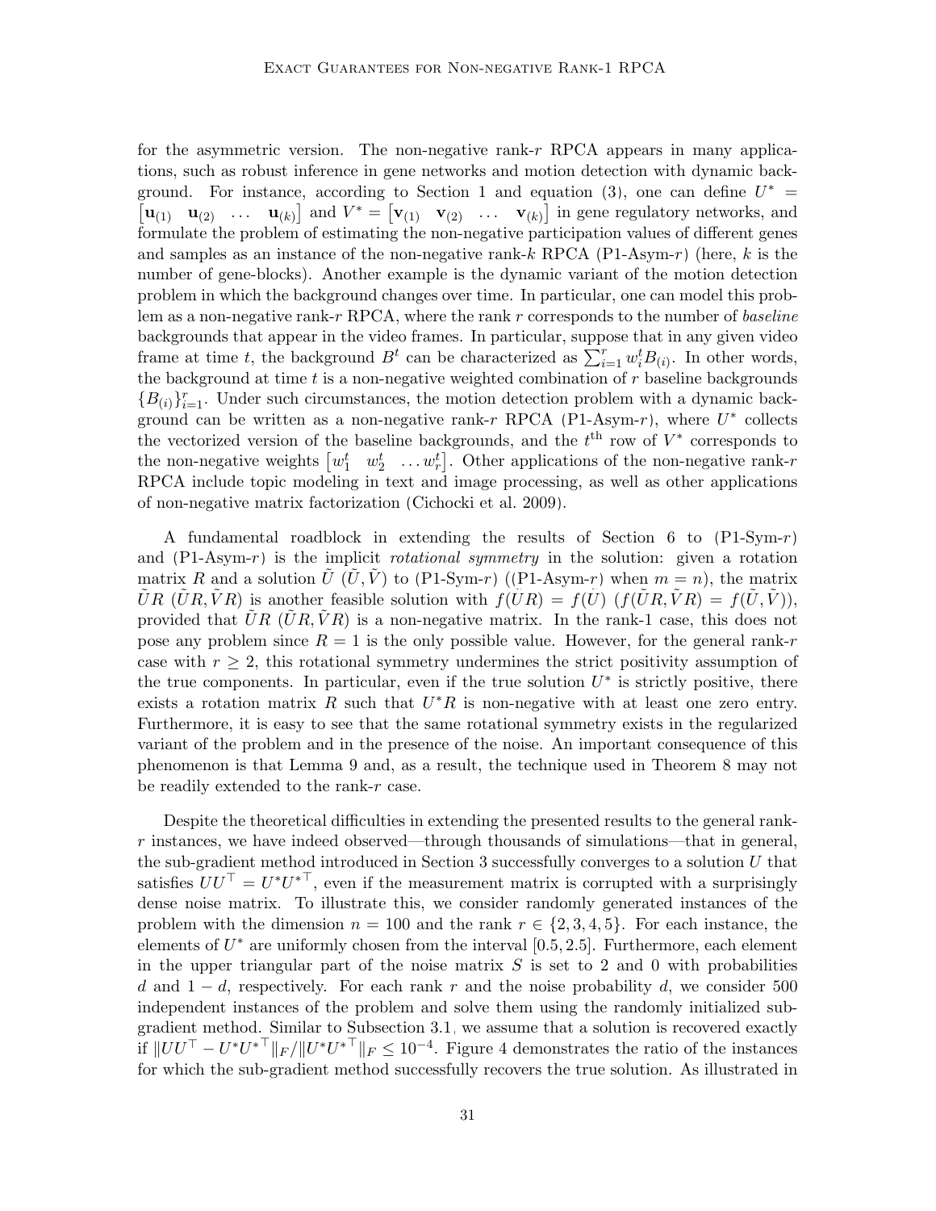for the asymmetric version. The non-negative rank-$r$ RPCA appears in many applications, such as robust inference in gene networks and motion detection with dynamic background. For instance, according to Section 1 and equation (3), one can define $U^* = \begin{bmatrix}\mathbf{u}_{(1)} & \mathbf{u}_{(2)} & \dots & \mathbf{u}_{(k)}\end{bmatrix}$ and $V^* = \begin{bmatrix}\mathbf{v}_{(1)} & \mathbf{v}_{(2)} & \dots & \mathbf{v}_{(k)}\end{bmatrix}$ in gene regulatory networks, and formulate the problem of estimating the non-negative participation values of different genes and samples as an instance of the non-negative rank-$k$ RPCA (P1-Asym-$r$) (here, $k$ is the number of gene-blocks). Another example is the dynamic variant of the motion detection problem in which the background changes over time. In particular, one can model this problem as a non-negative rank-$r$ RPCA, where the rank $r$ corresponds to the number of *baseline* backgrounds that appear in the video frames. In particular, suppose that in any given video frame at time $t$, the background $B^t$ can be characterized as $\sum_{i=1}^r w_i^t B_{(i)}$. In other words, the background at time $t$ is a non-negative weighted combination of $r$ baseline backgrounds $\{B_{(i)}\}_{i=1}^r$. Under such circumstances, the motion detection problem with a dynamic background can be written as a non-negative rank-$r$ RPCA (P1-Asym-$r$), where $U^*$ collects the vectorized version of the baseline backgrounds, and the $t^{\text{th}}$ row of $V^*$ corresponds to the non-negative weights $\begin{bmatrix}w_1^t & w_2^t & \dots w_r^t\end{bmatrix}$. Other applications of the non-negative rank-$r$ RPCA include topic modeling in text and image processing, as well as other applications of non-negative matrix factorization (Cichocki et al. 2009).

A fundamental roadblock in extending the results of Section 6 to (P1-Sym-$r$) and (P1-Asym-$r$) is the implicit *rotational symmetry* in the solution: given a rotation matrix $R$ and a solution $\tilde{U}$ ($\tilde{U}, \tilde{V}$) to (P1-Sym-$r$) ((P1-Asym-$r$) when $m = n$), the matrix $\tilde{U}R$ ($\tilde{U}R, \tilde{V}R$) is another feasible solution with $f(\tilde{U}R) = f(\tilde{U})$ ($f(\tilde{U}R, \tilde{V}R) = f(\tilde{U}, \tilde{V})$), provided that $\tilde{U}R$ ($\tilde{U}R, \tilde{V}R$) is a non-negative matrix. In the rank-1 case, this does not pose any problem since $R = 1$ is the only possible value. However, for the general rank-$r$ case with $r \geq 2$, this rotational symmetry undermines the strict positivity assumption of the true components. In particular, even if the true solution $U^*$ is strictly positive, there exists a rotation matrix $R$ such that $U^*R$ is non-negative with at least one zero entry. Furthermore, it is easy to see that the same rotational symmetry exists in the regularized variant of the problem and in the presence of the noise. An important consequence of this phenomenon is that Lemma 9 and, as a result, the technique used in Theorem 8 may not be readily extended to the rank-$r$ case.

Despite the theoretical difficulties in extending the presented results to the general rank-$r$ instances, we have indeed observed—through thousands of simulations—that in general, the sub-gradient method introduced in Section 3 successfully converges to a solution $U$ that satisfies $UU^\top = U^*U^{*\top}$, even if the measurement matrix is corrupted with a surprisingly dense noise matrix. To illustrate this, we consider randomly generated instances of the problem with the dimension $n = 100$ and the rank $r \in \{2, 3, 4, 5\}$. For each instance, the elements of $U^*$ are uniformly chosen from the interval $[0.5, 2.5]$. Furthermore, each element in the upper triangular part of the noise matrix $S$ is set to 2 and 0 with probabilities $d$ and $1 - d$, respectively. For each rank $r$ and the noise probability $d$, we consider 500 independent instances of the problem and solve them using the randomly initialized sub-gradient method. Similar to Subsection 3.1, we assume that a solution is recovered exactly if $\|UU^\top - U^*U^{*\top}\|_F / \|U^*U^{*\top}\|_F \leq 10^{-4}$. Figure 4 demonstrates the ratio of the instances for which the sub-gradient method successfully recovers the true solution. As illustrated in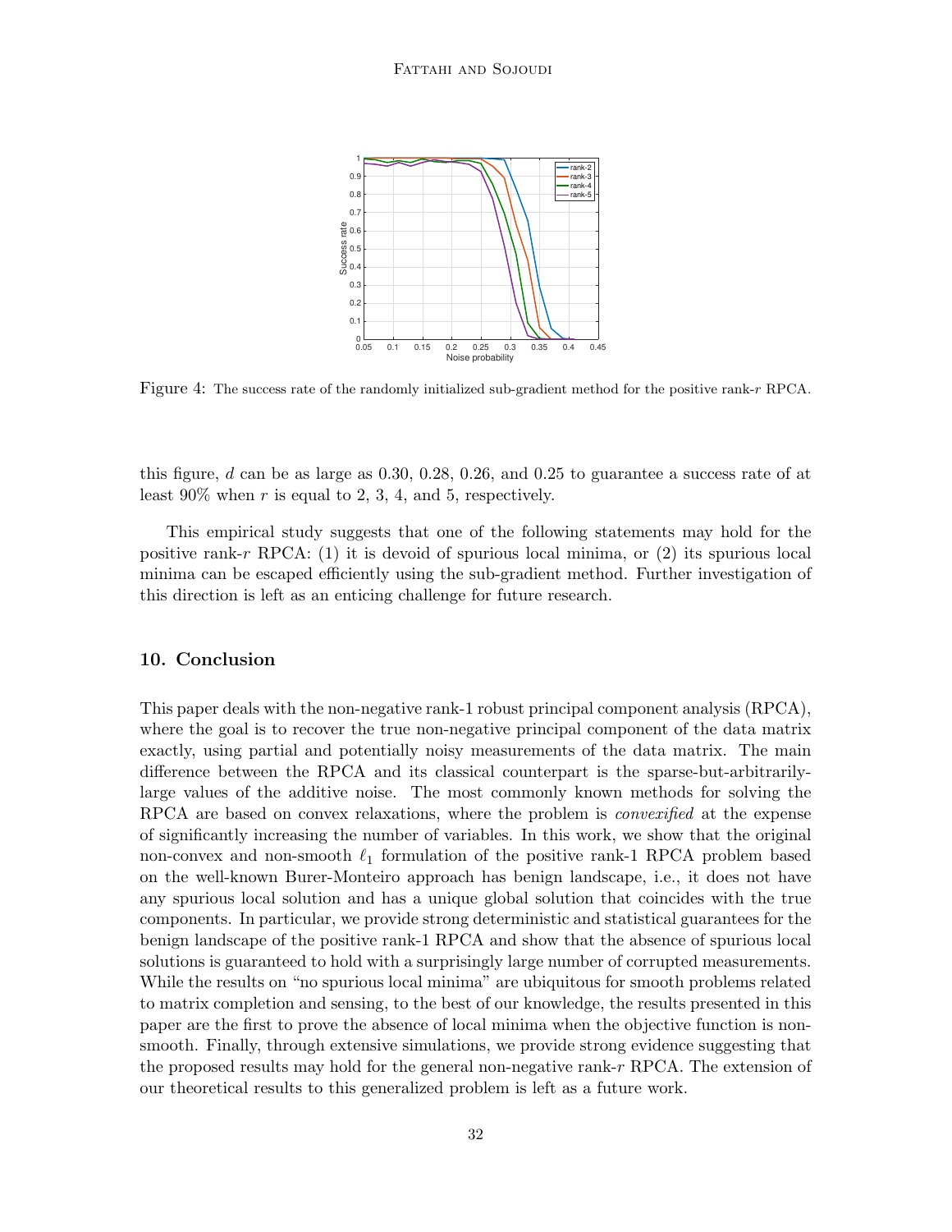Figure 4: The success rate of the randomly initialized sub-gradient method for the positive rank-$r$ RPCA.

this figure, $d$ can be as large as 0.30, 0.28, 0.26, and 0.25 to guarantee a success rate of at least 90% when $r$ is equal to 2, 3, 4, and 5, respectively.

This empirical study suggests that one of the following statements may hold for the positive rank-$r$ RPCA: (1) it is devoid of spurious local minima, or (2) its spurious local minima can be escaped efficiently using the sub-gradient method. Further investigation of this direction is left as an enticing challenge for future research.

## 10. Conclusion

This paper deals with the non-negative rank-1 robust principal component analysis (RPCA), where the goal is to recover the true non-negative principal component of the data matrix exactly, using partial and potentially noisy measurements of the data matrix. The main difference between the RPCA and its classical counterpart is the sparse-but-arbitrarily-large values of the additive noise. The most commonly known methods for solving the RPCA are based on convex relaxations, where the problem is *convexified* at the expense of significantly increasing the number of variables. In this work, we show that the original non-convex and non-smooth $\ell_1$ formulation of the positive rank-1 RPCA problem based on the well-known Burer-Monteiro approach has benign landscape, i.e., it does not have any spurious local solution and has a unique global solution that coincides with the true components. In particular, we provide strong deterministic and statistical guarantees for the benign landscape of the positive rank-1 RPCA and show that the absence of spurious local solutions is guaranteed to hold with a surprisingly large number of corrupted measurements. While the results on "no spurious local minima" are ubiquitous for smooth problems related to matrix completion and sensing, to the best of our knowledge, the results presented in this paper are the first to prove the absence of local minima when the objective function is non-smooth. Finally, through extensive simulations, we provide strong evidence suggesting that the proposed results may hold for the general non-negative rank-$r$ RPCA. The extension of our theoretical results to this generalized problem is left as a future work.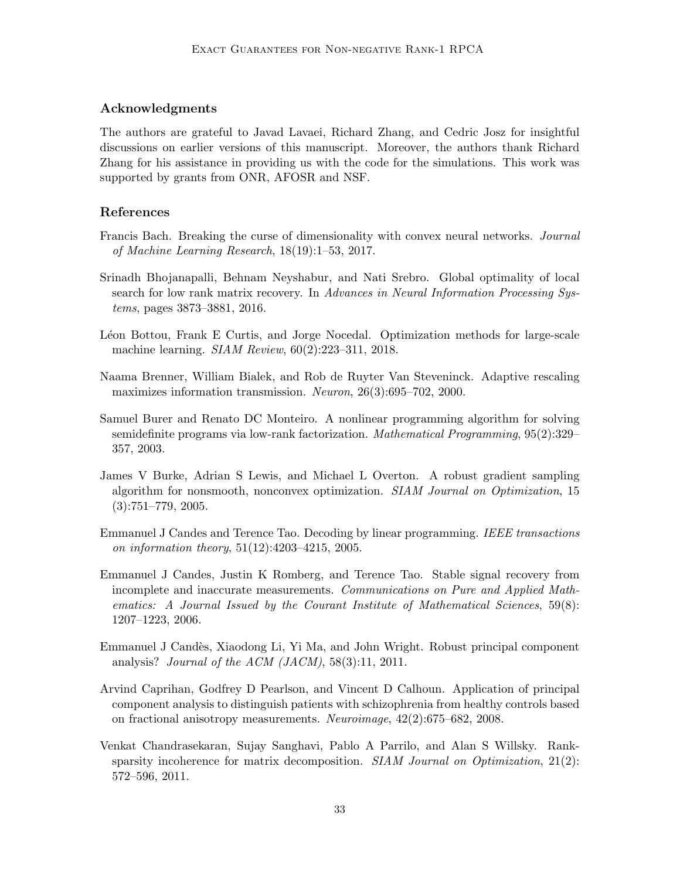## Acknowledgments

The authors are grateful to Javad Lavaei, Richard Zhang, and Cedric Josz for insightful discussions on earlier versions of this manuscript. Moreover, the authors thank Richard Zhang for his assistance in providing us with the code for the simulations. This work was supported by grants from ONR, AFOSR and NSF.

## References

Francis Bach. Breaking the curse of dimensionality with convex neural networks. *Journal of Machine Learning Research*, 18(19):1–53, 2017.

Srinadh Bhojanapalli, Behnam Neyshabur, and Nati Srebro. Global optimality of local search for low rank matrix recovery. In *Advances in Neural Information Processing Systems*, pages 3873–3881, 2016.

Léon Bottou, Frank E Curtis, and Jorge Nocedal. Optimization methods for large-scale machine learning. *SIAM Review*, 60(2):223–311, 2018.

Naama Brenner, William Bialek, and Rob de Ruyter Van Steveninck. Adaptive rescaling maximizes information transmission. *Neuron*, 26(3):695–702, 2000.

Samuel Burer and Renato DC Monteiro. A nonlinear programming algorithm for solving semidefinite programs via low-rank factorization. *Mathematical Programming*, 95(2):329–357, 2003.

James V Burke, Adrian S Lewis, and Michael L Overton. A robust gradient sampling algorithm for nonsmooth, nonconvex optimization. *SIAM Journal on Optimization*, 15 (3):751–779, 2005.

Emmanuel J Candes and Terence Tao. Decoding by linear programming. *IEEE transactions on information theory*, 51(12):4203–4215, 2005.

Emmanuel J Candes, Justin K Romberg, and Terence Tao. Stable signal recovery from incomplete and inaccurate measurements. *Communications on Pure and Applied Mathematics: A Journal Issued by the Courant Institute of Mathematical Sciences*, 59(8): 1207–1223, 2006.

Emmanuel J Candès, Xiaodong Li, Yi Ma, and John Wright. Robust principal component analysis? *Journal of the ACM (JACM)*, 58(3):11, 2011.

Arvind Caprihan, Godfrey D Pearlson, and Vincent D Calhoun. Application of principal component analysis to distinguish patients with schizophrenia from healthy controls based on fractional anisotropy measurements. *Neuroimage*, 42(2):675–682, 2008.

Venkat Chandrasekaran, Sujay Sanghavi, Pablo A Parrilo, and Alan S Willsky. Rank-sparsity incoherence for matrix decomposition. *SIAM Journal on Optimization*, 21(2): 572–596, 2011.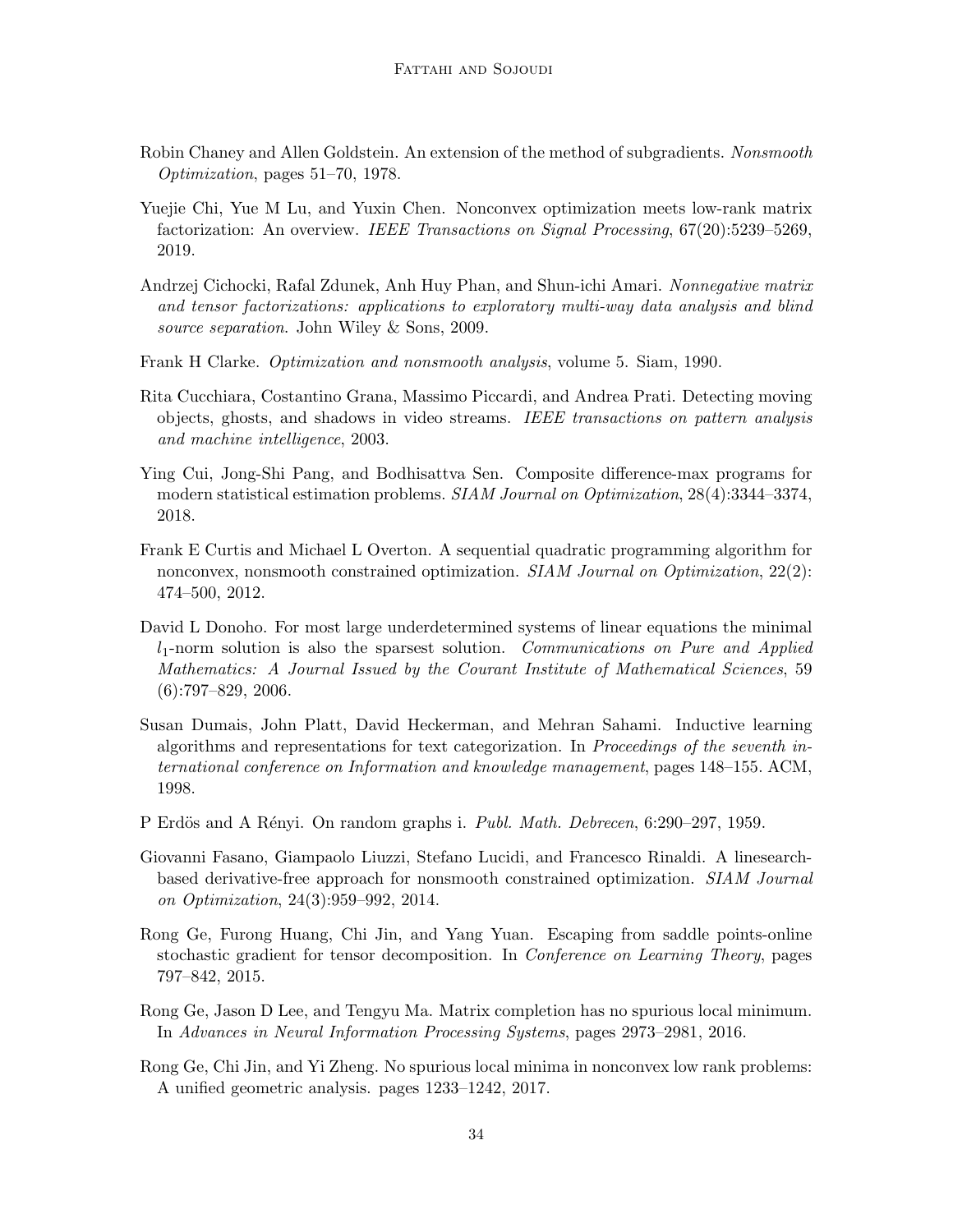Robin Chaney and Allen Goldstein. An extension of the method of subgradients. *Nonsmooth Optimization*, pages 51–70, 1978.

Yuejie Chi, Yue M Lu, and Yuxin Chen. Nonconvex optimization meets low-rank matrix factorization: An overview. *IEEE Transactions on Signal Processing*, 67(20):5239–5269, 2019.

Andrzej Cichocki, Rafal Zdunek, Anh Huy Phan, and Shun-ichi Amari. *Nonnegative matrix and tensor factorizations: applications to exploratory multi-way data analysis and blind source separation*. John Wiley & Sons, 2009.

Frank H Clarke. *Optimization and nonsmooth analysis*, volume 5. Siam, 1990.

Rita Cucchiara, Costantino Grana, Massimo Piccardi, and Andrea Prati. Detecting moving objects, ghosts, and shadows in video streams. *IEEE transactions on pattern analysis and machine intelligence*, 2003.

Ying Cui, Jong-Shi Pang, and Bodhisattva Sen. Composite difference-max programs for modern statistical estimation problems. *SIAM Journal on Optimization*, 28(4):3344–3374, 2018.

Frank E Curtis and Michael L Overton. A sequential quadratic programming algorithm for nonconvex, nonsmooth constrained optimization. *SIAM Journal on Optimization*, 22(2): 474–500, 2012.

David L Donoho. For most large underdetermined systems of linear equations the minimal $l_1$-norm solution is also the sparsest solution. *Communications on Pure and Applied Mathematics: A Journal Issued by the Courant Institute of Mathematical Sciences*, 59 (6):797–829, 2006.

Susan Dumais, John Platt, David Heckerman, and Mehran Sahami. Inductive learning algorithms and representations for text categorization. In *Proceedings of the seventh international conference on Information and knowledge management*, pages 148–155. ACM, 1998.

P Erdös and A Rényi. On random graphs i. *Publ. Math. Debrecen*, 6:290–297, 1959.

Giovanni Fasano, Giampaolo Liuzzi, Stefano Lucidi, and Francesco Rinaldi. A linesearch-based derivative-free approach for nonsmooth constrained optimization. *SIAM Journal on Optimization*, 24(3):959–992, 2014.

Rong Ge, Furong Huang, Chi Jin, and Yang Yuan. Escaping from saddle points-online stochastic gradient for tensor decomposition. In *Conference on Learning Theory*, pages 797–842, 2015.

Rong Ge, Jason D Lee, and Tengyu Ma. Matrix completion has no spurious local minimum. In *Advances in Neural Information Processing Systems*, pages 2973–2981, 2016.

Rong Ge, Chi Jin, and Yi Zheng. No spurious local minima in nonconvex low rank problems: A unified geometric analysis. pages 1233–1242, 2017.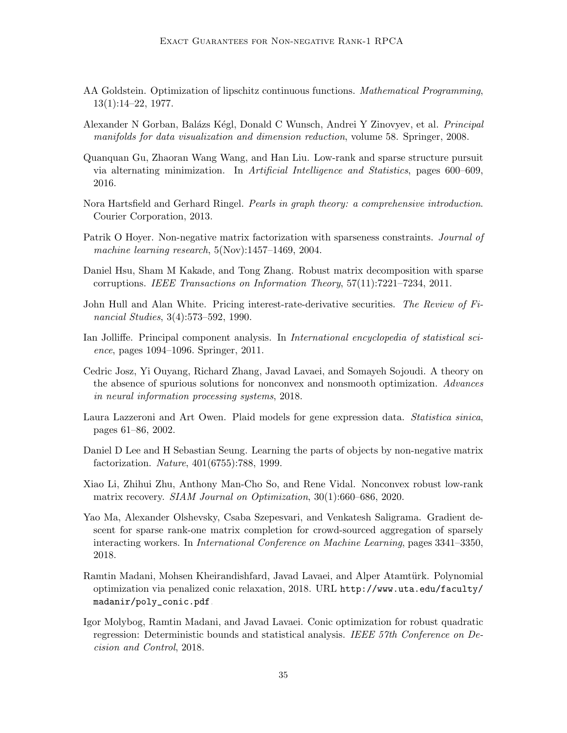AA Goldstein. Optimization of lipschitz continuous functions. *Mathematical Programming*, 13(1):14–22, 1977.

Alexander N Gorban, Balázs Kégl, Donald C Wunsch, Andrei Y Zinovyev, et al. *Principal manifolds for data visualization and dimension reduction*, volume 58. Springer, 2008.

Quanquan Gu, Zhaoran Wang Wang, and Han Liu. Low-rank and sparse structure pursuit via alternating minimization. In *Artificial Intelligence and Statistics*, pages 600–609, 2016.

Nora Hartsfield and Gerhard Ringel. *Pearls in graph theory: a comprehensive introduction*. Courier Corporation, 2013.

Patrik O Hoyer. Non-negative matrix factorization with sparseness constraints. *Journal of machine learning research*, 5(Nov):1457–1469, 2004.

Daniel Hsu, Sham M Kakade, and Tong Zhang. Robust matrix decomposition with sparse corruptions. *IEEE Transactions on Information Theory*, 57(11):7221–7234, 2011.

John Hull and Alan White. Pricing interest-rate-derivative securities. *The Review of Financial Studies*, 3(4):573–592, 1990.

Ian Jolliffe. Principal component analysis. In *International encyclopedia of statistical science*, pages 1094–1096. Springer, 2011.

Cedric Josz, Yi Ouyang, Richard Zhang, Javad Lavaei, and Somayeh Sojoudi. A theory on the absence of spurious solutions for nonconvex and nonsmooth optimization. *Advances in neural information processing systems*, 2018.

Laura Lazzeroni and Art Owen. Plaid models for gene expression data. *Statistica sinica*, pages 61–86, 2002.

Daniel D Lee and H Sebastian Seung. Learning the parts of objects by non-negative matrix factorization. *Nature*, 401(6755):788, 1999.

Xiao Li, Zhihui Zhu, Anthony Man-Cho So, and Rene Vidal. Nonconvex robust low-rank matrix recovery. *SIAM Journal on Optimization*, 30(1):660–686, 2020.

Yao Ma, Alexander Olshevsky, Csaba Szepesvari, and Venkatesh Saligrama. Gradient descent for sparse rank-one matrix completion for crowd-sourced aggregation of sparsely interacting workers. In *International Conference on Machine Learning*, pages 3341–3350, 2018.

Ramtin Madani, Mohsen Kheirandishfard, Javad Lavaei, and Alper Atamtürk. Polynomial optimization via penalized conic relaxation, 2018. URL `http://www.uta.edu/faculty/madanir/poly_conic.pdf`.

Igor Molybog, Ramtin Madani, and Javad Lavaei. Conic optimization for robust quadratic regression: Deterministic bounds and statistical analysis. *IEEE 57th Conference on Decision and Control*, 2018.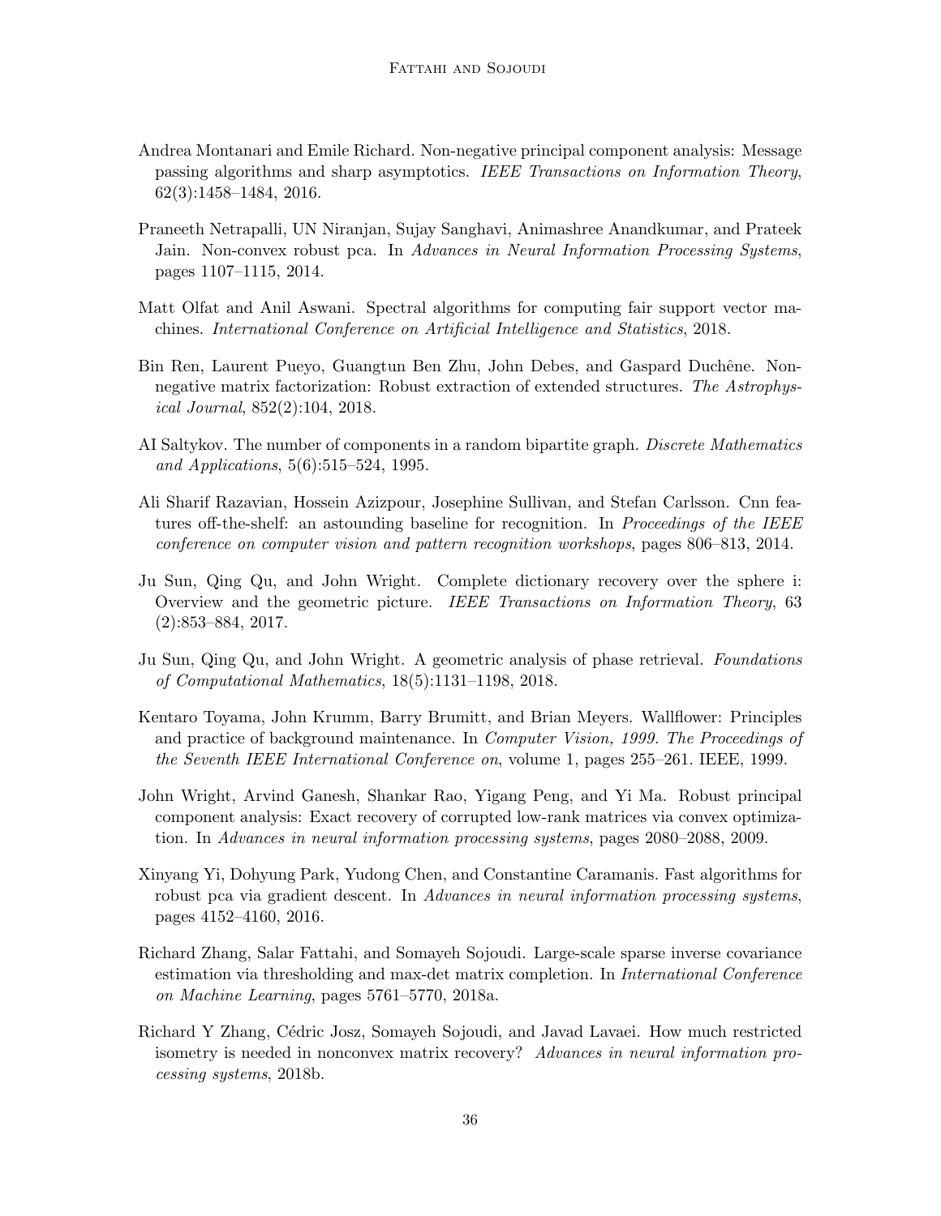Andrea Montanari and Emile Richard. Non-negative principal component analysis: Message passing algorithms and sharp asymptotics. *IEEE Transactions on Information Theory*, 62(3):1458–1484, 2016.

Praneeth Netrapalli, UN Niranjan, Sujay Sanghavi, Animashree Anandkumar, and Prateek Jain. Non-convex robust pca. In *Advances in Neural Information Processing Systems*, pages 1107–1115, 2014.

Matt Olfat and Anil Aswani. Spectral algorithms for computing fair support vector machines. *International Conference on Artificial Intelligence and Statistics*, 2018.

Bin Ren, Laurent Pueyo, Guangtun Ben Zhu, John Debes, and Gaspard Duchêne. Non-negative matrix factorization: Robust extraction of extended structures. *The Astrophysical Journal*, 852(2):104, 2018.

AI Saltykov. The number of components in a random bipartite graph. *Discrete Mathematics and Applications*, 5(6):515–524, 1995.

Ali Sharif Razavian, Hossein Azizpour, Josephine Sullivan, and Stefan Carlsson. Cnn features off-the-shelf: an astounding baseline for recognition. In *Proceedings of the IEEE conference on computer vision and pattern recognition workshops*, pages 806–813, 2014.

Ju Sun, Qing Qu, and John Wright. Complete dictionary recovery over the sphere i: Overview and the geometric picture. *IEEE Transactions on Information Theory*, 63 (2):853–884, 2017.

Ju Sun, Qing Qu, and John Wright. A geometric analysis of phase retrieval. *Foundations of Computational Mathematics*, 18(5):1131–1198, 2018.

Kentaro Toyama, John Krumm, Barry Brumitt, and Brian Meyers. Wallflower: Principles and practice of background maintenance. In *Computer Vision, 1999. The Proceedings of the Seventh IEEE International Conference on*, volume 1, pages 255–261. IEEE, 1999.

John Wright, Arvind Ganesh, Shankar Rao, Yigang Peng, and Yi Ma. Robust principal component analysis: Exact recovery of corrupted low-rank matrices via convex optimization. In *Advances in neural information processing systems*, pages 2080–2088, 2009.

Xinyang Yi, Dohyung Park, Yudong Chen, and Constantine Caramanis. Fast algorithms for robust pca via gradient descent. In *Advances in neural information processing systems*, pages 4152–4160, 2016.

Richard Zhang, Salar Fattahi, and Somayeh Sojoudi. Large-scale sparse inverse covariance estimation via thresholding and max-det matrix completion. In *International Conference on Machine Learning*, pages 5761–5770, 2018a.

Richard Y Zhang, Cédric Josz, Somayeh Sojoudi, and Javad Lavaei. How much restricted isometry is needed in nonconvex matrix recovery? *Advances in neural information processing systems*, 2018b.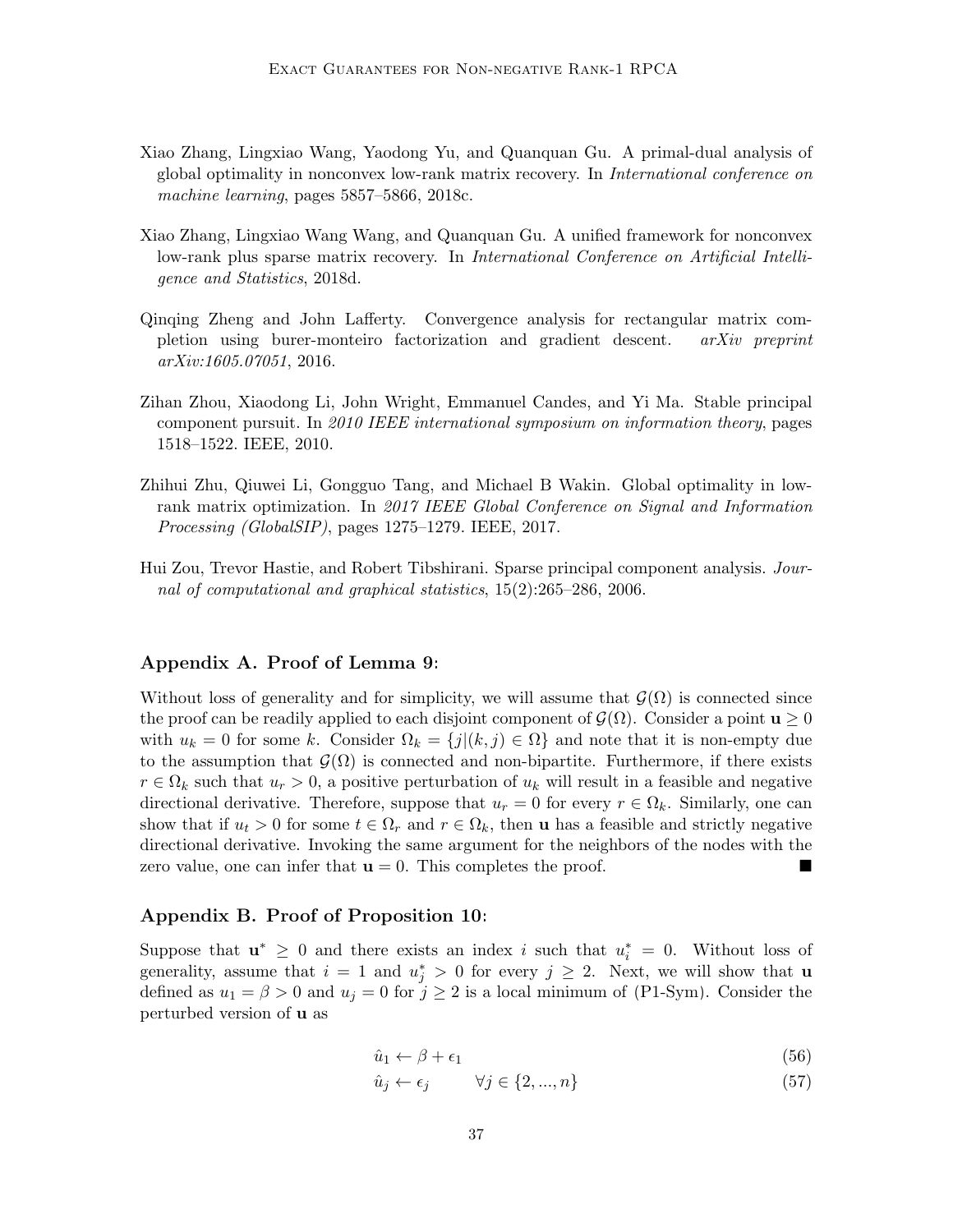Xiao Zhang, Lingxiao Wang, Yaodong Yu, and Quanquan Gu. A primal-dual analysis of global optimality in nonconvex low-rank matrix recovery. In *International conference on machine learning*, pages 5857–5866, 2018c.

Xiao Zhang, Lingxiao Wang Wang, and Quanquan Gu. A unified framework for nonconvex low-rank plus sparse matrix recovery. In *International Conference on Artificial Intelligence and Statistics*, 2018d.

Qinqing Zheng and John Lafferty. Convergence analysis for rectangular matrix completion using burer-monteiro factorization and gradient descent. *arXiv preprint arXiv:1605.07051*, 2016.

Zihan Zhou, Xiaodong Li, John Wright, Emmanuel Candes, and Yi Ma. Stable principal component pursuit. In *2010 IEEE international symposium on information theory*, pages 1518–1522. IEEE, 2010.

Zhihui Zhu, Qiuwei Li, Gongguo Tang, and Michael B Wakin. Global optimality in low-rank matrix optimization. In *2017 IEEE Global Conference on Signal and Information Processing (GlobalSIP)*, pages 1275–1279. IEEE, 2017.

Hui Zou, Trevor Hastie, and Robert Tibshirani. Sparse principal component analysis. *Journal of computational and graphical statistics*, 15(2):265–286, 2006.

## Appendix A. Proof of Lemma 9:

Without loss of generality and for simplicity, we will assume that $\mathcal{G}(\Omega)$ is connected since the proof can be readily applied to each disjoint component of $\mathcal{G}(\Omega)$. Consider a point $\mathbf{u} \geq 0$ with $u_k = 0$ for some $k$. Consider $\Omega_k = \{j | (k, j) \in \Omega\}$ and note that it is non-empty due to the assumption that $\mathcal{G}(\Omega)$ is connected and non-bipartite. Furthermore, if there exists $r \in \Omega_k$ such that $u_r > 0$, a positive perturbation of $u_k$ will result in a feasible and negative directional derivative. Therefore, suppose that $u_r = 0$ for every $r \in \Omega_k$. Similarly, one can show that if $u_t > 0$ for some $t \in \Omega_r$ and $r \in \Omega_k$, then $\mathbf{u}$ has a feasible and strictly negative directional derivative. Invoking the same argument for the neighbors of the nodes with the zero value, one can infer that $\mathbf{u} = 0$. This completes the proof. ■

## Appendix B. Proof of Proposition 10:

Suppose that $\mathbf{u}^* \geq 0$ and there exists an index $i$ such that $u_i^* = 0$. Without loss of generality, assume that $i = 1$ and $u_j^* > 0$ for every $j \geq 2$. Next, we will show that $\mathbf{u}$ defined as $u_1 = \beta > 0$ and $u_j = 0$ for $j \geq 2$ is a local minimum of (P1-Sym). Consider the perturbed version of $\mathbf{u}$ as

$$\hat{u}_1 \leftarrow \beta + \epsilon_1 \tag{56}$$

$$\hat{u}_j \leftarrow \epsilon_j \qquad \forall j \in \{2, ..., n\} \tag{57}$$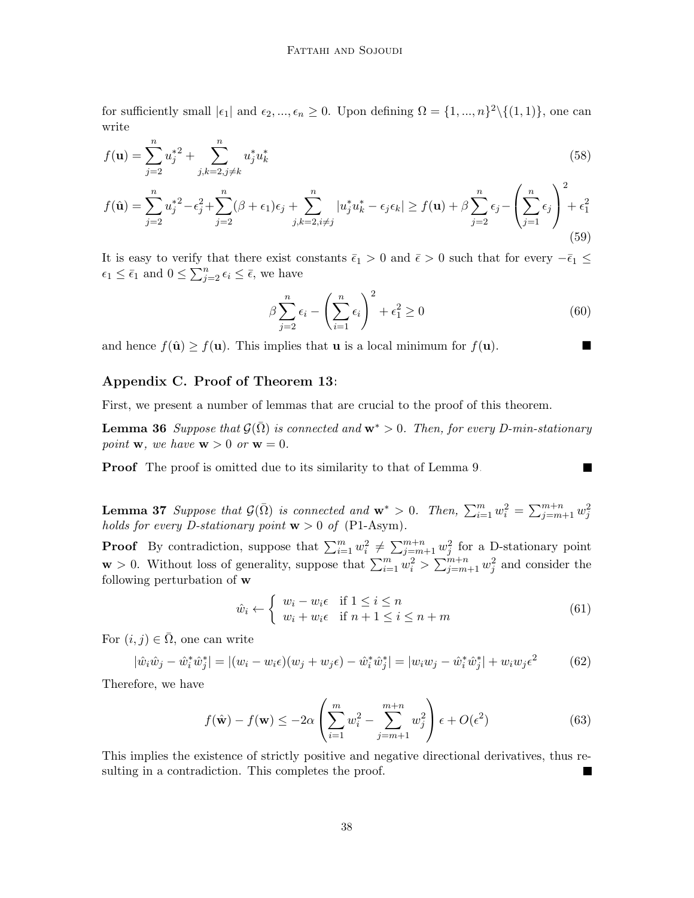for sufficiently small $|\epsilon_1|$ and $\epsilon_2, ..., \epsilon_n \geq 0$. Upon defining $\Omega = \{1, ..., n\}^2 \backslash \{(1,1)\}$, one can write

$$f(\mathbf{u}) = \sum_{j=2}^{n} {u_j^*}^2 + \sum_{j,k=2, j\neq k}^{n} u_j^* u_k^* \tag{58}$$

$$f(\hat{\mathbf{u}}) = \sum_{j=2}^{n} {u_j^*}^2 - \epsilon_j^2 + \sum_{j=2}^{n} (\beta + \epsilon_1)\epsilon_j + \sum_{j,k=2, i\neq j}^{n} |u_j^* u_k^* - \epsilon_j \epsilon_k| \geq f(\mathbf{u}) + \beta \sum_{j=2}^{n} \epsilon_j - \left(\sum_{j=1}^{n} \epsilon_j\right)^2 + \epsilon_1^2 \tag{59}$$

It is easy to verify that there exist constants $\bar{\epsilon}_1 > 0$ and $\bar{\epsilon} > 0$ such that for every $-\bar{\epsilon}_1 \leq \epsilon_1 \leq \bar{\epsilon}_1$ and $0 \leq \sum_{j=2}^{n} \epsilon_i \leq \bar{\epsilon}$, we have

$$\beta \sum_{j=2}^{n} \epsilon_i - \left(\sum_{i=1}^{n} \epsilon_i\right)^2 + \epsilon_1^2 \geq 0 \tag{60}$$

and hence $f(\hat{\mathbf{u}}) \geq f(\mathbf{u})$. This implies that $\mathbf{u}$ is a local minimum for $f(\mathbf{u})$. ■

## Appendix C. Proof of Theorem 13:

First, we present a number of lemmas that are crucial to the proof of this theorem.

**Lemma 36** *Suppose that $\mathcal{G}(\bar{\Omega})$ is connected and $\mathbf{w}^* > 0$. Then, for every D-min-stationary point $\mathbf{w}$, we have $\mathbf{w} > 0$ or $\mathbf{w} = 0$.*

**Proof** The proof is omitted due to its similarity to that of Lemma 9. ■

**Lemma 37** *Suppose that $\mathcal{G}(\bar{\Omega})$ is connected and $\mathbf{w}^* > 0$. Then, $\sum_{i=1}^{m} w_i^2 = \sum_{j=m+1}^{m+n} w_j^2$ holds for every D-stationary point $\mathbf{w} > 0$ of (P1-Asym).*

**Proof** By contradiction, suppose that $\sum_{i=1}^{m} w_i^2 \neq \sum_{j=m+1}^{m+n} w_j^2$ for a D-stationary point $\mathbf{w} > 0$. Without loss of generality, suppose that $\sum_{i=1}^{m} w_i^2 > \sum_{j=m+1}^{m+n} w_j^2$ and consider the following perturbation of $\mathbf{w}$

$$\hat{w}_i \leftarrow \begin{cases} w_i - w_i\epsilon & \text{if } 1 \leq i \leq n \\ w_i + w_i\epsilon & \text{if } n+1 \leq i \leq n+m \end{cases} \tag{61}$$

For $(i,j) \in \bar{\Omega}$, one can write

$$|\hat{w}_i \hat{w}_j - \hat{w}_i^* \hat{w}_j^*| = |(w_i - w_i\epsilon)(w_j + w_j\epsilon) - \hat{w}_i^* \hat{w}_j^*| = |w_i w_j - \hat{w}_i^* \hat{w}_j^*| + w_i w_j \epsilon^2 \tag{62}$$

Therefore, we have

$$f(\hat{\mathbf{w}}) - f(\mathbf{w}) \leq -2\alpha \left(\sum_{i=1}^{m} w_i^2 - \sum_{j=m+1}^{m+n} w_j^2\right)\epsilon + O(\epsilon^2) \tag{63}$$

This implies the existence of strictly positive and negative directional derivatives, thus resulting in a contradiction. This completes the proof. ■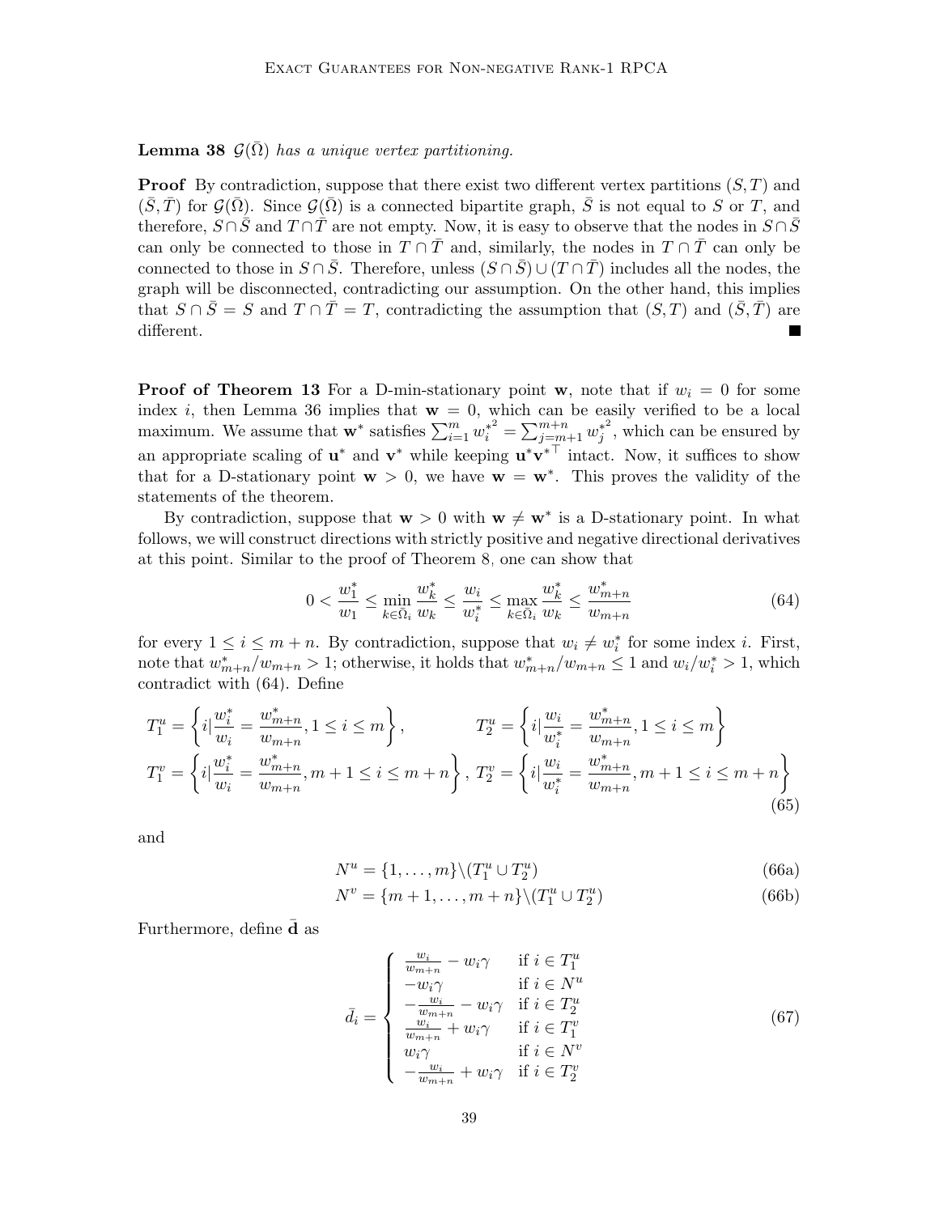**Lemma 38** *$\mathcal{G}(\bar{\Omega})$ has a unique vertex partitioning.*

**Proof** By contradiction, suppose that there exist two different vertex partitions $(S,T)$ and $(\bar{S},\bar{T})$ for $\mathcal{G}(\bar{\Omega})$. Since $\mathcal{G}(\bar{\Omega})$ is a connected bipartite graph, $\bar{S}$ is not equal to $S$ or $T$, and therefore, $S\cap\bar{S}$ and $T\cap\bar{T}$ are not empty. Now, it is easy to observe that the nodes in $S\cap\bar{S}$ can only be connected to those in $T\cap\bar{T}$ and, similarly, the nodes in $T\cap\bar{T}$ can only be connected to those in $S\cap\bar{S}$. Therefore, unless $(S\cap\bar{S})\cup(T\cap\bar{T})$ includes all the nodes, the graph will be disconnected, contradicting our assumption. On the other hand, this implies that $S\cap\bar{S}=S$ and $T\cap\bar{T}=T$, contradicting the assumption that $(S,T)$ and $(\bar{S},\bar{T})$ are different. ∎

**Proof of Theorem 13** For a D-min-stationary point $\mathbf{w}$, note that if $w_i=0$ for some index $i$, then Lemma 36 implies that $\mathbf{w}=0$, which can be easily verified to be a local maximum. We assume that $\mathbf{w}^*$ satisfies $\sum_{i=1}^m {w_i^*}^2=\sum_{j=m+1}^{m+n}{w_j^*}^2$, which can be ensured by an appropriate scaling of $\mathbf{u}^*$ and $\mathbf{v}^*$ while keeping $\mathbf{u}^*{\mathbf{v}^*}^\top$ intact. Now, it suffices to show that for a D-stationary point $\mathbf{w}>0$, we have $\mathbf{w}=\mathbf{w}^*$. This proves the validity of the statements of the theorem.

By contradiction, suppose that $\mathbf{w}>0$ with $\mathbf{w}\neq\mathbf{w}^*$ is a D-stationary point. In what follows, we will construct directions with strictly positive and negative directional derivatives at this point. Similar to the proof of Theorem 8, one can show that

$$0<\frac{w_1^*}{w_1}\leq\min_{k\in\bar{\Omega}_i}\frac{w_k^*}{w_k}\leq\frac{w_i}{w_i^*}\leq\max_{k\in\bar{\Omega}_i}\frac{w_k^*}{w_k}\leq\frac{w_{m+n}^*}{w_{m+n}}\tag{64}$$

for every $1\leq i\leq m+n$. By contradiction, suppose that $w_i\neq w_i^*$ for some index $i$. First, note that $w_{m+n}^*/w_{m+n}>1$; otherwise, it holds that $w_{m+n}^*/w_{m+n}\leq 1$ and $w_i/w_i^*>1$, which contradict with (64). Define

$$T_1^u=\left\{i\Big|\frac{w_i^*}{w_i}=\frac{w_{m+n}^*}{w_{m+n}},1\leq i\leq m\right\},\qquad T_2^u=\left\{i\Big|\frac{w_i}{w_i^*}=\frac{w_{m+n}^*}{w_{m+n}},1\leq i\leq m\right\}$$
$$T_1^v=\left\{i\Big|\frac{w_i^*}{w_i}=\frac{w_{m+n}^*}{w_{m+n}},m+1\leq i\leq m+n\right\},\ T_2^v=\left\{i\Big|\frac{w_i}{w_i^*}=\frac{w_{m+n}^*}{w_{m+n}},m+1\leq i\leq m+n\right\}\tag{65}$$

and

$$N^u=\{1,\dots,m\}\backslash(T_1^u\cup T_2^u)\tag{66a}$$
$$N^v=\{m+1,\dots,m+n\}\backslash(T_1^u\cup T_2^u)\tag{66b}$$

Furthermore, define $\bar{\mathbf{d}}$ as

$$\bar{d}_i=\begin{cases}\frac{w_i}{w_{m+n}}-w_i\gamma & \text{if } i\in T_1^u\\ -w_i\gamma & \text{if } i\in N^u\\ -\frac{w_i}{w_{m+n}}-w_i\gamma & \text{if } i\in T_2^u\\ \frac{w_i}{w_{m+n}}+w_i\gamma & \text{if } i\in T_1^v\\ w_i\gamma & \text{if } i\in N^v\\ -\frac{w_i}{w_{m+n}}+w_i\gamma & \text{if } i\in T_2^v\end{cases}\tag{67}$$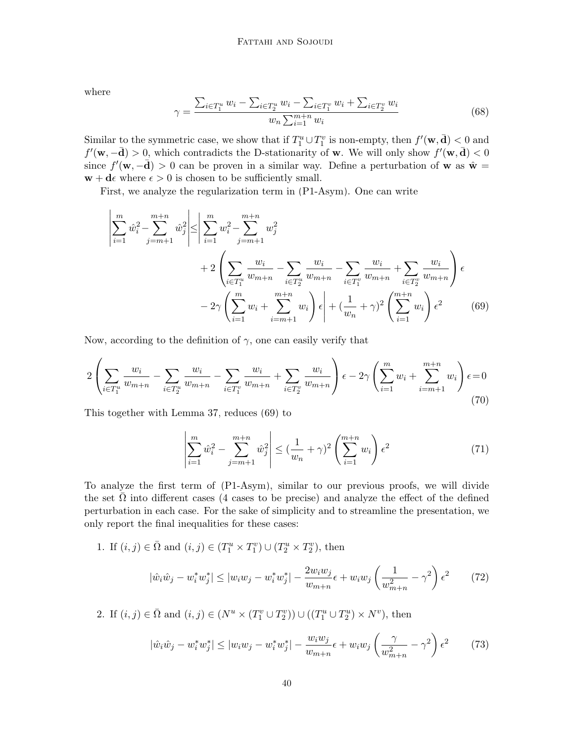where

$$\gamma = \frac{\sum_{i\in T_1^u} w_i - \sum_{i\in T_2^u} w_i - \sum_{i\in T_1^v} w_i + \sum_{i\in T_2^v} w_i}{w_n \sum_{i=1}^{m+n} w_i} \tag{68}$$

Similar to the symmetric case, we show that if $T_1^u \cup T_1^v$ is non-empty, then $f'(\mathbf{w}, \bar{\mathbf{d}}) < 0$ and $f'(\mathbf{w}, -\bar{\mathbf{d}}) > 0$, which contradicts the D-stationarity of $\mathbf{w}$. We will only show $f'(\mathbf{w}, \bar{\mathbf{d}}) < 0$ since $f'(\mathbf{w}, -\bar{\mathbf{d}}) > 0$ can be proven in a similar way. Define a perturbation of $\mathbf{w}$ as $\hat{\mathbf{w}} = \mathbf{w} + \mathbf{d}\epsilon$ where $\epsilon > 0$ is chosen to be sufficiently small.

First, we analyze the regularization term in (P1-Asym). One can write

$$\begin{aligned}\left|\sum_{i=1}^{m} \hat{w}_i^2 - \sum_{j=m+1}^{m+n} \hat{w}_j^2\right| \leq \Bigg| &\sum_{i=1}^{m} w_i^2 - \sum_{j=m+1}^{m+n} w_j^2 \\ &+ 2\left(\sum_{i\in T_1^u} \frac{w_i}{w_{m+n}} - \sum_{i\in T_2^u} \frac{w_i}{w_{m+n}} - \sum_{i\in T_1^v} \frac{w_i}{w_{m+n}} + \sum_{i\in T_2^v} \frac{w_i}{w_{m+n}}\right)\epsilon \\ &- 2\gamma\left(\sum_{i=1}^{m} w_i + \sum_{i=m+1}^{m+n} w_i\right)\epsilon\Bigg| + \left(\frac{1}{w_n} + \gamma\right)^2 \left(\sum_{i=1}^{m+n} w_i\right)\epsilon^2 \end{aligned} \tag{69}$$

Now, according to the definition of $\gamma$, one can easily verify that

$$2\left(\sum_{i\in T_1^u} \frac{w_i}{w_{m+n}} - \sum_{i\in T_2^u} \frac{w_i}{w_{m+n}} - \sum_{i\in T_1^v} \frac{w_i}{w_{m+n}} + \sum_{i\in T_2^v} \frac{w_i}{w_{m+n}}\right)\epsilon - 2\gamma\left(\sum_{i=1}^{m} w_i + \sum_{i=m+1}^{m+n} w_i\right)\epsilon = 0 \tag{70}$$

This together with Lemma 37, reduces (69) to

$$\left|\sum_{i=1}^{m} \hat{w}_i^2 - \sum_{j=m+1}^{m+n} \hat{w}_j^2\right| \leq \left(\frac{1}{w_n} + \gamma\right)^2 \left(\sum_{i=1}^{m+n} w_i\right)\epsilon^2 \tag{71}$$

To analyze the first term of (P1-Asym), similar to our previous proofs, we will divide the set $\bar{\Omega}$ into different cases (4 cases to be precise) and analyze the effect of the defined perturbation in each case. For the sake of simplicity and to streamline the presentation, we only report the final inequalities for these cases:

1. If $(i,j) \in \bar{\Omega}$ and $(i,j) \in (T_1^u \times T_1^v) \cup (T_2^u \times T_2^v)$, then

$$|\hat{w}_i\hat{w}_j - w_i^* w_j^*| \leq |w_i w_j - w_i^* w_j^*| - \frac{2w_i w_j}{w_{m+n}}\epsilon + w_i w_j\left(\frac{1}{w_{m+n}^2} - \gamma^2\right)\epsilon^2 \tag{72}$$

2. If $(i,j) \in \bar{\Omega}$ and $(i,j) \in (N^u \times (T_1^v \cup T_2^v)) \cup ((T_1^u \cup T_2^u) \times N^v)$, then

$$|\hat{w}_i\hat{w}_j - w_i^* w_j^*| \leq |w_i w_j - w_i^* w_j^*| - \frac{w_i w_j}{w_{m+n}}\epsilon + w_i w_j\left(\frac{\gamma}{w_{m+n}^2} - \gamma^2\right)\epsilon^2 \tag{73}$$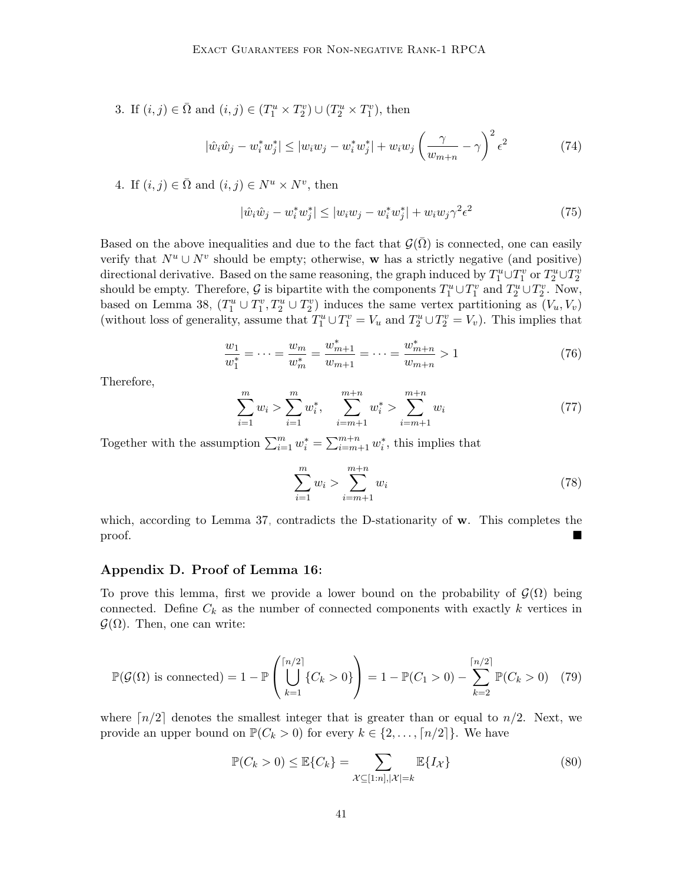3. If $(i,j) \in \bar{\Omega}$ and $(i,j) \in (T_1^u \times T_2^v) \cup (T_2^u \times T_1^v)$, then

$$|\hat{w}_i \hat{w}_j - w_i^* w_j^*| \leq |w_i w_j - w_i^* w_j^*| + w_i w_j \left(\frac{\gamma}{w_{m+n}} - \gamma\right)^2 \epsilon^2 \tag{74}$$

4. If $(i,j) \in \bar{\Omega}$ and $(i,j) \in N^u \times N^v$, then

$$|\hat{w}_i \hat{w}_j - w_i^* w_j^*| \leq |w_i w_j - w_i^* w_j^*| + w_i w_j \gamma^2 \epsilon^2 \tag{75}$$

Based on the above inequalities and due to the fact that $\mathcal{G}(\bar{\Omega})$ is connected, one can easily verify that $N^u \cup N^v$ should be empty; otherwise, $\mathbf{w}$ has a strictly negative (and positive) directional derivative. Based on the same reasoning, the graph induced by $T_1^u \cup T_1^v$ or $T_2^u \cup T_2^v$ should be empty. Therefore, $\mathcal{G}$ is bipartite with the components $T_1^u \cup T_1^v$ and $T_2^u \cup T_2^v$. Now, based on Lemma 38, $(T_1^u \cup T_1^v, T_2^u \cup T_2^v)$ induces the same vertex partitioning as $(V_u, V_v)$ (without loss of generality, assume that $T_1^u \cup T_1^v = V_u$ and $T_2^u \cup T_2^v = V_v$). This implies that

$$\frac{w_1}{w_1^*} = \cdots = \frac{w_m}{w_m^*} = \frac{w_{m+1}^*}{w_{m+1}} = \cdots = \frac{w_{m+n}^*}{w_{m+n}} > 1 \tag{76}$$

Therefore,

$$\sum_{i=1}^{m} w_i > \sum_{i=1}^{m} w_i^*, \qquad \sum_{i=m+1}^{m+n} w_i^* > \sum_{i=m+1}^{m+n} w_i \tag{77}$$

Together with the assumption $\sum_{i=1}^{m} w_i^* = \sum_{i=m+1}^{m+n} w_i^*$, this implies that

$$\sum_{i=1}^{m} w_i > \sum_{i=m+1}^{m+n} w_i \tag{78}$$

which, according to Lemma 37, contradicts the D-stationarity of $\mathbf{w}$. This completes the proof. ∎

## Appendix D. Proof of Lemma 16:

To prove this lemma, first we provide a lower bound on the probability of $\mathcal{G}(\Omega)$ being connected. Define $C_k$ as the number of connected components with exactly $k$ vertices in $\mathcal{G}(\Omega)$. Then, one can write:

$$\mathbb{P}(\mathcal{G}(\Omega) \text{ is connected}) = 1 - \mathbb{P}\left(\bigcup_{k=1}^{\lceil n/2 \rceil} \{C_k > 0\}\right) = 1 - \mathbb{P}(C_1 > 0) - \sum_{k=2}^{\lceil n/2 \rceil} \mathbb{P}(C_k > 0) \tag{79}$$

where $\lceil n/2 \rceil$ denotes the smallest integer that is greater than or equal to $n/2$. Next, we provide an upper bound on $\mathbb{P}(C_k > 0)$ for every $k \in \{2, \ldots, \lceil n/2 \rceil\}$. We have

$$\mathbb{P}(C_k > 0) \leq \mathbb{E}\{C_k\} = \sum_{\mathcal{X} \subseteq [1:n], |\mathcal{X}| = k} \mathbb{E}\{I_{\mathcal{X}}\} \tag{80}$$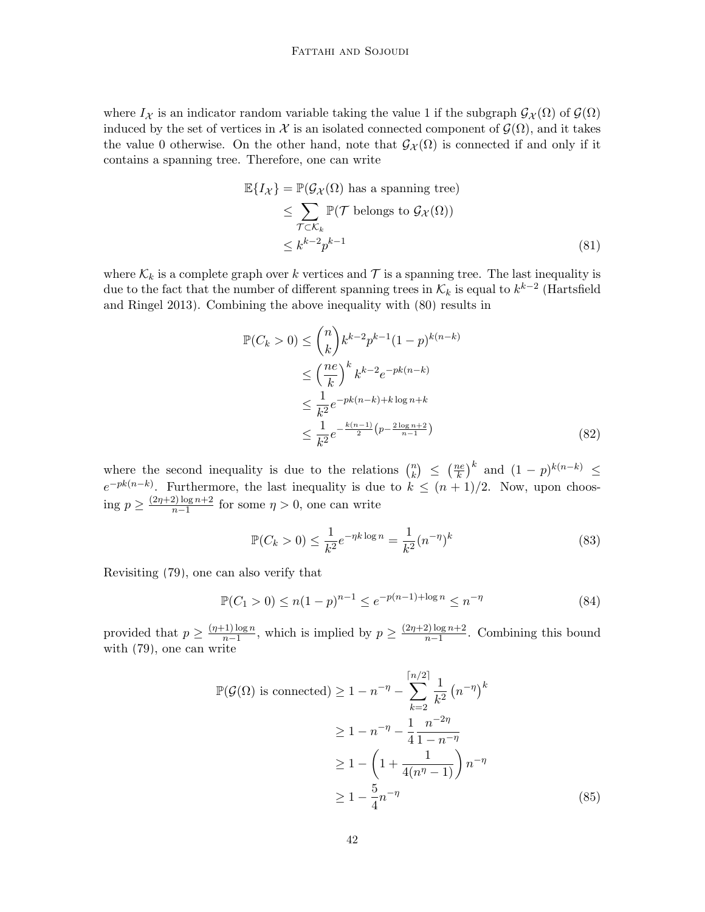where $I_{\mathcal{X}}$ is an indicator random variable taking the value 1 if the subgraph $\mathcal{G}_{\mathcal{X}}(\Omega)$ of $\mathcal{G}(\Omega)$ induced by the set of vertices in $\mathcal{X}$ is an isolated connected component of $\mathcal{G}(\Omega)$, and it takes the value 0 otherwise. On the other hand, note that $\mathcal{G}_{\mathcal{X}}(\Omega)$ is connected if and only if it contains a spanning tree. Therefore, one can write

$$
\begin{aligned}
\mathbb{E}\{I_{\mathcal{X}}\} &= \mathbb{P}(\mathcal{G}_{\mathcal{X}}(\Omega) \text{ has a spanning tree}) \\
&\leq \sum_{\mathcal{T} \subset \mathcal{K}_k} \mathbb{P}(\mathcal{T} \text{ belongs to } \mathcal{G}_{\mathcal{X}}(\Omega)) \\
&\leq k^{k-2} p^{k-1}
\end{aligned} \tag{81}
$$

where $\mathcal{K}_k$ is a complete graph over $k$ vertices and $\mathcal{T}$ is a spanning tree. The last inequality is due to the fact that the number of different spanning trees in $\mathcal{K}_k$ is equal to $k^{k-2}$ (Hartsfield and Ringel 2013). Combining the above inequality with (80) results in

$$
\begin{aligned}
\mathbb{P}(C_k > 0) &\leq \binom{n}{k} k^{k-2} p^{k-1} (1-p)^{k(n-k)} \\
&\leq \left(\frac{ne}{k}\right)^k k^{k-2} e^{-pk(n-k)} \\
&\leq \frac{1}{k^2} e^{-pk(n-k) + k\log n + k} \\
&\leq \frac{1}{k^2} e^{-\frac{k(n-1)}{2}\left(p - \frac{2\log n + 2}{n-1}\right)}
\end{aligned} \tag{82}
$$

where the second inequality is due to the relations $\binom{n}{k} \leq \left(\frac{ne}{k}\right)^k$ and $(1-p)^{k(n-k)} \leq e^{-pk(n-k)}$. Furthermore, the last inequality is due to $k \leq (n+1)/2$. Now, upon choosing $p \geq \frac{(2\eta+2)\log n + 2}{n-1}$ for some $\eta > 0$, one can write

$$
\mathbb{P}(C_k > 0) \leq \frac{1}{k^2} e^{-\eta k \log n} = \frac{1}{k^2} (n^{-\eta})^k \tag{83}
$$

Revisiting (79), one can also verify that

$$
\mathbb{P}(C_1 > 0) \leq n(1-p)^{n-1} \leq e^{-p(n-1) + \log n} \leq n^{-\eta} \tag{84}
$$

provided that $p \geq \frac{(\eta+1)\log n}{n-1}$, which is implied by $p \geq \frac{(2\eta+2)\log n + 2}{n-1}$. Combining this bound with (79), one can write

$$
\begin{aligned}
\mathbb{P}(\mathcal{G}(\Omega) \text{ is connected}) &\geq 1 - n^{-\eta} - \sum_{k=2}^{\lceil n/2 \rceil} \frac{1}{k^2} \left(n^{-\eta}\right)^k \\
&\geq 1 - n^{-\eta} - \frac{1}{4} \frac{n^{-2\eta}}{1 - n^{-\eta}} \\
&\geq 1 - \left(1 + \frac{1}{4(n^{\eta} - 1)}\right) n^{-\eta} \\
&\geq 1 - \frac{5}{4} n^{-\eta}
\end{aligned} \tag{85}
$$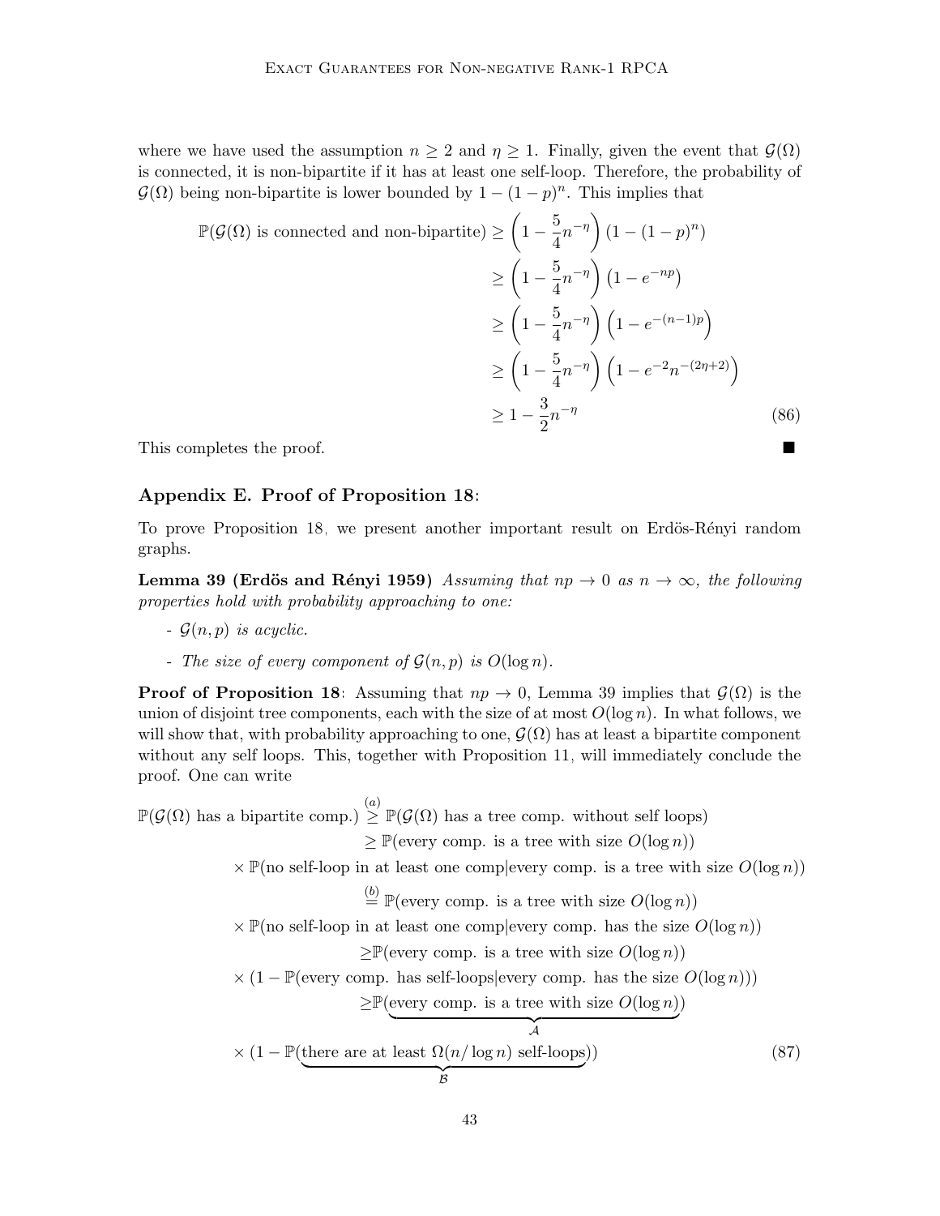where we have used the assumption $n \geq 2$ and $\eta \geq 1$. Finally, given the event that $\mathcal{G}(\Omega)$ is connected, it is non-bipartite if it has at least one self-loop. Therefore, the probability of $\mathcal{G}(\Omega)$ being non-bipartite is lower bounded by $1-(1-p)^n$. This implies that

$$
\begin{aligned}
\mathbb{P}(\mathcal{G}(\Omega) \text{ is connected and non-bipartite}) &\geq \left(1-\frac{5}{4}n^{-\eta}\right)\left(1-(1-p)^n\right) \\
&\geq \left(1-\frac{5}{4}n^{-\eta}\right)\left(1-e^{-np}\right) \\
&\geq \left(1-\frac{5}{4}n^{-\eta}\right)\left(1-e^{-(n-1)p}\right) \\
&\geq \left(1-\frac{5}{4}n^{-\eta}\right)\left(1-e^{-2}n^{-(2\eta+2)}\right) \\
&\geq 1-\frac{3}{2}n^{-\eta}
\end{aligned} \tag{86}
$$

This completes the proof. ■

## Appendix E. Proof of Proposition 18:

To prove Proposition 18, we present another important result on Erdös-Rényi random graphs.

**Lemma 39 (Erdös and Rényi 1959)** *Assuming that $np \to 0$ as $n \to \infty$, the following properties hold with probability approaching to one:*

- *$\mathcal{G}(n,p)$ is acyclic.*
- *The size of every component of $\mathcal{G}(n,p)$ is $O(\log n)$.*

**Proof of Proposition 18**: Assuming that $np \to 0$, Lemma 39 implies that $\mathcal{G}(\Omega)$ is the union of disjoint tree components, each with the size of at most $O(\log n)$. In what follows, we will show that, with probability approaching to one, $\mathcal{G}(\Omega)$ has at least a bipartite component without any self loops. This, together with Proposition 11, will immediately conclude the proof. One can write

$$
\begin{aligned}
\mathbb{P}(\mathcal{G}(\Omega) \text{ has a bipartite comp.}) &\overset{(a)}{\geq} \mathbb{P}(\mathcal{G}(\Omega) \text{ has a tree comp. without self loops}) \\
&\geq \mathbb{P}(\text{every comp. is a tree with size } O(\log n)) \\
&\quad \times \mathbb{P}(\text{no self-loop in at least one comp}|\text{every comp. is a tree with size } O(\log n)) \\
&\overset{(b)}{=} \mathbb{P}(\text{every comp. is a tree with size } O(\log n)) \\
&\quad \times \mathbb{P}(\text{no self-loop in at least one comp}|\text{every comp. has the size } O(\log n)) \\
&\geq \mathbb{P}(\text{every comp. is a tree with size } O(\log n)) \\
&\quad \times (1-\mathbb{P}(\text{every comp. has self-loops}|\text{every comp. has the size } O(\log n))) \\
&\geq \mathbb{P}(\underbrace{\text{every comp. is a tree with size } O(\log n)}_{\mathcal{A}}) \\
&\quad \times (1-\mathbb{P}(\underbrace{\text{there are at least } \Omega(n/\log n) \text{ self-loops}}_{\mathcal{B}}))
\end{aligned} \tag{87}
$$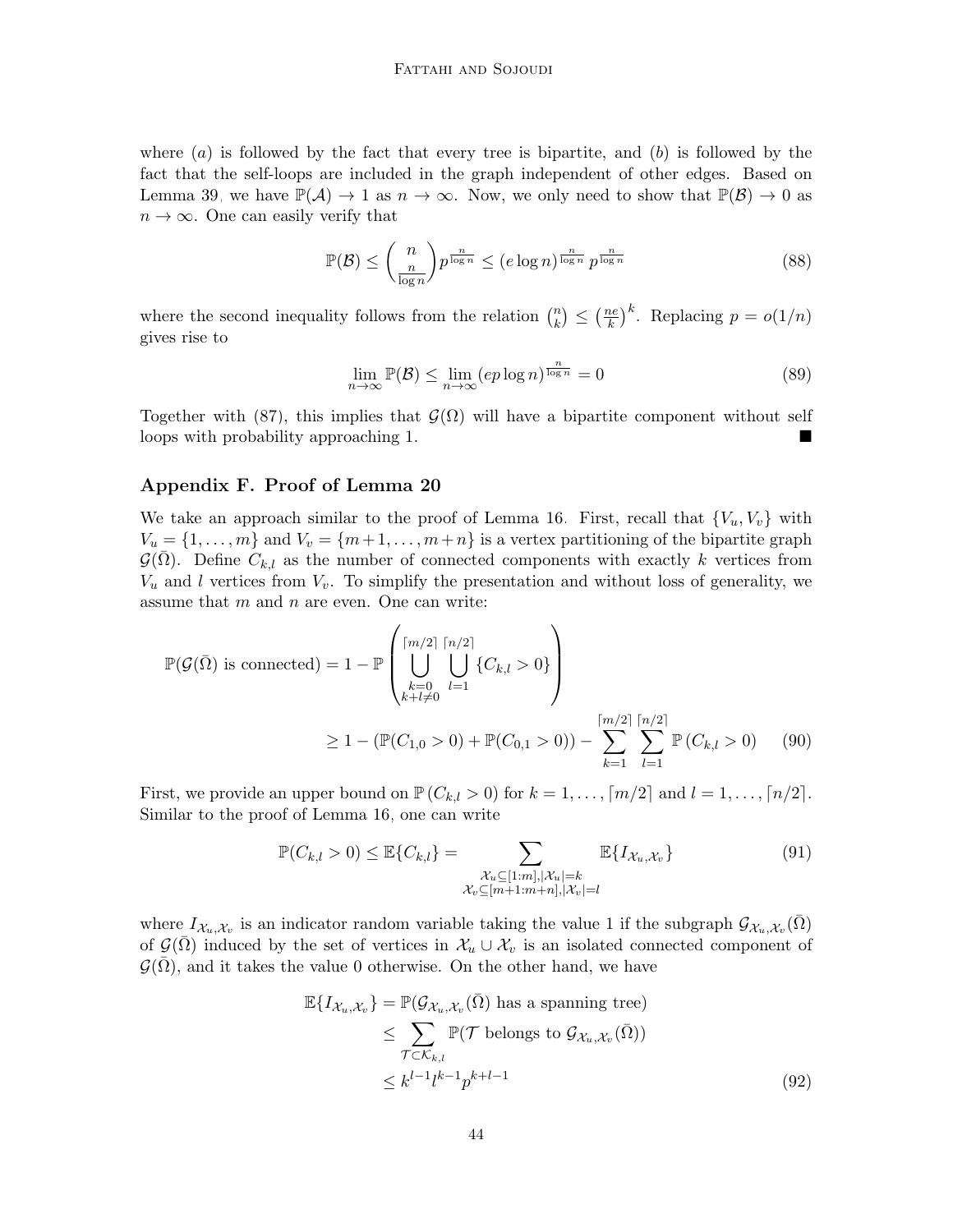where $(a)$ is followed by the fact that every tree is bipartite, and $(b)$ is followed by the fact that the self-loops are included in the graph independent of other edges. Based on Lemma 39, we have $\mathbb{P}(\mathcal{A}) \to 1$ as $n \to \infty$. Now, we only need to show that $\mathbb{P}(\mathcal{B}) \to 0$ as $n \to \infty$. One can easily verify that

$$\mathbb{P}(\mathcal{B}) \leq \binom{n}{\frac{n}{\log n}} p^{\frac{n}{\log n}} \leq (e \log n)^{\frac{n}{\log n}} p^{\frac{n}{\log n}} \tag{88}$$

where the second inequality follows from the relation $\binom{n}{k} \leq \left(\frac{ne}{k}\right)^k$. Replacing $p = o(1/n)$ gives rise to

$$\lim_{n\to\infty} \mathbb{P}(\mathcal{B}) \leq \lim_{n\to\infty} (ep \log n)^{\frac{n}{\log n}} = 0 \tag{89}$$

Together with (87), this implies that $\mathcal{G}(\Omega)$ will have a bipartite component without self loops with probability approaching 1. ■

## Appendix F. Proof of Lemma 20

We take an approach similar to the proof of Lemma 16. First, recall that $\{V_u, V_v\}$ with $V_u = \{1, \ldots, m\}$ and $V_v = \{m+1, \ldots, m+n\}$ is a vertex partitioning of the bipartite graph $\mathcal{G}(\bar{\Omega})$. Define $C_{k,l}$ as the number of connected components with exactly $k$ vertices from $V_u$ and $l$ vertices from $V_v$. To simplify the presentation and without loss of generality, we assume that $m$ and $n$ are even. One can write:

$$\begin{aligned}
\mathbb{P}(\mathcal{G}(\bar{\Omega}) \text{ is connected}) &= 1 - \mathbb{P}\left(\bigcup_{\substack{k=0\\k+l\neq 0}}^{\lceil m/2\rceil} \bigcup_{l=1}^{\lceil n/2\rceil} \{C_{k,l} > 0\}\right) \\
&\geq 1 - (\mathbb{P}(C_{1,0} > 0) + \mathbb{P}(C_{0,1} > 0)) - \sum_{k=1}^{\lceil m/2\rceil} \sum_{l=1}^{\lceil n/2\rceil} \mathbb{P}\left(C_{k,l} > 0\right)
\end{aligned} \tag{90}$$

First, we provide an upper bound on $\mathbb{P}\left(C_{k,l} > 0\right)$ for $k = 1, \ldots, \lceil m/2\rceil$ and $l = 1, \ldots, \lceil n/2\rceil$. Similar to the proof of Lemma 16, one can write

$$\mathbb{P}(C_{k,l} > 0) \leq \mathbb{E}\{C_{k,l}\} = \sum_{\substack{\mathcal{X}_u \subseteq [1:m], |\mathcal{X}_u| = k\\ \mathcal{X}_v \subseteq [m+1:m+n], |\mathcal{X}_v| = l}} \mathbb{E}\{I_{\mathcal{X}_u, \mathcal{X}_v}\} \tag{91}$$

where $I_{\mathcal{X}_u, \mathcal{X}_v}$ is an indicator random variable taking the value 1 if the subgraph $\mathcal{G}_{\mathcal{X}_u, \mathcal{X}_v}(\bar{\Omega})$ of $\mathcal{G}(\bar{\Omega})$ induced by the set of vertices in $\mathcal{X}_u \cup \mathcal{X}_v$ is an isolated connected component of $\mathcal{G}(\bar{\Omega})$, and it takes the value 0 otherwise. On the other hand, we have

$$\begin{aligned}
\mathbb{E}\{I_{\mathcal{X}_u, \mathcal{X}_v}\} &= \mathbb{P}(\mathcal{G}_{\mathcal{X}_u, \mathcal{X}_v}(\bar{\Omega}) \text{ has a spanning tree}) \\
&\leq \sum_{\mathcal{T} \subset \mathcal{K}_{k,l}} \mathbb{P}(\mathcal{T} \text{ belongs to } \mathcal{G}_{\mathcal{X}_u, \mathcal{X}_v}(\bar{\Omega})) \\
&\leq k^{l-1} l^{k-1} p^{k+l-1}
\end{aligned} \tag{92}$$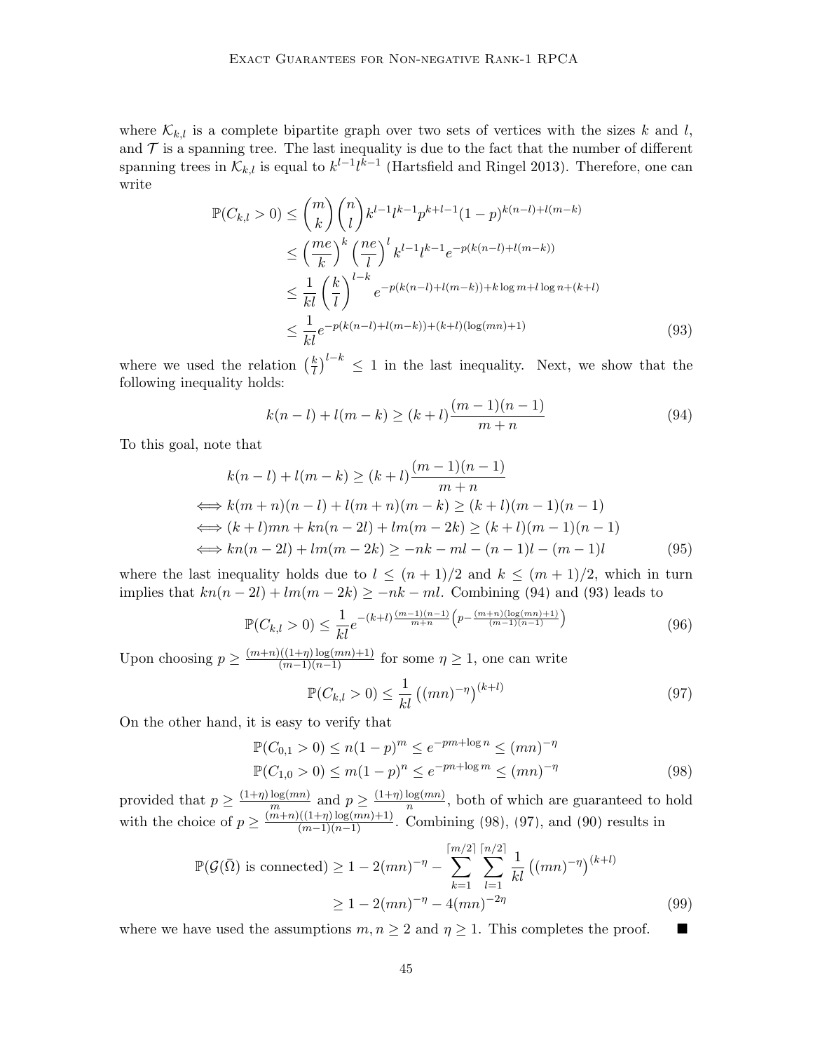where $\mathcal{K}_{k,l}$ is a complete bipartite graph over two sets of vertices with the sizes $k$ and $l$, and $\mathcal{T}$ is a spanning tree. The last inequality is due to the fact that the number of different spanning trees in $\mathcal{K}_{k,l}$ is equal to $k^{l-1}l^{k-1}$ (Hartsfield and Ringel 2013). Therefore, one can write

$$
\begin{aligned}
\mathbb{P}(C_{k,l} > 0) &\leq \binom{m}{k}\binom{n}{l} k^{l-1}l^{k-1}p^{k+l-1}(1-p)^{k(n-l)+l(m-k)} \\
&\leq \left(\frac{me}{k}\right)^k \left(\frac{ne}{l}\right)^l k^{l-1}l^{k-1}e^{-p(k(n-l)+l(m-k))} \\
&\leq \frac{1}{kl}\left(\frac{k}{l}\right)^{l-k} e^{-p(k(n-l)+l(m-k))+k\log m+l\log n+(k+l)} \\
&\leq \frac{1}{kl} e^{-p(k(n-l)+l(m-k))+(k+l)(\log(mn)+1)}
\end{aligned}
\tag{93}
$$

where we used the relation $\left(\frac{k}{l}\right)^{l-k} \leq 1$ in the last inequality. Next, we show that the following inequality holds:

$$
k(n-l)+l(m-k) \geq (k+l)\frac{(m-1)(n-1)}{m+n} \tag{94}
$$

To this goal, note that

$$
\begin{aligned}
& k(n-l)+l(m-k) \geq (k+l)\frac{(m-1)(n-1)}{m+n} \\
\iff & k(m+n)(n-l)+l(m+n)(m-k) \geq (k+l)(m-1)(n-1) \\
\iff & (k+l)mn + kn(n-2l)+lm(m-2k) \geq (k+l)(m-1)(n-1) \\
\iff & kn(n-2l)+lm(m-2k) \geq -nk-ml-(n-1)l-(m-1)l
\end{aligned}
\tag{95}
$$

where the last inequality holds due to $l \leq (n+1)/2$ and $k \leq (m+1)/2$, which in turn implies that $kn(n-2l)+lm(m-2k) \geq -nk-ml$. Combining (94) and (93) leads to

$$
\mathbb{P}(C_{k,l} > 0) \leq \frac{1}{kl} e^{-(k+l)\frac{(m-1)(n-1)}{m+n}\left(p-\frac{(m+n)(\log(mn)+1)}{(m-1)(n-1)}\right)} \tag{96}
$$

Upon choosing $p \geq \frac{(m+n)((1+\eta)\log(mn)+1)}{(m-1)(n-1)}$ for some $\eta \geq 1$, one can write

$$
\mathbb{P}(C_{k,l} > 0) \leq \frac{1}{kl}\left((mn)^{-\eta}\right)^{(k+l)} \tag{97}
$$

On the other hand, it is easy to verify that

$$
\begin{aligned}
\mathbb{P}(C_{0,1} > 0) &\leq n(1-p)^m \leq e^{-pm+\log n} \leq (mn)^{-\eta} \\
\mathbb{P}(C_{1,0} > 0) &\leq m(1-p)^n \leq e^{-pn+\log m} \leq (mn)^{-\eta}
\end{aligned}
\tag{98}
$$

provided that $p \geq \frac{(1+\eta)\log(mn)}{m}$ and $p \geq \frac{(1+\eta)\log(mn)}{n}$, both of which are guaranteed to hold with the choice of $p \geq \frac{(m+n)((1+\eta)\log(mn)+1)}{(m-1)(n-1)}$. Combining (98), (97), and (90) results in

$$
\begin{aligned}
\mathbb{P}(\mathcal{G}(\bar{\Omega}) \text{ is connected}) &\geq 1-2(mn)^{-\eta} - \sum_{k=1}^{\lceil m/2\rceil}\sum_{l=1}^{\lceil n/2\rceil} \frac{1}{kl}\left((mn)^{-\eta}\right)^{(k+l)} \\
&\geq 1-2(mn)^{-\eta}-4(mn)^{-2\eta}
\end{aligned}
\tag{99}
$$

where we have used the assumptions $m,n \geq 2$ and $\eta \geq 1$. This completes the proof. ■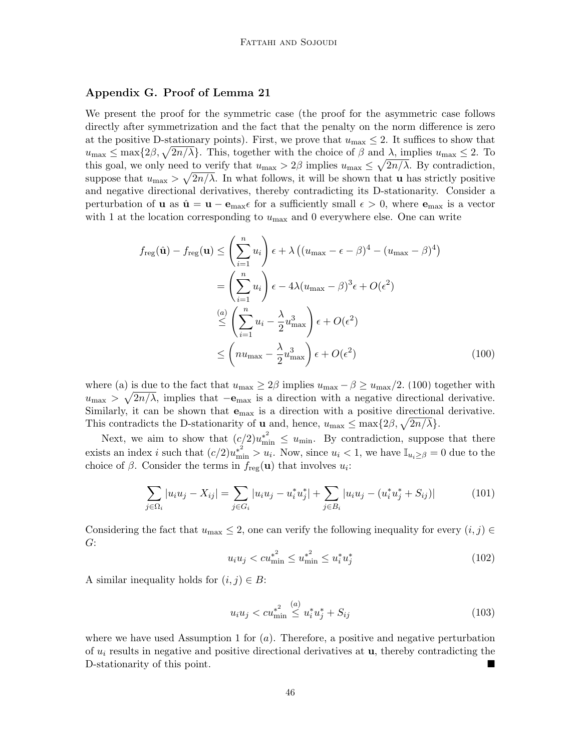## Appendix G. Proof of Lemma 21

We present the proof for the symmetric case (the proof for the asymmetric case follows directly after symmetrization and the fact that the penalty on the norm difference is zero at the positive D-stationary points). First, we prove that $u_{\max} \leq 2$. It suffices to show that $u_{\max} \leq \max\{2\beta, \sqrt{2n/\lambda}\}$. This, together with the choice of $\beta$ and $\lambda$, implies $u_{\max} \leq 2$. To this goal, we only need to verify that $u_{\max} > 2\beta$ implies $u_{\max} \leq \sqrt{2n/\lambda}$. By contradiction, suppose that $u_{\max} > \sqrt{2n/\lambda}$. In what follows, it will be shown that $\mathbf{u}$ has strictly positive and negative directional derivatives, thereby contradicting its D-stationarity. Consider a perturbation of $\mathbf{u}$ as $\hat{\mathbf{u}} = \mathbf{u} - \mathbf{e}_{\max}\epsilon$ for a sufficiently small $\epsilon > 0$, where $\mathbf{e}_{\max}$ is a vector with 1 at the location corresponding to $u_{\max}$ and 0 everywhere else. One can write

$$
\begin{aligned}
f_{\text{reg}}(\hat{\mathbf{u}}) - f_{\text{reg}}(\mathbf{u}) &\leq \left(\sum_{i=1}^{n} u_i\right)\epsilon + \lambda\left((u_{\max} - \epsilon - \beta)^4 - (u_{\max} - \beta)^4\right) \\
&= \left(\sum_{i=1}^{n} u_i\right)\epsilon - 4\lambda(u_{\max} - \beta)^3\epsilon + O(\epsilon^2) \\
&\overset{(a)}{\leq} \left(\sum_{i=1}^{n} u_i - \frac{\lambda}{2}u_{\max}^3\right)\epsilon + O(\epsilon^2) \\
&\leq \left(n u_{\max} - \frac{\lambda}{2}u_{\max}^3\right)\epsilon + O(\epsilon^2)
\end{aligned}
\tag{100}
$$

where (a) is due to the fact that $u_{\max} \geq 2\beta$ implies $u_{\max} - \beta \geq u_{\max}/2$. (100) together with $u_{\max} > \sqrt{2n/\lambda}$, implies that $-\mathbf{e}_{\max}$ is a direction with a negative directional derivative. Similarly, it can be shown that $\mathbf{e}_{\max}$ is a direction with a positive directional derivative. This contradicts the D-stationarity of $\mathbf{u}$ and, hence, $u_{\max} \leq \max\{2\beta, \sqrt{2n/\lambda}\}$.

Next, we aim to show that $(c/2)u_{\min}^{*^2} \leq u_{\min}$. By contradiction, suppose that there exists an index $i$ such that $(c/2)u_{\min}^{*^2} > u_i$. Now, since $u_i < 1$, we have $\mathbb{I}_{u_i \geq \beta} = 0$ due to the choice of $\beta$. Consider the terms in $f_{\text{reg}}(\mathbf{u})$ that involves $u_i$:

$$
\sum_{j \in \Omega_i} |u_i u_j - X_{ij}| = \sum_{j \in G_i} |u_i u_j - u_i^* u_j^*| + \sum_{j \in B_i} |u_i u_j - (u_i^* u_j^* + S_{ij})| \tag{101}
$$

Considering the fact that $u_{\max} \leq 2$, one can verify the following inequality for every $(i,j) \in G$:

$$
u_i u_j < c u_{\min}^{*^2} \leq u_{\min}^{*^2} \leq u_i^* u_j^* \tag{102}
$$

A similar inequality holds for $(i,j) \in B$:

$$
u_i u_j < c u_{\min}^{*^2} \overset{(a)}{\leq} u_i^* u_j^* + S_{ij} \tag{103}
$$

where we have used Assumption 1 for $(a)$. Therefore, a positive and negative perturbation of $u_i$ results in negative and positive directional derivatives at $\mathbf{u}$, thereby contradicting the D-stationarity of this point. ■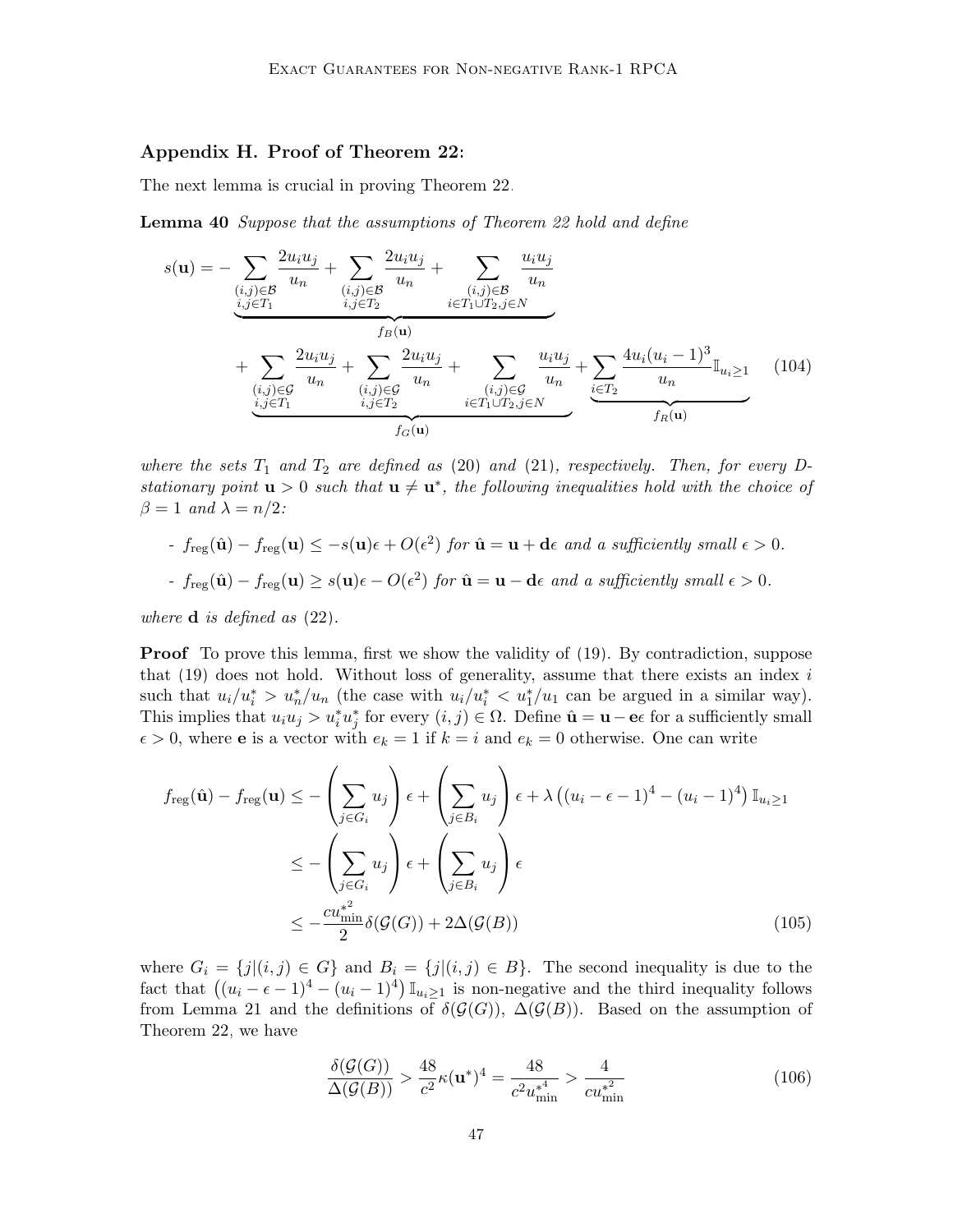## Appendix H. Proof of Theorem 22:

The next lemma is crucial in proving Theorem 22.

**Lemma 40** *Suppose that the assumptions of Theorem 22 hold and define*

$$
\begin{aligned}
s(\mathbf{u}) = & \underbrace{-\sum_{\substack{(i,j)\in\mathcal{B}\\ i,j\in T_1}} \frac{2u_iu_j}{u_n} + \sum_{\substack{(i,j)\in\mathcal{B}\\ i,j\in T_2}} \frac{2u_iu_j}{u_n} + \sum_{\substack{(i,j)\in\mathcal{B}\\ i\in T_1\cup T_2, j\in N}} \frac{u_iu_j}{u_n}}_{f_B(\mathbf{u})} \\
& + \underbrace{\sum_{\substack{(i,j)\in\mathcal{G}\\ i,j\in T_1}} \frac{2u_iu_j}{u_n} + \sum_{\substack{(i,j)\in\mathcal{G}\\ i,j\in T_2}} \frac{2u_iu_j}{u_n} + \sum_{\substack{(i,j)\in\mathcal{G}\\ i\in T_1\cup T_2, j\in N}} \frac{u_iu_j}{u_n}}_{f_G(\mathbf{u})} + \underbrace{\sum_{i\in T_2} \frac{4u_i(u_i-1)^3}{u_n}\mathbb{I}_{u_i\geq 1}}_{f_R(\mathbf{u})}
\end{aligned}
\tag{104}
$$

*where the sets $T_1$ and $T_2$ are defined as (20) and (21), respectively. Then, for every D-stationary point $\mathbf{u} > 0$ such that $\mathbf{u} \neq \mathbf{u}^*$, the following inequalities hold with the choice of $\beta = 1$ and $\lambda = n/2$:*

- *$f_{\text{reg}}(\hat{\mathbf{u}}) - f_{\text{reg}}(\mathbf{u}) \leq -s(\mathbf{u})\epsilon + O(\epsilon^2)$ for $\hat{\mathbf{u}} = \mathbf{u} + \mathbf{d}\epsilon$ and a sufficiently small $\epsilon > 0$.*
- *$f_{\text{reg}}(\hat{\mathbf{u}}) - f_{\text{reg}}(\mathbf{u}) \geq s(\mathbf{u})\epsilon - O(\epsilon^2)$ for $\hat{\mathbf{u}} = \mathbf{u} - \mathbf{d}\epsilon$ and a sufficiently small $\epsilon > 0$.*

*where $\mathbf{d}$ is defined as (22).*

**Proof** To prove this lemma, first we show the validity of (19). By contradiction, suppose that (19) does not hold. Without loss of generality, assume that there exists an index $i$ such that $u_i/u_i^* > u_n^*/u_n$ (the case with $u_i/u_i^* < u_1^*/u_1$ can be argued in a similar way). This implies that $u_iu_j > u_i^*u_j^*$ for every $(i,j)\in\Omega$. Define $\hat{\mathbf{u}} = \mathbf{u} - \mathbf{e}\epsilon$ for a sufficiently small $\epsilon > 0$, where $\mathbf{e}$ is a vector with $e_k = 1$ if $k = i$ and $e_k = 0$ otherwise. One can write

$$
\begin{aligned}
f_{\text{reg}}(\hat{\mathbf{u}}) - f_{\text{reg}}(\mathbf{u}) &\leq -\left(\sum_{j\in G_i} u_j\right)\epsilon + \left(\sum_{j\in B_i} u_j\right)\epsilon + \lambda\left((u_i-\epsilon-1)^4 - (u_i-1)^4\right)\mathbb{I}_{u_i\geq 1} \\
&\leq -\left(\sum_{j\in G_i} u_j\right)\epsilon + \left(\sum_{j\in B_i} u_j\right)\epsilon \\
&\leq -\frac{c{u^*_{\min}}^2}{2}\delta(\mathcal{G}(G)) + 2\Delta(\mathcal{G}(B))
\end{aligned}
\tag{105}
$$

where $G_i = \{j|(i,j)\in G\}$ and $B_i = \{j|(i,j)\in B\}$. The second inequality is due to the fact that $\left((u_i-\epsilon-1)^4 - (u_i-1)^4\right)\mathbb{I}_{u_i\geq 1}$ is non-negative and the third inequality follows from Lemma 21 and the definitions of $\delta(\mathcal{G}(G))$, $\Delta(\mathcal{G}(B))$. Based on the assumption of Theorem 22, we have

$$
\frac{\delta(\mathcal{G}(G))}{\Delta(\mathcal{G}(B))} > \frac{48}{c^2}\kappa(\mathbf{u}^*)^4 = \frac{48}{c^2{u^*_{\min}}^4} > \frac{4}{c{u^*_{\min}}^2}
\tag{106}
$$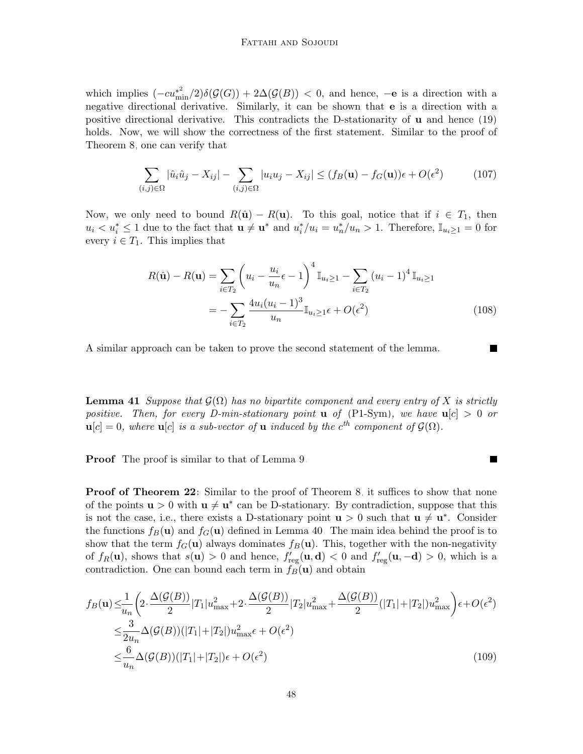which implies $(-cu_{\min}^{*2}/2)\delta(\mathcal{G}(G)) + 2\Delta(\mathcal{G}(B)) < 0$, and hence, $-\mathbf{e}$ is a direction with a negative directional derivative. Similarly, it can be shown that $\mathbf{e}$ is a direction with a positive directional derivative. This contradicts the D-stationarity of $\mathbf{u}$ and hence (19) holds. Now, we will show the correctness of the first statement. Similar to the proof of Theorem 8, one can verify that

$$\sum_{(i,j)\in\Omega} |\hat{u}_i\hat{u}_j - X_{ij}| - \sum_{(i,j)\in\Omega} |u_iu_j - X_{ij}| \leq (f_B(\mathbf{u}) - f_G(\mathbf{u}))\epsilon + O(\epsilon^2) \tag{107}$$

Now, we only need to bound $R(\hat{\mathbf{u}}) - R(\mathbf{u})$. To this goal, notice that if $i \in T_1$, then $u_i < u_i^* \leq 1$ due to the fact that $\mathbf{u} \neq \mathbf{u}^*$ and $u_i^*/u_i = u_n^*/u_n > 1$. Therefore, $\mathbb{I}_{u_i \geq 1} = 0$ for every $i \in T_1$. This implies that

$$\begin{aligned}
R(\hat{\mathbf{u}}) - R(\mathbf{u}) &= \sum_{i\in T_2} \left(u_i - \frac{u_i}{u_n}\epsilon - 1\right)^4 \mathbb{I}_{u_i\geq 1} - \sum_{i\in T_2} (u_i - 1)^4 \mathbb{I}_{u_i\geq 1} \\
&= -\sum_{i\in T_2} \frac{4u_i(u_i-1)^3}{u_n}\mathbb{I}_{u_i\geq 1}\epsilon + O(\epsilon^2)
\end{aligned} \tag{108}$$

A similar approach can be taken to prove the second statement of the lemma. ∎

**Lemma 41** *Suppose that $\mathcal{G}(\Omega)$ has no bipartite component and every entry of $X$ is strictly positive. Then, for every D-min-stationary point $\mathbf{u}$ of* (P1-Sym)*, we have $\mathbf{u}[c] > 0$ or $\mathbf{u}[c] = 0$, where $\mathbf{u}[c]$ is a sub-vector of $\mathbf{u}$ induced by the $c^{th}$ component of $\mathcal{G}(\Omega)$.*

**Proof** The proof is similar to that of Lemma 9. ∎

**Proof of Theorem 22:** Similar to the proof of Theorem 8, it suffices to show that none of the points $\mathbf{u} > 0$ with $\mathbf{u} \neq \mathbf{u}^*$ can be D-stationary. By contradiction, suppose that this is not the case, i.e., there exists a D-stationary point $\mathbf{u} > 0$ such that $\mathbf{u} \neq \mathbf{u}^*$. Consider the functions $f_B(\mathbf{u})$ and $f_G(\mathbf{u})$ defined in Lemma 40. The main idea behind the proof is to show that the term $f_G(\mathbf{u})$ always dominates $f_B(\mathbf{u})$. This, together with the non-negativity of $f_R(\mathbf{u})$, shows that $s(\mathbf{u}) > 0$ and hence, $f'_{\text{reg}}(\mathbf{u}, \mathbf{d}) < 0$ and $f'_{\text{reg}}(\mathbf{u}, -\mathbf{d}) > 0$, which is a contradiction. One can bound each term in $f_B(\mathbf{u})$ and obtain

$$\begin{aligned}
f_B(\mathbf{u}) &\leq \frac{1}{u_n}\left(2\cdot\frac{\Delta(\mathcal{G}(B))}{2}|T_1|u_{\max}^2 + 2\cdot\frac{\Delta(\mathcal{G}(B))}{2}|T_2|u_{\max}^2 + \frac{\Delta(\mathcal{G}(B))}{2}(|T_1|+|T_2|)u_{\max}^2\right)\epsilon + O(\epsilon^2) \\
&\leq \frac{3}{2u_n}\Delta(\mathcal{G}(B))(|T_1|+|T_2|)u_{\max}^2\epsilon + O(\epsilon^2) \\
&\leq \frac{6}{u_n}\Delta(\mathcal{G}(B))(|T_1|+|T_2|)\epsilon + O(\epsilon^2)
\end{aligned} \tag{109}$$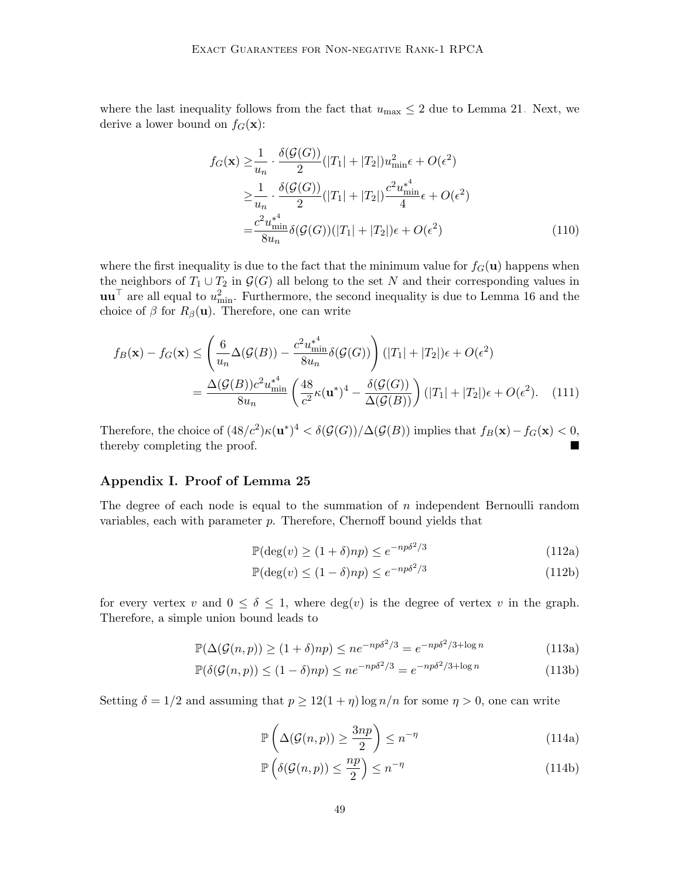where the last inequality follows from the fact that $u_{\max} \leq 2$ due to Lemma 21. Next, we derive a lower bound on $f_G(\mathbf{x})$:

$$
\begin{aligned}
f_G(\mathbf{x}) \geq& \frac{1}{u_n} \cdot \frac{\delta(\mathcal{G}(G))}{2}(|T_1| + |T_2|)u_{\min}^2 \epsilon + O(\epsilon^2) \\
\geq& \frac{1}{u_n} \cdot \frac{\delta(\mathcal{G}(G))}{2}(|T_1| + |T_2|)\frac{c^2 {u_{\min}^*}^4}{4}\epsilon + O(\epsilon^2) \\
=& \frac{c^2 {u_{\min}^*}^4}{8u_n}\delta(\mathcal{G}(G))(|T_1| + |T_2|)\epsilon + O(\epsilon^2)
\end{aligned}
\tag{110}
$$

where the first inequality is due to the fact that the minimum value for $f_G(\mathbf{u})$ happens when the neighbors of $T_1 \cup T_2$ in $\mathcal{G}(G)$ all belong to the set $N$ and their corresponding values in $\mathbf{u}\mathbf{u}^\top$ are all equal to $u_{\min}^2$. Furthermore, the second inequality is due to Lemma 16 and the choice of $\beta$ for $R_\beta(\mathbf{u})$. Therefore, one can write

$$
\begin{aligned}
f_B(\mathbf{x}) - f_G(\mathbf{x}) &\leq \left(\frac{6}{u_n}\Delta(\mathcal{G}(B)) - \frac{c^2 {u_{\min}^*}^4}{8u_n}\delta(\mathcal{G}(G))\right)(|T_1| + |T_2|)\epsilon + O(\epsilon^2) \\
&= \frac{\Delta(\mathcal{G}(B))c^2 {u_{\min}^*}^4}{8u_n}\left(\frac{48}{c^2}\kappa(\mathbf{u}^*)^4 - \frac{\delta(\mathcal{G}(G))}{\Delta(\mathcal{G}(B))}\right)(|T_1| + |T_2|)\epsilon + O(\epsilon^2).
\end{aligned}
\tag{111}
$$

Therefore, the choice of $(48/c^2)\kappa(\mathbf{u}^*)^4 < \delta(\mathcal{G}(G))/\Delta(\mathcal{G}(B))$ implies that $f_B(\mathbf{x}) - f_G(\mathbf{x}) < 0$, thereby completing the proof. ■

## Appendix I. Proof of Lemma 25

The degree of each node is equal to the summation of $n$ independent Bernoulli random variables, each with parameter $p$. Therefore, Chernoff bound yields that

$$
\mathbb{P}(\deg(v) \geq (1+\delta)np) \leq e^{-np\delta^2/3} \tag{112a}
$$

$$
\mathbb{P}(\deg(v) \leq (1-\delta)np) \leq e^{-np\delta^2/3} \tag{112b}
$$

for every vertex $v$ and $0 \leq \delta \leq 1$, where $\deg(v)$ is the degree of vertex $v$ in the graph. Therefore, a simple union bound leads to

$$
\mathbb{P}(\Delta(\mathcal{G}(n,p)) \geq (1+\delta)np) \leq ne^{-np\delta^2/3} = e^{-np\delta^2/3 + \log n} \tag{113a}
$$

$$
\mathbb{P}(\delta(\mathcal{G}(n,p)) \leq (1-\delta)np) \leq ne^{-np\delta^2/3} = e^{-np\delta^2/3 + \log n} \tag{113b}
$$

Setting $\delta = 1/2$ and assuming that $p \geq 12(1+\eta)\log n/n$ for some $\eta > 0$, one can write

$$
\mathbb{P}\left(\Delta(\mathcal{G}(n,p)) \geq \frac{3np}{2}\right) \leq n^{-\eta} \tag{114a}
$$

$$
\mathbb{P}\left(\delta(\mathcal{G}(n,p)) \leq \frac{np}{2}\right) \leq n^{-\eta} \tag{114b}
$$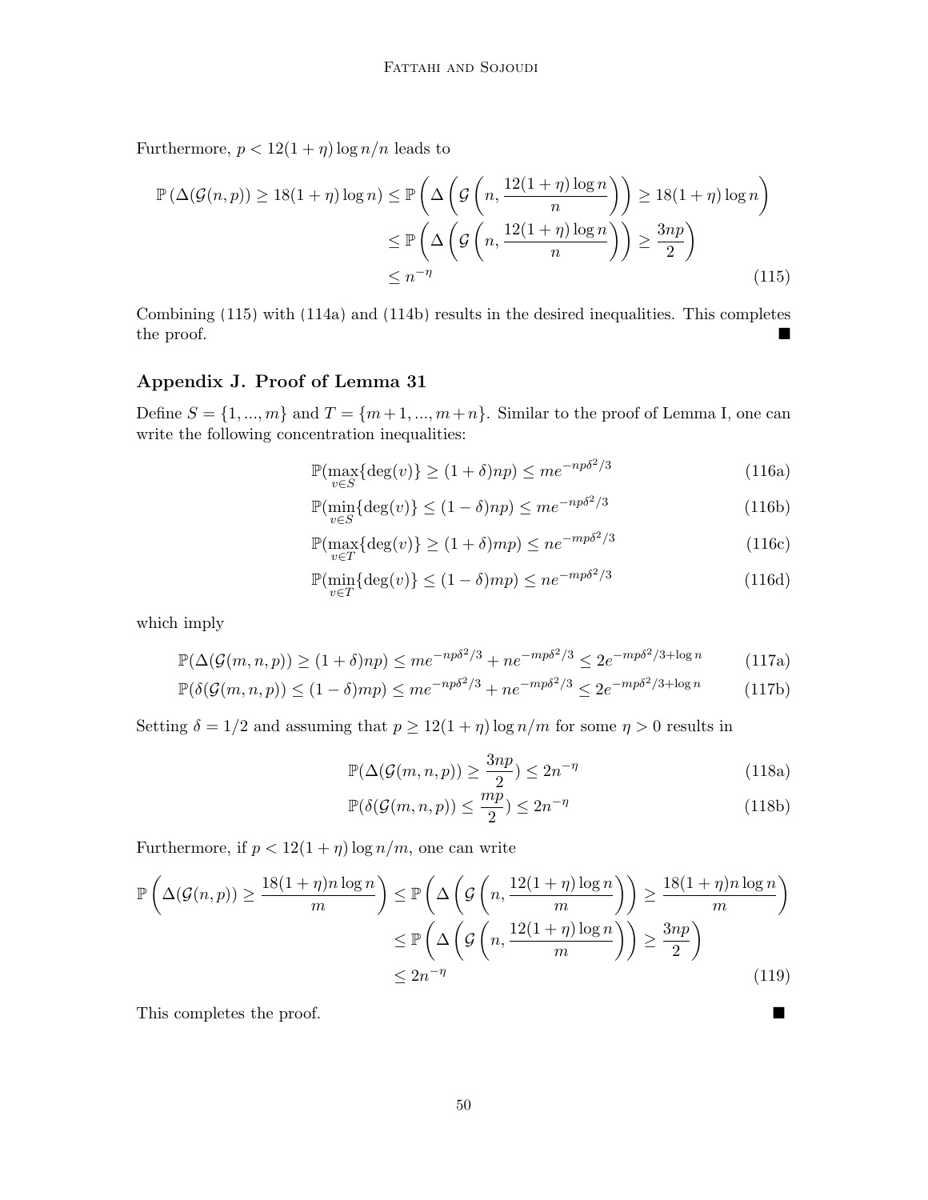Furthermore, $p < 12(1+\eta)\log n/n$ leads to

$$
\begin{aligned}
\mathbb{P}\left(\Delta(\mathcal{G}(n,p)) \geq 18(1+\eta)\log n\right) &\leq \mathbb{P}\left(\Delta\left(\mathcal{G}\left(n, \frac{12(1+\eta)\log n}{n}\right)\right) \geq 18(1+\eta)\log n\right) \\
&\leq \mathbb{P}\left(\Delta\left(\mathcal{G}\left(n, \frac{12(1+\eta)\log n}{n}\right)\right) \geq \frac{3np}{2}\right) \\
&\leq n^{-\eta}
\end{aligned}
\tag{115}
$$

Combining (115) with (114a) and (114b) results in the desired inequalities. This completes the proof. ∎

## Appendix J. Proof of Lemma 31

Define $S = \{1, ..., m\}$ and $T = \{m+1, ..., m+n\}$. Similar to the proof of Lemma I, one can write the following concentration inequalities:

$$
\mathbb{P}(\max_{v\in S}\{\deg(v)\} \geq (1+\delta)np) \leq me^{-np\delta^2/3} \tag{116a}
$$

$$
\mathbb{P}(\min_{v\in S}\{\deg(v)\} \leq (1-\delta)np) \leq me^{-np\delta^2/3} \tag{116b}
$$

$$
\mathbb{P}(\max_{v\in T}\{\deg(v)\} \geq (1+\delta)mp) \leq ne^{-mp\delta^2/3} \tag{116c}
$$

$$
\mathbb{P}(\min_{v\in T}\{\deg(v)\} \leq (1-\delta)mp) \leq ne^{-mp\delta^2/3} \tag{116d}
$$

which imply

$$
\mathbb{P}(\Delta(\mathcal{G}(m,n,p)) \geq (1+\delta)np) \leq me^{-np\delta^2/3} + ne^{-mp\delta^2/3} \leq 2e^{-mp\delta^2/3+\log n} \tag{117a}
$$

$$
\mathbb{P}(\delta(\mathcal{G}(m,n,p)) \leq (1-\delta)mp) \leq me^{-np\delta^2/3} + ne^{-mp\delta^2/3} \leq 2e^{-mp\delta^2/3+\log n} \tag{117b}
$$

Setting $\delta = 1/2$ and assuming that $p \geq 12(1+\eta)\log n/m$ for some $\eta > 0$ results in

$$
\mathbb{P}(\Delta(\mathcal{G}(m,n,p)) \geq \frac{3np}{2}) \leq 2n^{-\eta} \tag{118a}
$$

$$
\mathbb{P}(\delta(\mathcal{G}(m,n,p)) \leq \frac{mp}{2}) \leq 2n^{-\eta} \tag{118b}
$$

Furthermore, if $p < 12(1+\eta)\log n/m$, one can write

$$
\begin{aligned}
\mathbb{P}\left(\Delta(\mathcal{G}(n,p)) \geq \frac{18(1+\eta)n\log n}{m}\right) &\leq \mathbb{P}\left(\Delta\left(\mathcal{G}\left(n, \frac{12(1+\eta)\log n}{m}\right)\right) \geq \frac{18(1+\eta)n\log n}{m}\right) \\
&\leq \mathbb{P}\left(\Delta\left(\mathcal{G}\left(n, \frac{12(1+\eta)\log n}{m}\right)\right) \geq \frac{3np}{2}\right) \\
&\leq 2n^{-\eta}
\end{aligned}
\tag{119}
$$

This completes the proof. ∎